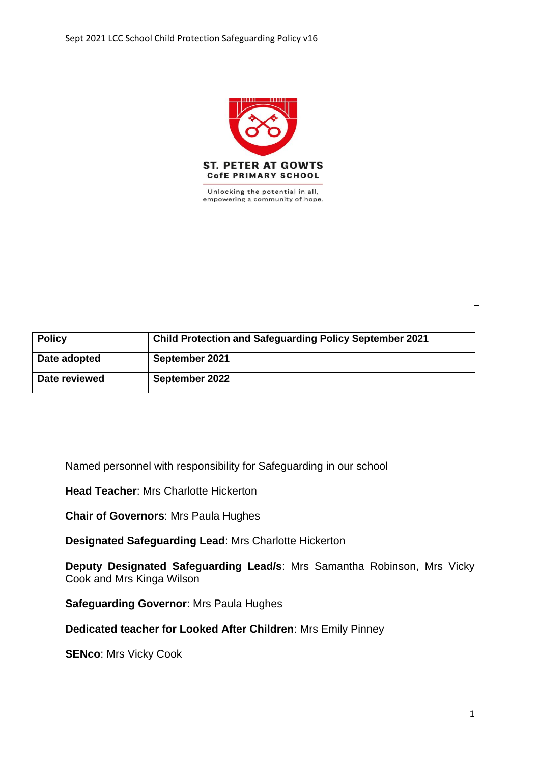**ST. PETER AT GOWTS**
**CofE PRIMARY SCHOOL**

Unlocking the potential in all, empowering a community of hope.

| Policy | Child Protection and Safeguarding Policy September 2021 |
| --- | --- |
| Date adopted | September 2021 |
| Date reviewed | September 2022 |

Named personnel with responsibility for Safeguarding in our school

**Head Teacher**: Mrs Charlotte Hickerton

**Chair of Governors**: Mrs Paula Hughes

**Designated Safeguarding Lead**: Mrs Charlotte Hickerton

**Deputy Designated Safeguarding Lead/s**: Mrs Samantha Robinson, Mrs Vicky Cook and Mrs Kinga Wilson

**Safeguarding Governor**: Mrs Paula Hughes

**Dedicated teacher for Looked After Children**: Mrs Emily Pinney

**SENco**: Mrs Vicky Cook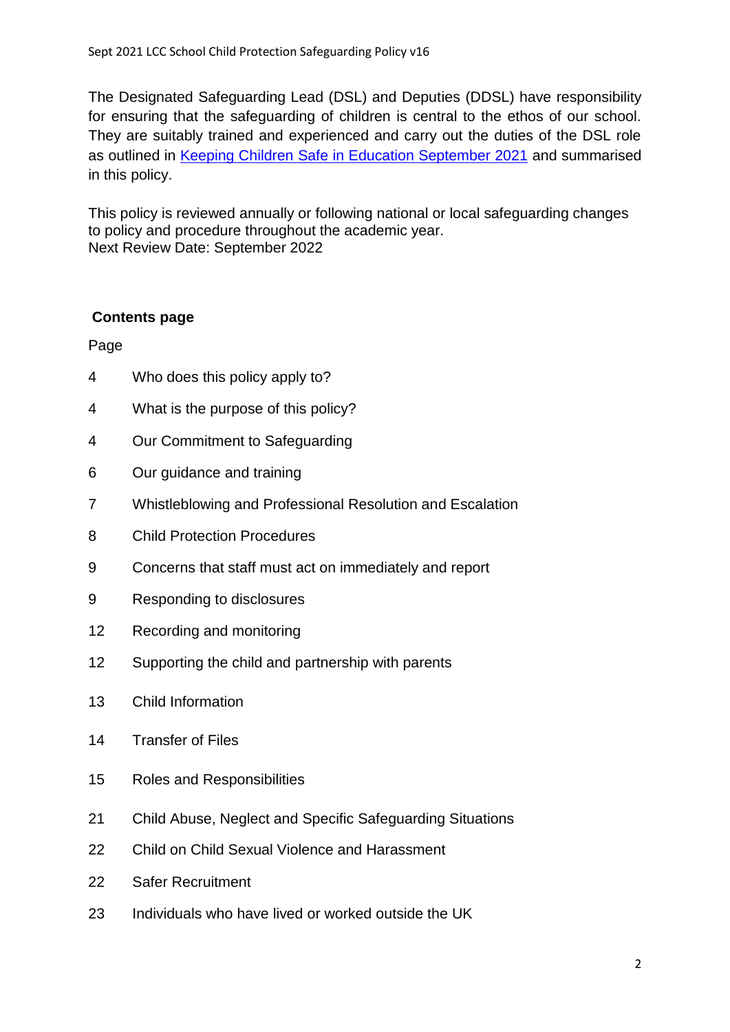The Designated Safeguarding Lead (DSL) and Deputies (DDSL) have responsibility for ensuring that the safeguarding of children is central to the ethos of our school. They are suitably trained and experienced and carry out the duties of the DSL role as outlined in [Keeping Children Safe in Education September 2021]() and summarised in this policy.

This policy is reviewed annually or following national or local safeguarding changes to policy and procedure throughout the academic year.
Next Review Date: September 2022

## Contents page

| Page | |
|---|---|
| 4 | Who does this policy apply to? |
| 4 | What is the purpose of this policy? |
| 4 | Our Commitment to Safeguarding |
| 6 | Our guidance and training |
| 7 | Whistleblowing and Professional Resolution and Escalation |
| 8 | Child Protection Procedures |
| 9 | Concerns that staff must act on immediately and report |
| 9 | Responding to disclosures |
| 12 | Recording and monitoring |
| 12 | Supporting the child and partnership with parents |
| 13 | Child Information |
| 14 | Transfer of Files |
| 15 | Roles and Responsibilities |
| 21 | Child Abuse, Neglect and Specific Safeguarding Situations |
| 22 | Child on Child Sexual Violence and Harassment |
| 22 | Safer Recruitment |
| 23 | Individuals who have lived or worked outside the UK |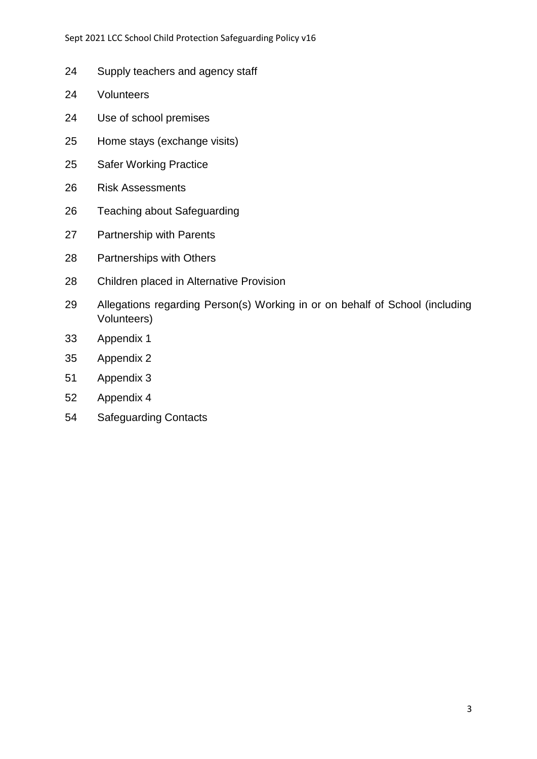24 Supply teachers and agency staff

24 Volunteers

24 Use of school premises

25 Home stays (exchange visits)

25 Safer Working Practice

26 Risk Assessments

26 Teaching about Safeguarding

27 Partnership with Parents

28 Partnerships with Others

28 Children placed in Alternative Provision

29 Allegations regarding Person(s) Working in or on behalf of School (including Volunteers)

33 Appendix 1

35 Appendix 2

51 Appendix 3

52 Appendix 4

54 Safeguarding Contacts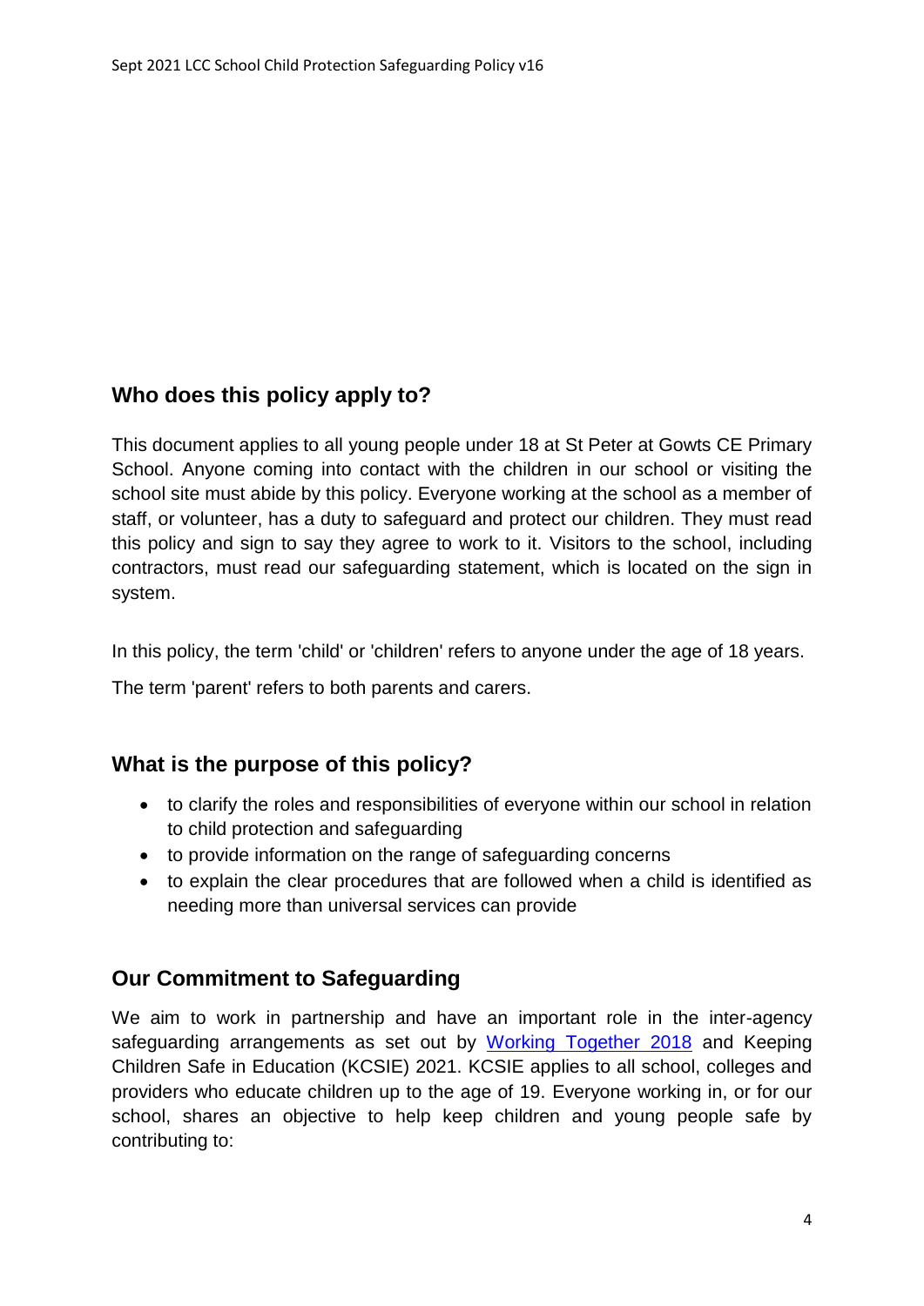## Who does this policy apply to?

This document applies to all young people under 18 at St Peter at Gowts CE Primary School. Anyone coming into contact with the children in our school or visiting the school site must abide by this policy. Everyone working at the school as a member of staff, or volunteer, has a duty to safeguard and protect our children. They must read this policy and sign to say they agree to work to it. Visitors to the school, including contractors, must read our safeguarding statement, which is located on the sign in system.

In this policy, the term 'child' or 'children' refers to anyone under the age of 18 years.

The term 'parent' refers to both parents and carers.

## What is the purpose of this policy?

- to clarify the roles and responsibilities of everyone within our school in relation to child protection and safeguarding
- to provide information on the range of safeguarding concerns
- to explain the clear procedures that are followed when a child is identified as needing more than universal services can provide

## Our Commitment to Safeguarding

We aim to work in partnership and have an important role in the inter-agency safeguarding arrangements as set out by Working Together 2018 and Keeping Children Safe in Education (KCSIE) 2021. KCSIE applies to all school, colleges and providers who educate children up to the age of 19. Everyone working in, or for our school, shares an objective to help keep children and young people safe by contributing to: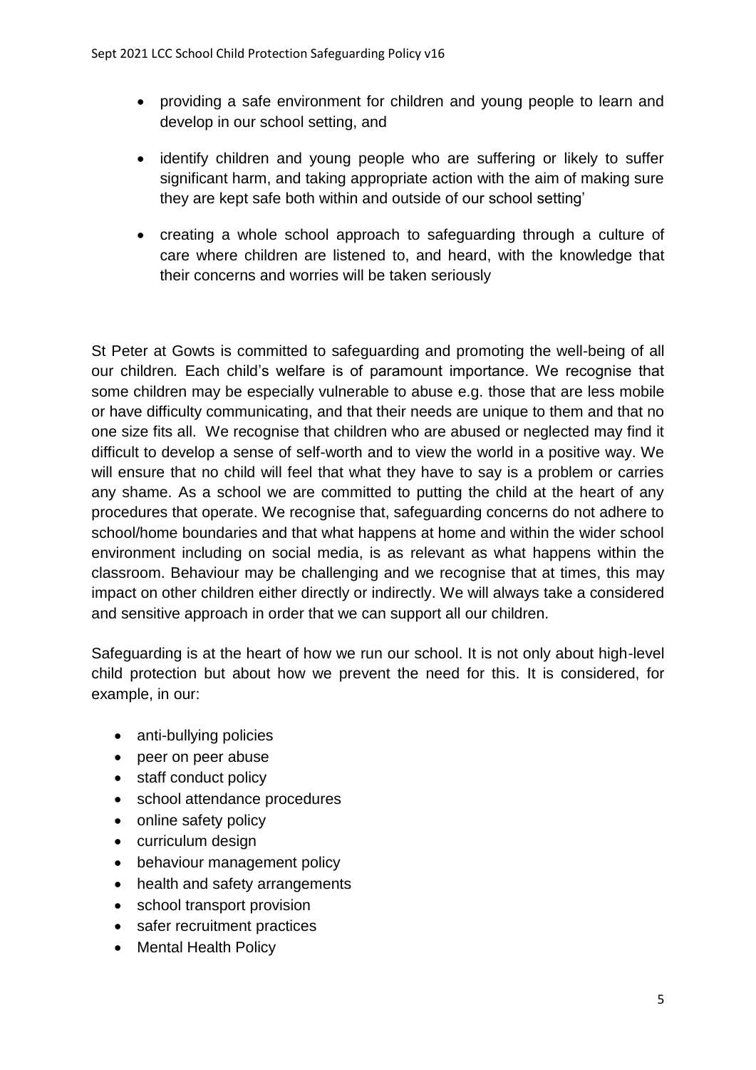- providing a safe environment for children and young people to learn and develop in our school setting, and
- identify children and young people who are suffering or likely to suffer significant harm, and taking appropriate action with the aim of making sure they are kept safe both within and outside of our school setting'
- creating a whole school approach to safeguarding through a culture of care where children are listened to, and heard, with the knowledge that their concerns and worries will be taken seriously

St Peter at Gowts is committed to safeguarding and promoting the well-being of all our children*.* Each child's welfare is of paramount importance. We recognise that some children may be especially vulnerable to abuse e.g. those that are less mobile or have difficulty communicating, and that their needs are unique to them and that no one size fits all. We recognise that children who are abused or neglected may find it difficult to develop a sense of self-worth and to view the world in a positive way. We will ensure that no child will feel that what they have to say is a problem or carries any shame. As a school we are committed to putting the child at the heart of any procedures that operate. We recognise that, safeguarding concerns do not adhere to school/home boundaries and that what happens at home and within the wider school environment including on social media, is as relevant as what happens within the classroom. Behaviour may be challenging and we recognise that at times, this may impact on other children either directly or indirectly. We will always take a considered and sensitive approach in order that we can support all our children.

Safeguarding is at the heart of how we run our school. It is not only about high-level child protection but about how we prevent the need for this. It is considered, for example, in our:

- anti-bullying policies
- peer on peer abuse
- staff conduct policy
- school attendance procedures
- online safety policy
- curriculum design
- behaviour management policy
- health and safety arrangements
- school transport provision
- safer recruitment practices
- Mental Health Policy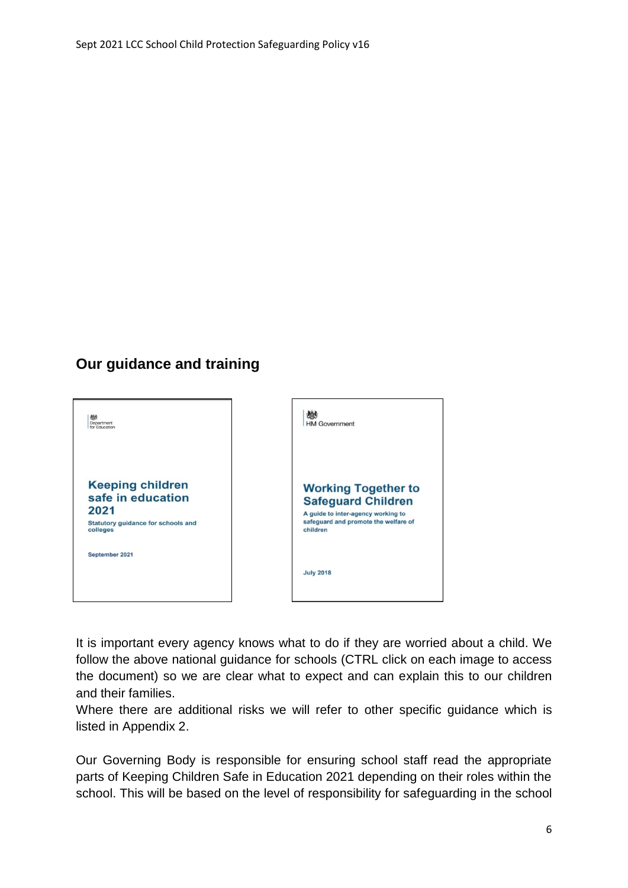## Our guidance and training

Department for Education

**Keeping children safe in education 2021**

Statutory guidance for schools and colleges

September 2021

HM Government

**Working Together to Safeguard Children**

A guide to inter-agency working to safeguard and promote the welfare of children

July 2018

It is important every agency knows what to do if they are worried about a child. We follow the above national guidance for schools (CTRL click on each image to access the document) so we are clear what to expect and can explain this to our children and their families.
Where there are additional risks we will refer to other specific guidance which is listed in Appendix 2.

Our Governing Body is responsible for ensuring school staff read the appropriate parts of Keeping Children Safe in Education 2021 depending on their roles within the school. This will be based on the level of responsibility for safeguarding in the school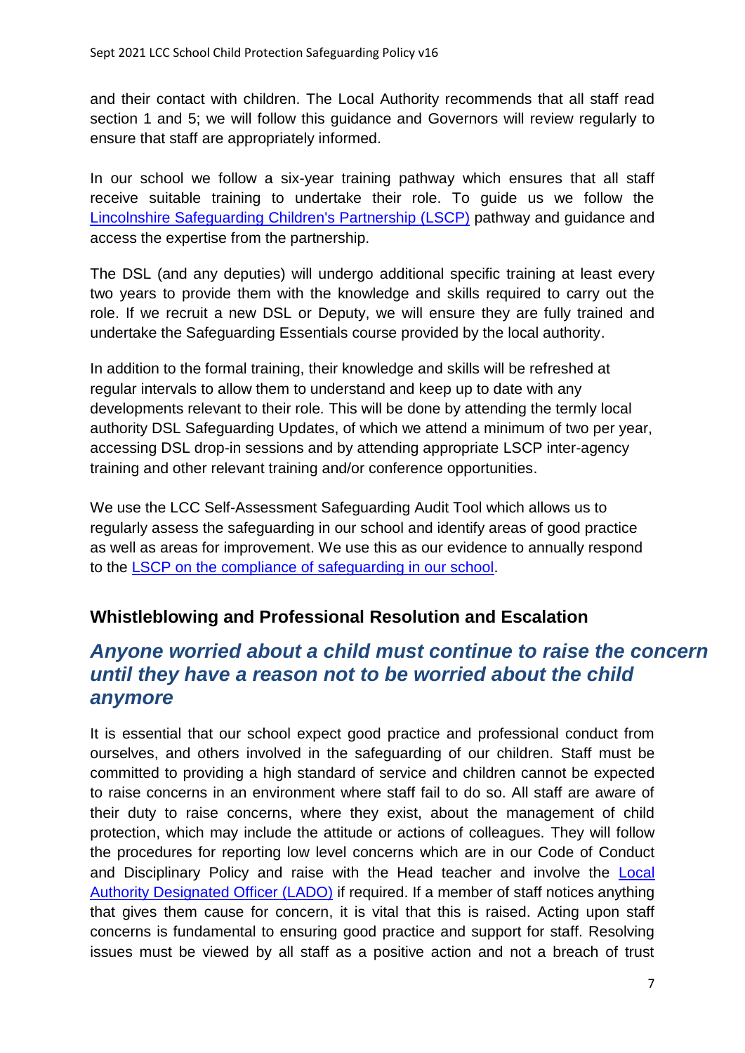and their contact with children. The Local Authority recommends that all staff read section 1 and 5; we will follow this guidance and Governors will review regularly to ensure that staff are appropriately informed.

In our school we follow a six-year training pathway which ensures that all staff receive suitable training to undertake their role. To guide us we follow the [Lincolnshire Safeguarding Children's Partnership (LSCP)](#) pathway and guidance and access the expertise from the partnership.

The DSL (and any deputies) will undergo additional specific training at least every two years to provide them with the knowledge and skills required to carry out the role. If we recruit a new DSL or Deputy, we will ensure they are fully trained and undertake the Safeguarding Essentials course provided by the local authority.

In addition to the formal training, their knowledge and skills will be refreshed at regular intervals to allow them to understand and keep up to date with any developments relevant to their role. This will be done by attending the termly local authority DSL Safeguarding Updates, of which we attend a minimum of two per year, accessing DSL drop-in sessions and by attending appropriate LSCP inter-agency training and other relevant training and/or conference opportunities.

We use the LCC Self-Assessment Safeguarding Audit Tool which allows us to regularly assess the safeguarding in our school and identify areas of good practice as well as areas for improvement. We use this as our evidence to annually respond to the [LSCP on the compliance of safeguarding in our school](#).

## Whistleblowing and Professional Resolution and Escalation

### *Anyone worried about a child must continue to raise the concern until they have a reason not to be worried about the child anymore*

It is essential that our school expect good practice and professional conduct from ourselves, and others involved in the safeguarding of our children. Staff must be committed to providing a high standard of service and children cannot be expected to raise concerns in an environment where staff fail to do so. All staff are aware of their duty to raise concerns, where they exist, about the management of child protection, which may include the attitude or actions of colleagues. They will follow the procedures for reporting low level concerns which are in our Code of Conduct and Disciplinary Policy and raise with the Head teacher and involve the [Local Authority Designated Officer (LADO)](#) if required. If a member of staff notices anything that gives them cause for concern, it is vital that this is raised. Acting upon staff concerns is fundamental to ensuring good practice and support for staff. Resolving issues must be viewed by all staff as a positive action and not a breach of trust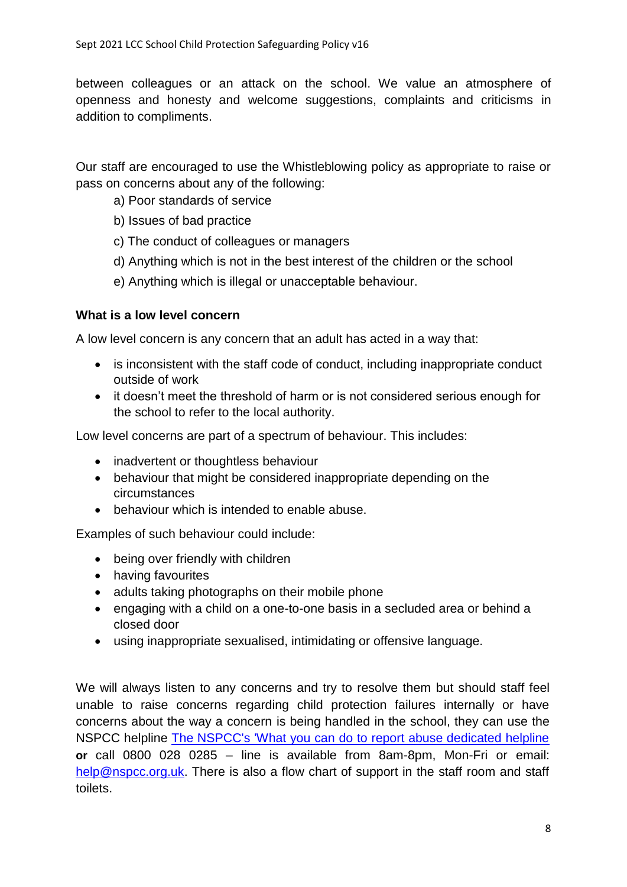between colleagues or an attack on the school. We value an atmosphere of openness and honesty and welcome suggestions, complaints and criticisms in addition to compliments.

Our staff are encouraged to use the Whistleblowing policy as appropriate to raise or pass on concerns about any of the following:

a) Poor standards of service
b) Issues of bad practice
c) The conduct of colleagues or managers
d) Anything which is not in the best interest of the children or the school
e) Anything which is illegal or unacceptable behaviour.

**What is a low level concern**

A low level concern is any concern that an adult has acted in a way that:

- is inconsistent with the staff code of conduct, including inappropriate conduct outside of work
- it doesn't meet the threshold of harm or is not considered serious enough for the school to refer to the local authority.

Low level concerns are part of a spectrum of behaviour. This includes:

- inadvertent or thoughtless behaviour
- behaviour that might be considered inappropriate depending on the circumstances
- behaviour which is intended to enable abuse.

Examples of such behaviour could include:

- being over friendly with children
- having favourites
- adults taking photographs on their mobile phone
- engaging with a child on a one-to-one basis in a secluded area or behind a closed door
- using inappropriate sexualised, intimidating or offensive language.

We will always listen to any concerns and try to resolve them but should staff feel unable to raise concerns regarding child protection failures internally or have concerns about the way a concern is being handled in the school, they can use the NSPCC helpline [The NSPCC's 'What you can do to report abuse dedicated helpline]() **or** call 0800 028 0285 – line is available from 8am-8pm, Mon-Fri or email: [help@nspcc.org.uk](mailto:help@nspcc.org.uk). There is also a flow chart of support in the staff room and staff toilets.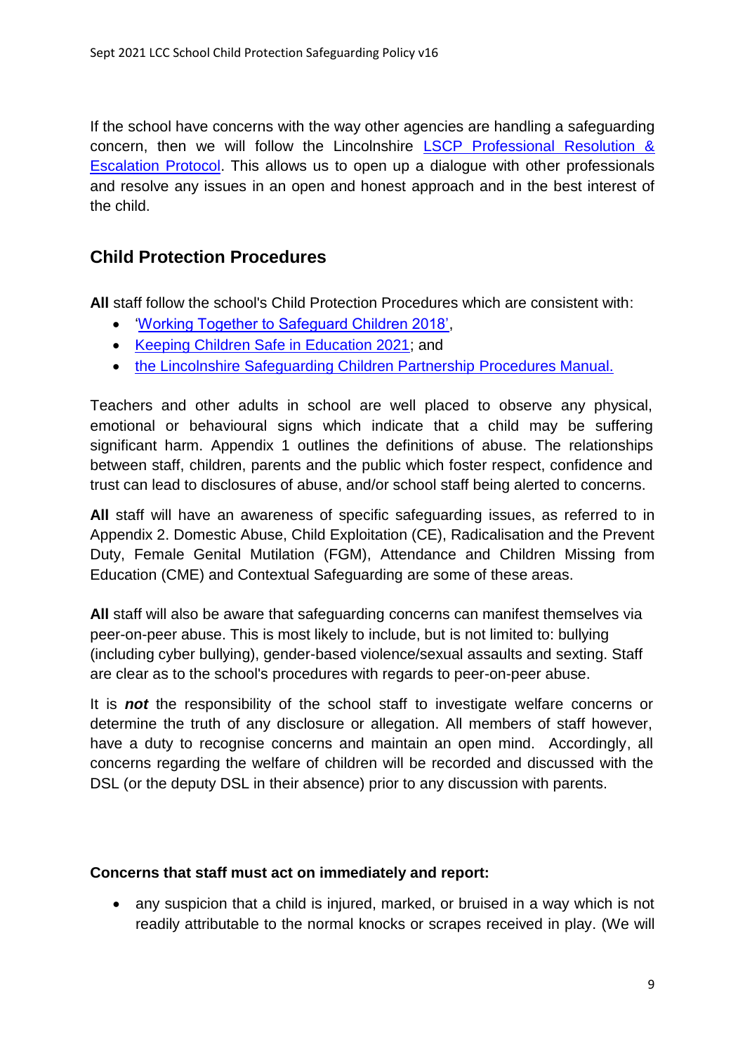If the school have concerns with the way other agencies are handling a safeguarding concern, then we will follow the Lincolnshire LSCP Professional Resolution & Escalation Protocol. This allows us to open up a dialogue with other professionals and resolve any issues in an open and honest approach and in the best interest of the child.

## Child Protection Procedures

**All** staff follow the school's Child Protection Procedures which are consistent with:

- 'Working Together to Safeguard Children 2018',
- Keeping Children Safe in Education 2021; and
- the Lincolnshire Safeguarding Children Partnership Procedures Manual.

Teachers and other adults in school are well placed to observe any physical, emotional or behavioural signs which indicate that a child may be suffering significant harm. Appendix 1 outlines the definitions of abuse. The relationships between staff, children, parents and the public which foster respect, confidence and trust can lead to disclosures of abuse, and/or school staff being alerted to concerns.

**All** staff will have an awareness of specific safeguarding issues, as referred to in Appendix 2. Domestic Abuse, Child Exploitation (CE), Radicalisation and the Prevent Duty, Female Genital Mutilation (FGM), Attendance and Children Missing from Education (CME) and Contextual Safeguarding are some of these areas.

**All** staff will also be aware that safeguarding concerns can manifest themselves via peer-on-peer abuse. This is most likely to include, but is not limited to: bullying (including cyber bullying), gender-based violence/sexual assaults and sexting. Staff are clear as to the school's procedures with regards to peer-on-peer abuse.

It is ***not*** the responsibility of the school staff to investigate welfare concerns or determine the truth of any disclosure or allegation. All members of staff however, have a duty to recognise concerns and maintain an open mind. Accordingly, all concerns regarding the welfare of children will be recorded and discussed with the DSL (or the deputy DSL in their absence) prior to any discussion with parents.

**Concerns that staff must act on immediately and report:**

- any suspicion that a child is injured, marked, or bruised in a way which is not readily attributable to the normal knocks or scrapes received in play. (We will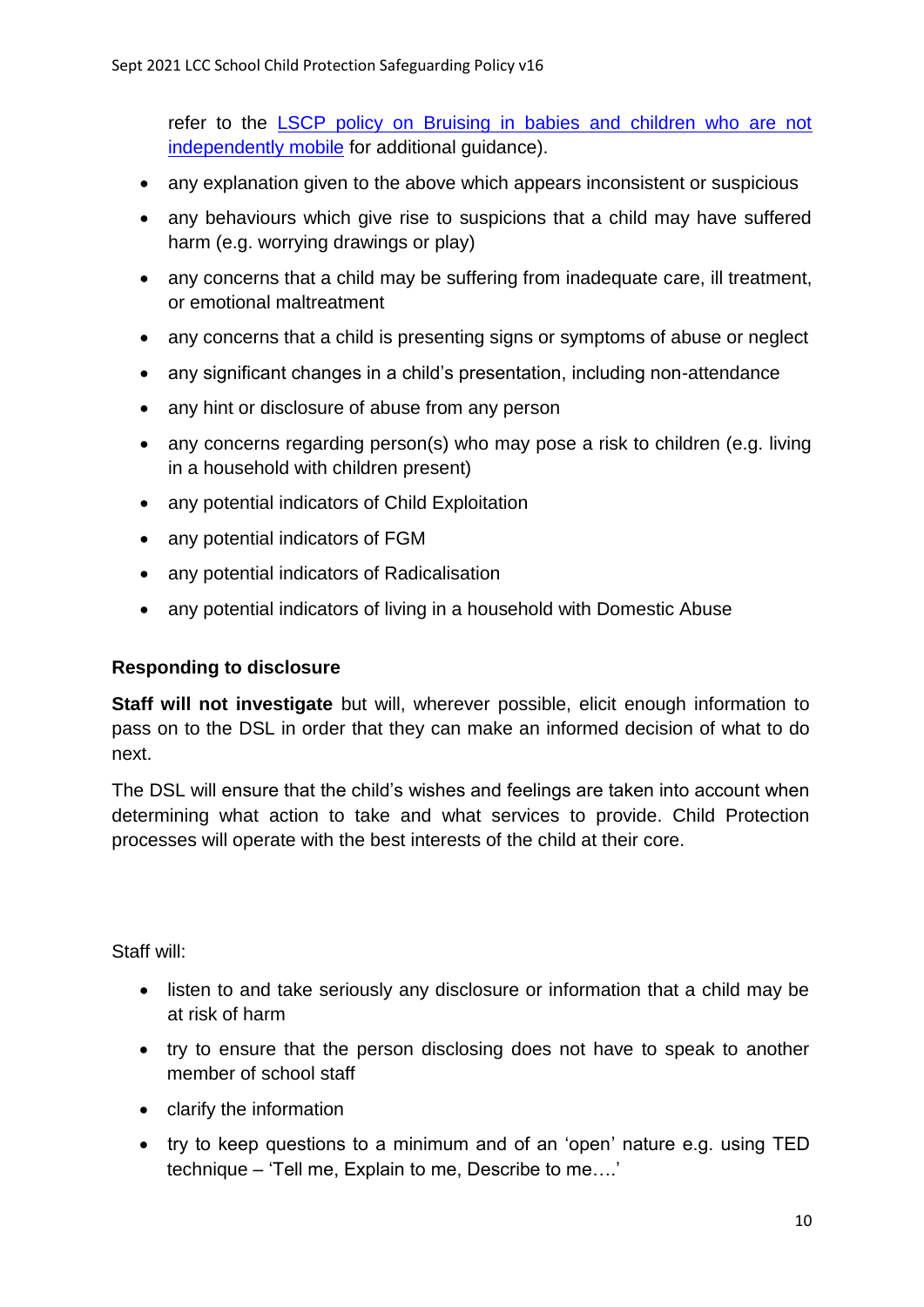refer to the [LSCP policy on Bruising in babies and children who are not independently mobile] for additional guidance).

- any explanation given to the above which appears inconsistent or suspicious
- any behaviours which give rise to suspicions that a child may have suffered harm (e.g. worrying drawings or play)
- any concerns that a child may be suffering from inadequate care, ill treatment, or emotional maltreatment
- any concerns that a child is presenting signs or symptoms of abuse or neglect
- any significant changes in a child's presentation, including non-attendance
- any hint or disclosure of abuse from any person
- any concerns regarding person(s) who may pose a risk to children (e.g. living in a household with children present)
- any potential indicators of Child Exploitation
- any potential indicators of FGM
- any potential indicators of Radicalisation
- any potential indicators of living in a household with Domestic Abuse

**Responding to disclosure**

**Staff will not investigate** but will, wherever possible, elicit enough information to pass on to the DSL in order that they can make an informed decision of what to do next.

The DSL will ensure that the child's wishes and feelings are taken into account when determining what action to take and what services to provide. Child Protection processes will operate with the best interests of the child at their core.

Staff will:

- listen to and take seriously any disclosure or information that a child may be at risk of harm
- try to ensure that the person disclosing does not have to speak to another member of school staff
- clarify the information
- try to keep questions to a minimum and of an 'open' nature e.g. using TED technique – 'Tell me, Explain to me, Describe to me….'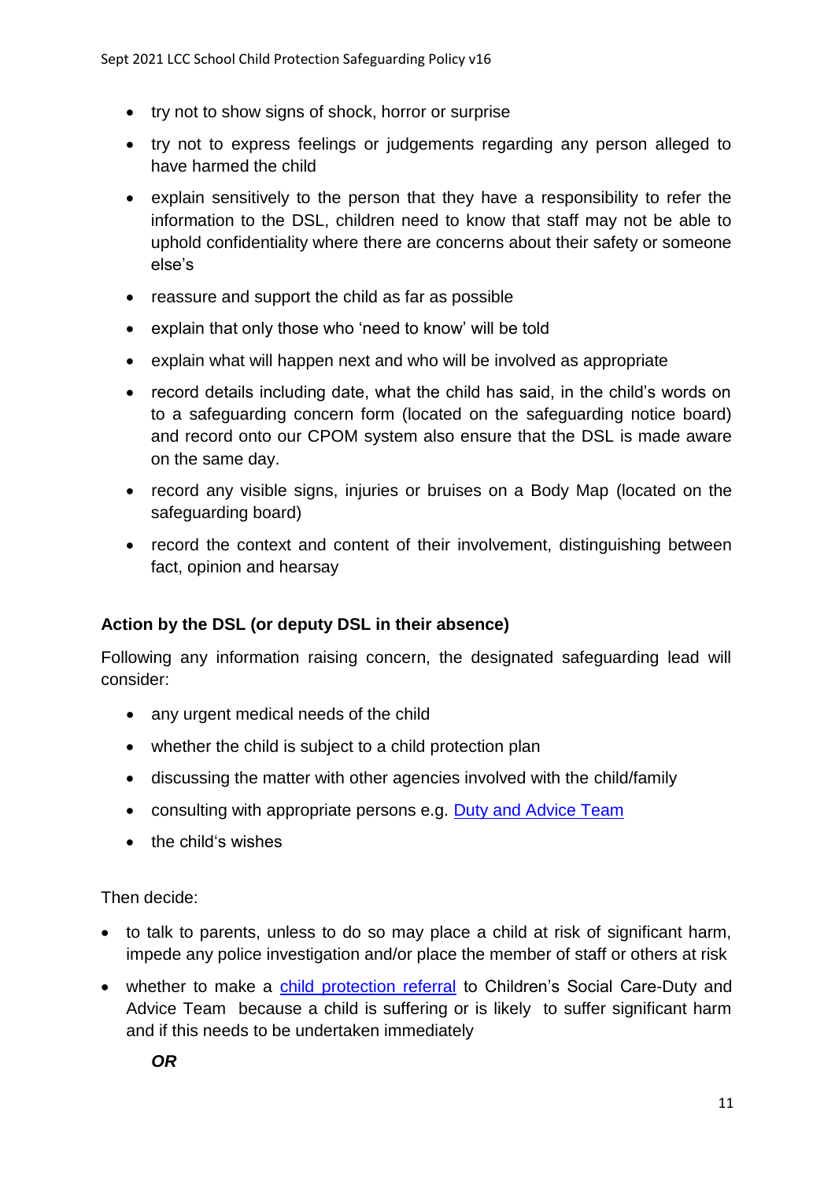- try not to show signs of shock, horror or surprise
- try not to express feelings or judgements regarding any person alleged to have harmed the child
- explain sensitively to the person that they have a responsibility to refer the information to the DSL, children need to know that staff may not be able to uphold confidentiality where there are concerns about their safety or someone else's
- reassure and support the child as far as possible
- explain that only those who 'need to know' will be told
- explain what will happen next and who will be involved as appropriate
- record details including date, what the child has said, in the child's words on to a safeguarding concern form (located on the safeguarding notice board) and record onto our CPOM system also ensure that the DSL is made aware on the same day.
- record any visible signs, injuries or bruises on a Body Map (located on the safeguarding board)
- record the context and content of their involvement, distinguishing between fact, opinion and hearsay

**Action by the DSL (or deputy DSL in their absence)**

Following any information raising concern, the designated safeguarding lead will consider:

- any urgent medical needs of the child
- whether the child is subject to a child protection plan
- discussing the matter with other agencies involved with the child/family
- consulting with appropriate persons e.g. Duty and Advice Team
- the child's wishes

Then decide:

- to talk to parents, unless to do so may place a child at risk of significant harm, impede any police investigation and/or place the member of staff or others at risk
- whether to make a child protection referral to Children's Social Care-Duty and Advice Team because a child is suffering or is likely to suffer significant harm and if this needs to be undertaken immediately

***OR***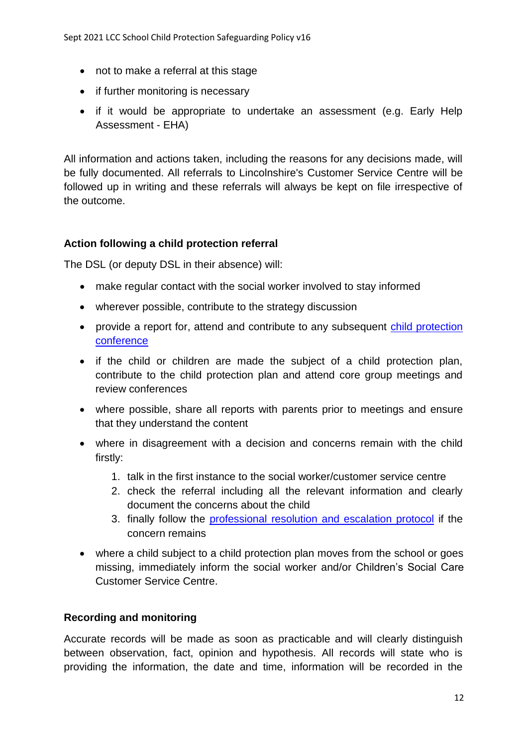- not to make a referral at this stage
- if further monitoring is necessary
- if it would be appropriate to undertake an assessment (e.g. Early Help Assessment - EHA)

All information and actions taken, including the reasons for any decisions made, will be fully documented. All referrals to Lincolnshire's Customer Service Centre will be followed up in writing and these referrals will always be kept on file irrespective of the outcome.

**Action following a child protection referral**

The DSL (or deputy DSL in their absence) will:

- make regular contact with the social worker involved to stay informed
- wherever possible, contribute to the strategy discussion
- provide a report for, attend and contribute to any subsequent child protection conference
- if the child or children are made the subject of a child protection plan, contribute to the child protection plan and attend core group meetings and review conferences
- where possible, share all reports with parents prior to meetings and ensure that they understand the content
- where in disagreement with a decision and concerns remain with the child firstly:
    1. talk in the first instance to the social worker/customer service centre
    2. check the referral including all the relevant information and clearly document the concerns about the child
    3. finally follow the professional resolution and escalation protocol if the concern remains
- where a child subject to a child protection plan moves from the school or goes missing, immediately inform the social worker and/or Children's Social Care Customer Service Centre.

**Recording and monitoring**

Accurate records will be made as soon as practicable and will clearly distinguish between observation, fact, opinion and hypothesis. All records will state who is providing the information, the date and time, information will be recorded in the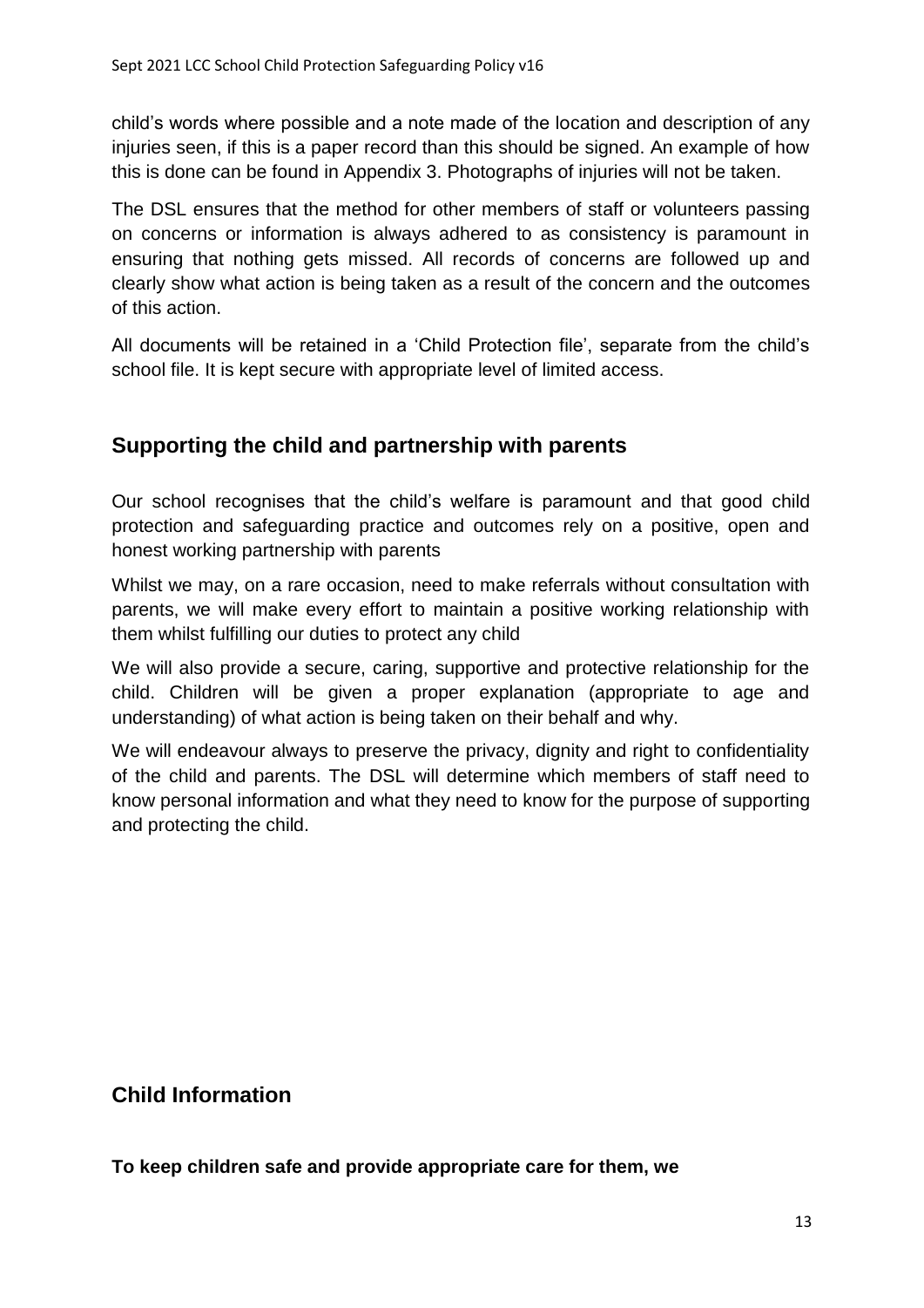child's words where possible and a note made of the location and description of any injuries seen, if this is a paper record than this should be signed. An example of how this is done can be found in Appendix 3. Photographs of injuries will not be taken.

The DSL ensures that the method for other members of staff or volunteers passing on concerns or information is always adhered to as consistency is paramount in ensuring that nothing gets missed. All records of concerns are followed up and clearly show what action is being taken as a result of the concern and the outcomes of this action.

All documents will be retained in a 'Child Protection file', separate from the child's school file. It is kept secure with appropriate level of limited access.

## Supporting the child and partnership with parents

Our school recognises that the child's welfare is paramount and that good child protection and safeguarding practice and outcomes rely on a positive, open and honest working partnership with parents

Whilst we may, on a rare occasion, need to make referrals without consultation with parents, we will make every effort to maintain a positive working relationship with them whilst fulfilling our duties to protect any child

We will also provide a secure, caring, supportive and protective relationship for the child. Children will be given a proper explanation (appropriate to age and understanding) of what action is being taken on their behalf and why.

We will endeavour always to preserve the privacy, dignity and right to confidentiality of the child and parents. The DSL will determine which members of staff need to know personal information and what they need to know for the purpose of supporting and protecting the child.

## Child Information

**To keep children safe and provide appropriate care for them, we**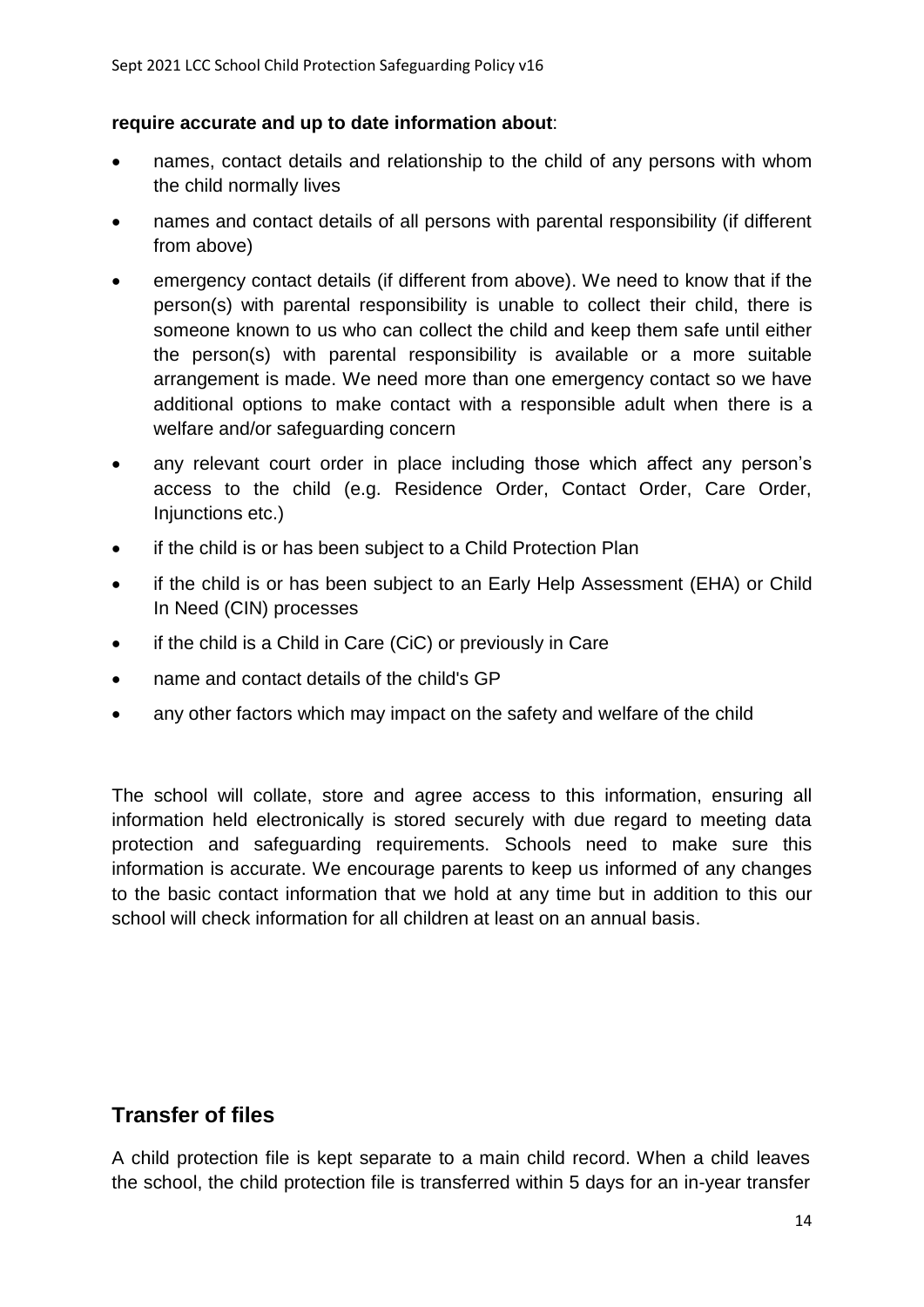**require accurate and up to date information about**:

- names, contact details and relationship to the child of any persons with whom the child normally lives
- names and contact details of all persons with parental responsibility (if different from above)
- emergency contact details (if different from above). We need to know that if the person(s) with parental responsibility is unable to collect their child, there is someone known to us who can collect the child and keep them safe until either the person(s) with parental responsibility is available or a more suitable arrangement is made. We need more than one emergency contact so we have additional options to make contact with a responsible adult when there is a welfare and/or safeguarding concern
- any relevant court order in place including those which affect any person's access to the child (e.g. Residence Order, Contact Order, Care Order, Injunctions etc.)
- if the child is or has been subject to a Child Protection Plan
- if the child is or has been subject to an Early Help Assessment (EHA) or Child In Need (CIN) processes
- if the child is a Child in Care (CiC) or previously in Care
- name and contact details of the child's GP
- any other factors which may impact on the safety and welfare of the child

The school will collate, store and agree access to this information, ensuring all information held electronically is stored securely with due regard to meeting data protection and safeguarding requirements. Schools need to make sure this information is accurate. We encourage parents to keep us informed of any changes to the basic contact information that we hold at any time but in addition to this our school will check information for all children at least on an annual basis.

## Transfer of files

A child protection file is kept separate to a main child record. When a child leaves the school, the child protection file is transferred within 5 days for an in-year transfer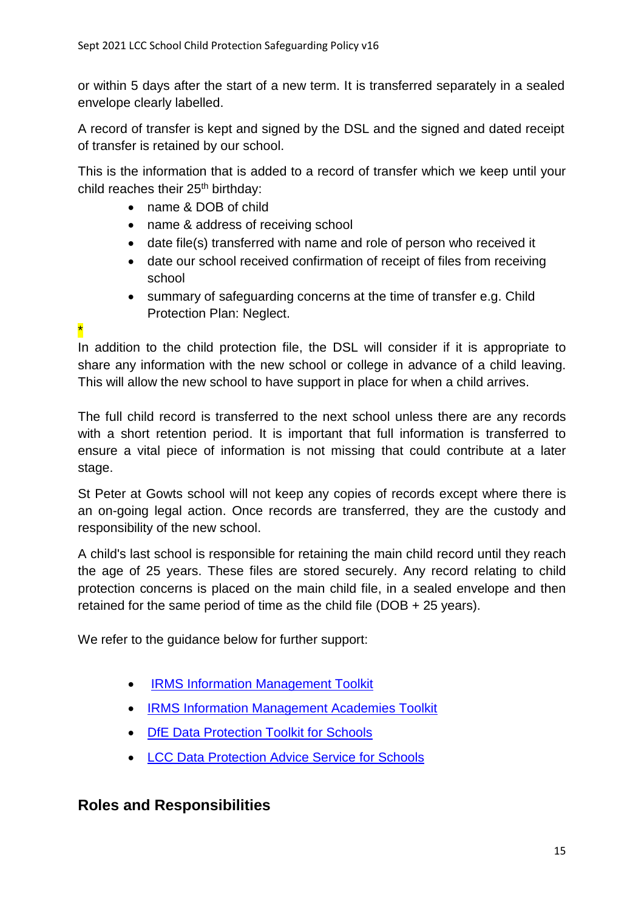or within 5 days after the start of a new term. It is transferred separately in a sealed envelope clearly labelled.

A record of transfer is kept and signed by the DSL and the signed and dated receipt of transfer is retained by our school.

This is the information that is added to a record of transfer which we keep until your child reaches their 25th birthday:

- name & DOB of child
- name & address of receiving school
- date file(s) transferred with name and role of person who received it
- date our school received confirmation of receipt of files from receiving school
- summary of safeguarding concerns at the time of transfer e.g. Child Protection Plan: Neglect.

*

In addition to the child protection file, the DSL will consider if it is appropriate to share any information with the new school or college in advance of a child leaving. This will allow the new school to have support in place for when a child arrives.

The full child record is transferred to the next school unless there are any records with a short retention period. It is important that full information is transferred to ensure a vital piece of information is not missing that could contribute at a later stage.

St Peter at Gowts school will not keep any copies of records except where there is an on-going legal action. Once records are transferred, they are the custody and responsibility of the new school.

A child's last school is responsible for retaining the main child record until they reach the age of 25 years. These files are stored securely. Any record relating to child protection concerns is placed on the main child file, in a sealed envelope and then retained for the same period of time as the child file (DOB + 25 years).

We refer to the guidance below for further support:

- IRMS Information Management Toolkit
- IRMS Information Management Academies Toolkit
- DfE Data Protection Toolkit for Schools
- LCC Data Protection Advice Service for Schools

## Roles and Responsibilities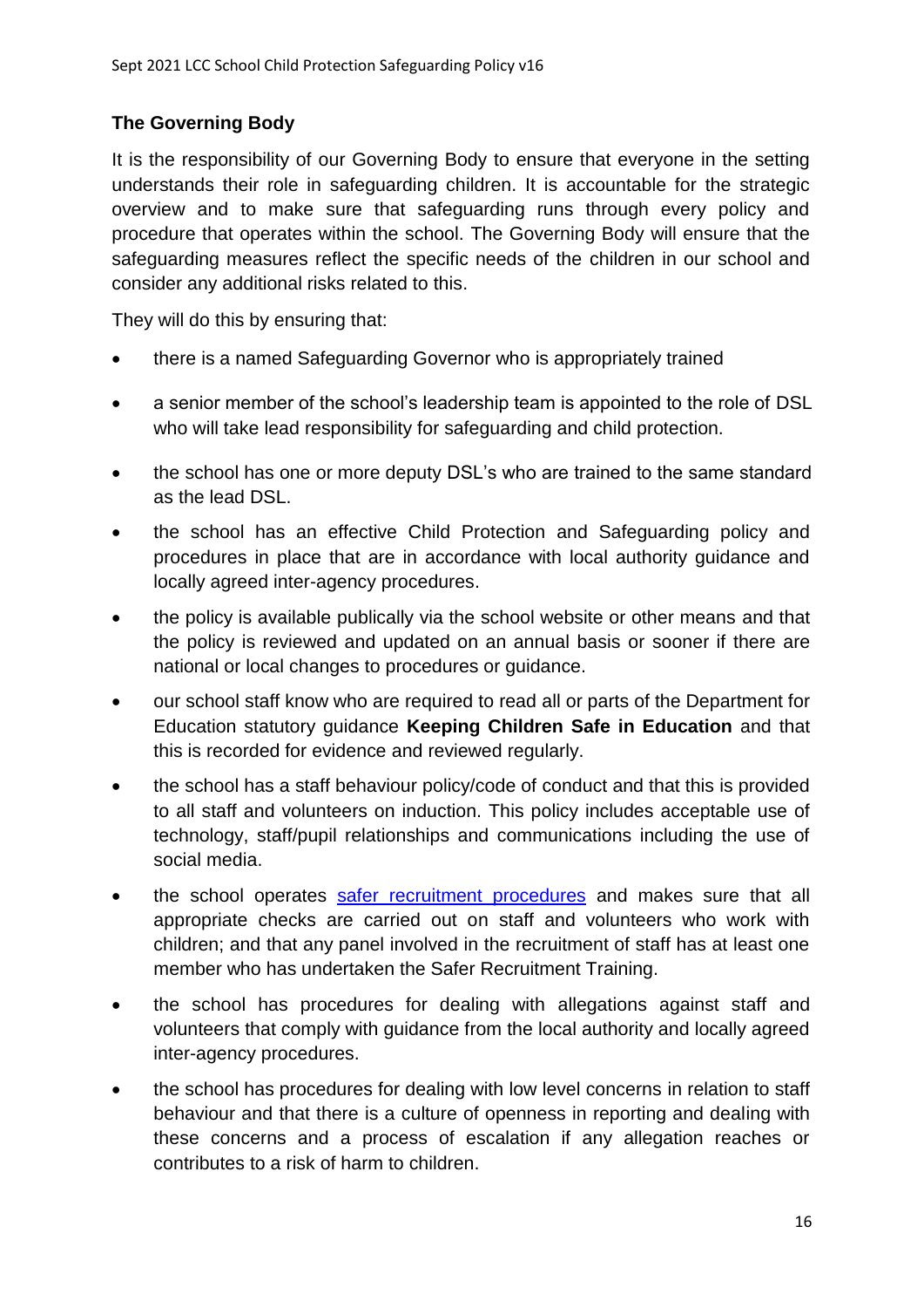### The Governing Body

It is the responsibility of our Governing Body to ensure that everyone in the setting understands their role in safeguarding children. It is accountable for the strategic overview and to make sure that safeguarding runs through every policy and procedure that operates within the school. The Governing Body will ensure that the safeguarding measures reflect the specific needs of the children in our school and consider any additional risks related to this.

They will do this by ensuring that:

- there is a named Safeguarding Governor who is appropriately trained
- a senior member of the school's leadership team is appointed to the role of DSL who will take lead responsibility for safeguarding and child protection.
- the school has one or more deputy DSL's who are trained to the same standard as the lead DSL.
- the school has an effective Child Protection and Safeguarding policy and procedures in place that are in accordance with local authority guidance and locally agreed inter-agency procedures.
- the policy is available publically via the school website or other means and that the policy is reviewed and updated on an annual basis or sooner if there are national or local changes to procedures or guidance.
- our school staff know who are required to read all or parts of the Department for Education statutory guidance **Keeping Children Safe in Education** and that this is recorded for evidence and reviewed regularly.
- the school has a staff behaviour policy/code of conduct and that this is provided to all staff and volunteers on induction. This policy includes acceptable use of technology, staff/pupil relationships and communications including the use of social media.
- the school operates safer recruitment procedures and makes sure that all appropriate checks are carried out on staff and volunteers who work with children; and that any panel involved in the recruitment of staff has at least one member who has undertaken the Safer Recruitment Training.
- the school has procedures for dealing with allegations against staff and volunteers that comply with guidance from the local authority and locally agreed inter-agency procedures.
- the school has procedures for dealing with low level concerns in relation to staff behaviour and that there is a culture of openness in reporting and dealing with these concerns and a process of escalation if any allegation reaches or contributes to a risk of harm to children.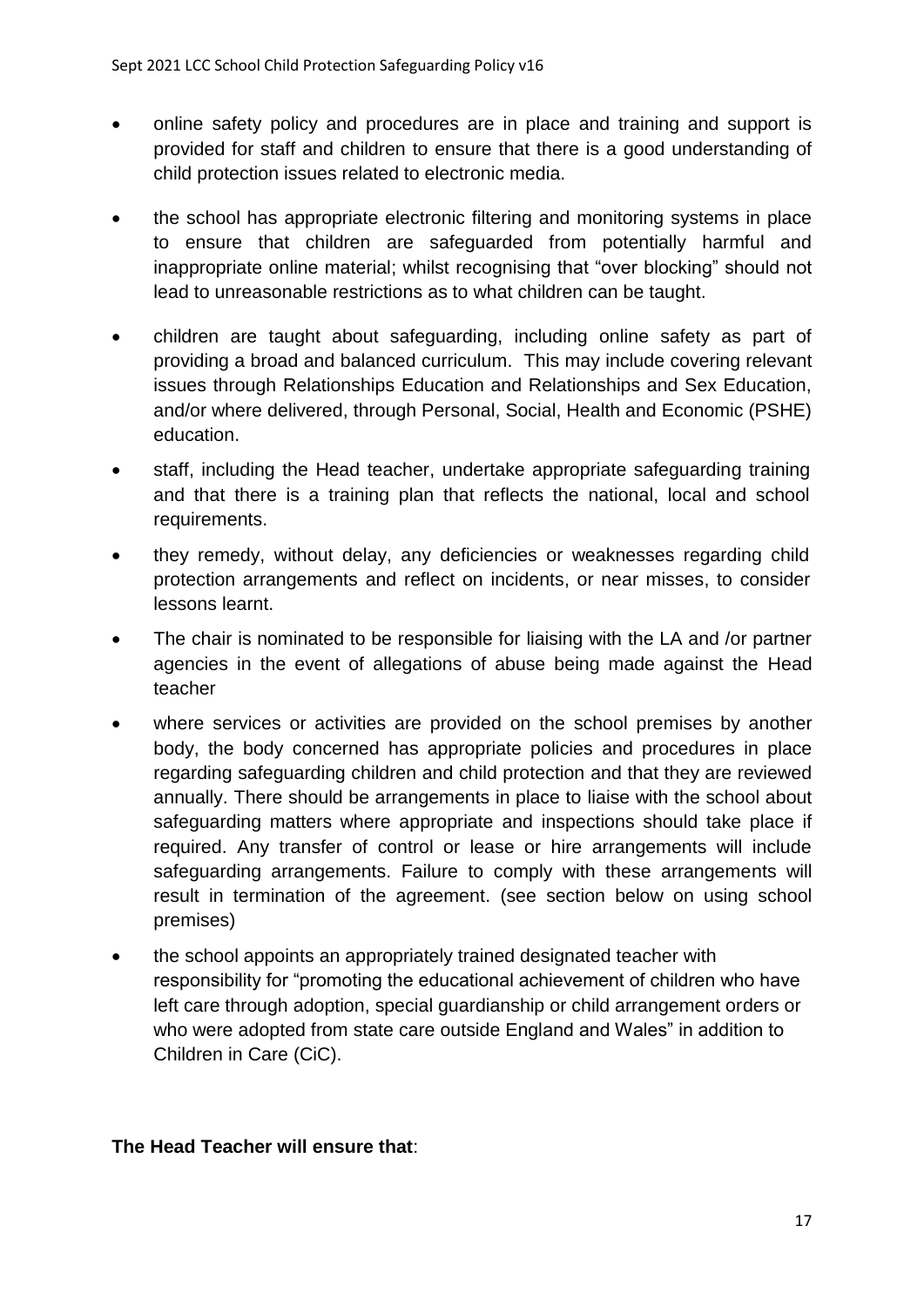- online safety policy and procedures are in place and training and support is provided for staff and children to ensure that there is a good understanding of child protection issues related to electronic media.
- the school has appropriate electronic filtering and monitoring systems in place to ensure that children are safeguarded from potentially harmful and inappropriate online material; whilst recognising that "over blocking" should not lead to unreasonable restrictions as to what children can be taught.
- children are taught about safeguarding, including online safety as part of providing a broad and balanced curriculum. This may include covering relevant issues through Relationships Education and Relationships and Sex Education, and/or where delivered, through Personal, Social, Health and Economic (PSHE) education.
- staff, including the Head teacher, undertake appropriate safeguarding training and that there is a training plan that reflects the national, local and school requirements.
- they remedy, without delay, any deficiencies or weaknesses regarding child protection arrangements and reflect on incidents, or near misses, to consider lessons learnt.
- The chair is nominated to be responsible for liaising with the LA and /or partner agencies in the event of allegations of abuse being made against the Head teacher
- where services or activities are provided on the school premises by another body, the body concerned has appropriate policies and procedures in place regarding safeguarding children and child protection and that they are reviewed annually. There should be arrangements in place to liaise with the school about safeguarding matters where appropriate and inspections should take place if required. Any transfer of control or lease or hire arrangements will include safeguarding arrangements. Failure to comply with these arrangements will result in termination of the agreement. (see section below on using school premises)
- the school appoints an appropriately trained designated teacher with responsibility for "promoting the educational achievement of children who have left care through adoption, special guardianship or child arrangement orders or who were adopted from state care outside England and Wales" in addition to Children in Care (CiC).

**The Head Teacher will ensure that**: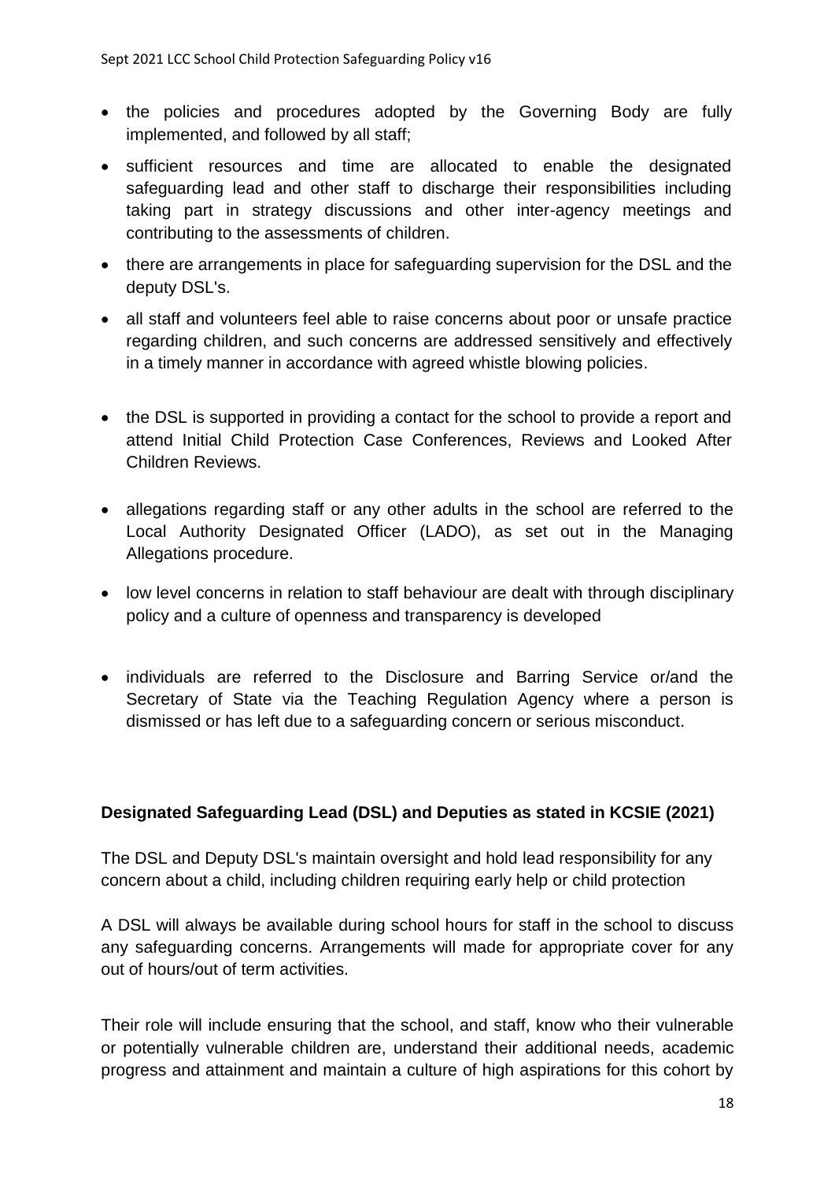- the policies and procedures adopted by the Governing Body are fully implemented, and followed by all staff;
- sufficient resources and time are allocated to enable the designated safeguarding lead and other staff to discharge their responsibilities including taking part in strategy discussions and other inter-agency meetings and contributing to the assessments of children.
- there are arrangements in place for safeguarding supervision for the DSL and the deputy DSL's.
- all staff and volunteers feel able to raise concerns about poor or unsafe practice regarding children, and such concerns are addressed sensitively and effectively in a timely manner in accordance with agreed whistle blowing policies.
- the DSL is supported in providing a contact for the school to provide a report and attend Initial Child Protection Case Conferences, Reviews and Looked After Children Reviews.
- allegations regarding staff or any other adults in the school are referred to the Local Authority Designated Officer (LADO), as set out in the Managing Allegations procedure.
- low level concerns in relation to staff behaviour are dealt with through disciplinary policy and a culture of openness and transparency is developed
- individuals are referred to the Disclosure and Barring Service or/and the Secretary of State via the Teaching Regulation Agency where a person is dismissed or has left due to a safeguarding concern or serious misconduct.

**Designated Safeguarding Lead (DSL) and Deputies as stated in KCSIE (2021)**

The DSL and Deputy DSL's maintain oversight and hold lead responsibility for any concern about a child, including children requiring early help or child protection

A DSL will always be available during school hours for staff in the school to discuss any safeguarding concerns. Arrangements will made for appropriate cover for any out of hours/out of term activities.

Their role will include ensuring that the school, and staff, know who their vulnerable or potentially vulnerable children are, understand their additional needs, academic progress and attainment and maintain a culture of high aspirations for this cohort by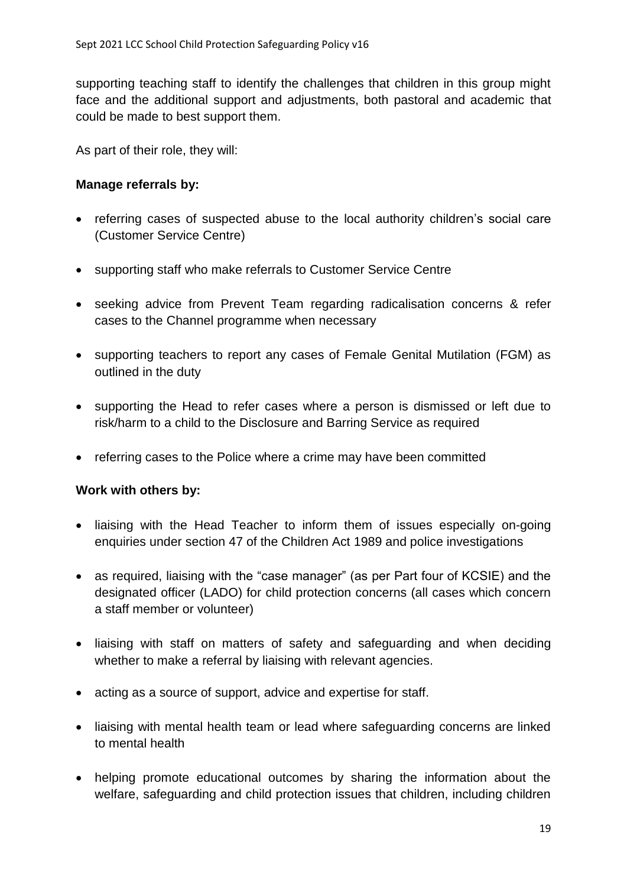supporting teaching staff to identify the challenges that children in this group might face and the additional support and adjustments, both pastoral and academic that could be made to best support them.

As part of their role, they will:

**Manage referrals by:**

- referring cases of suspected abuse to the local authority children's social care (Customer Service Centre)
- supporting staff who make referrals to Customer Service Centre
- seeking advice from Prevent Team regarding radicalisation concerns & refer cases to the Channel programme when necessary
- supporting teachers to report any cases of Female Genital Mutilation (FGM) as outlined in the duty
- supporting the Head to refer cases where a person is dismissed or left due to risk/harm to a child to the Disclosure and Barring Service as required
- referring cases to the Police where a crime may have been committed

**Work with others by:**

- liaising with the Head Teacher to inform them of issues especially on-going enquiries under section 47 of the Children Act 1989 and police investigations
- as required, liaising with the "case manager" (as per Part four of KCSIE) and the designated officer (LADO) for child protection concerns (all cases which concern a staff member or volunteer)
- liaising with staff on matters of safety and safeguarding and when deciding whether to make a referral by liaising with relevant agencies.
- acting as a source of support, advice and expertise for staff.
- liaising with mental health team or lead where safeguarding concerns are linked to mental health
- helping promote educational outcomes by sharing the information about the welfare, safeguarding and child protection issues that children, including children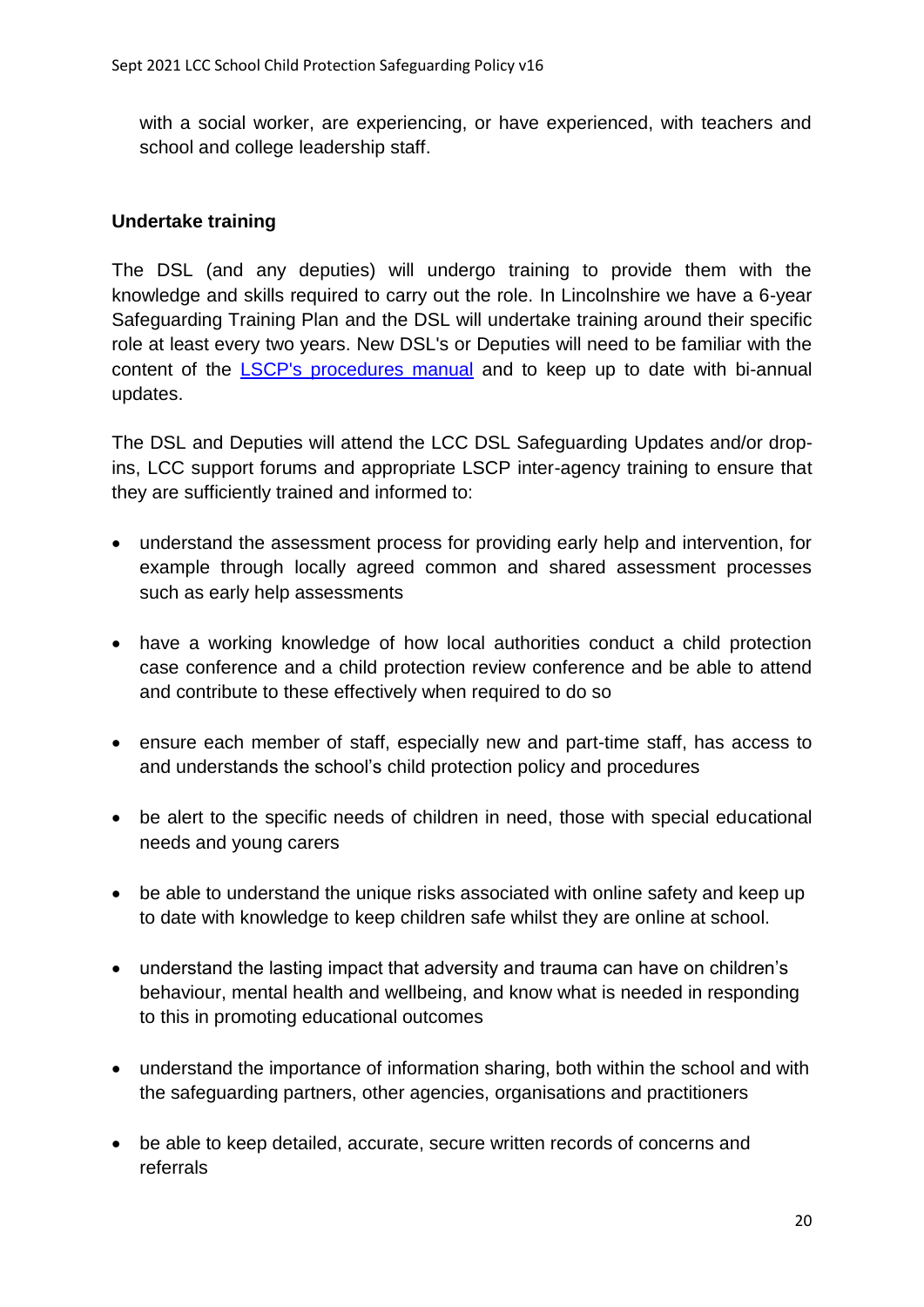with a social worker, are experiencing, or have experienced, with teachers and school and college leadership staff.

**Undertake training**

The DSL (and any deputies) will undergo training to provide them with the knowledge and skills required to carry out the role. In Lincolnshire we have a 6-year Safeguarding Training Plan and the DSL will undertake training around their specific role at least every two years. New DSL's or Deputies will need to be familiar with the content of the LSCP's procedures manual and to keep up to date with bi-annual updates.

The DSL and Deputies will attend the LCC DSL Safeguarding Updates and/or drop-ins, LCC support forums and appropriate LSCP inter-agency training to ensure that they are sufficiently trained and informed to:

- understand the assessment process for providing early help and intervention, for example through locally agreed common and shared assessment processes such as early help assessments
- have a working knowledge of how local authorities conduct a child protection case conference and a child protection review conference and be able to attend and contribute to these effectively when required to do so
- ensure each member of staff, especially new and part-time staff, has access to and understands the school's child protection policy and procedures
- be alert to the specific needs of children in need, those with special educational needs and young carers
- be able to understand the unique risks associated with online safety and keep up to date with knowledge to keep children safe whilst they are online at school.
- understand the lasting impact that adversity and trauma can have on children's behaviour, mental health and wellbeing, and know what is needed in responding to this in promoting educational outcomes
- understand the importance of information sharing, both within the school and with the safeguarding partners, other agencies, organisations and practitioners
- be able to keep detailed, accurate, secure written records of concerns and referrals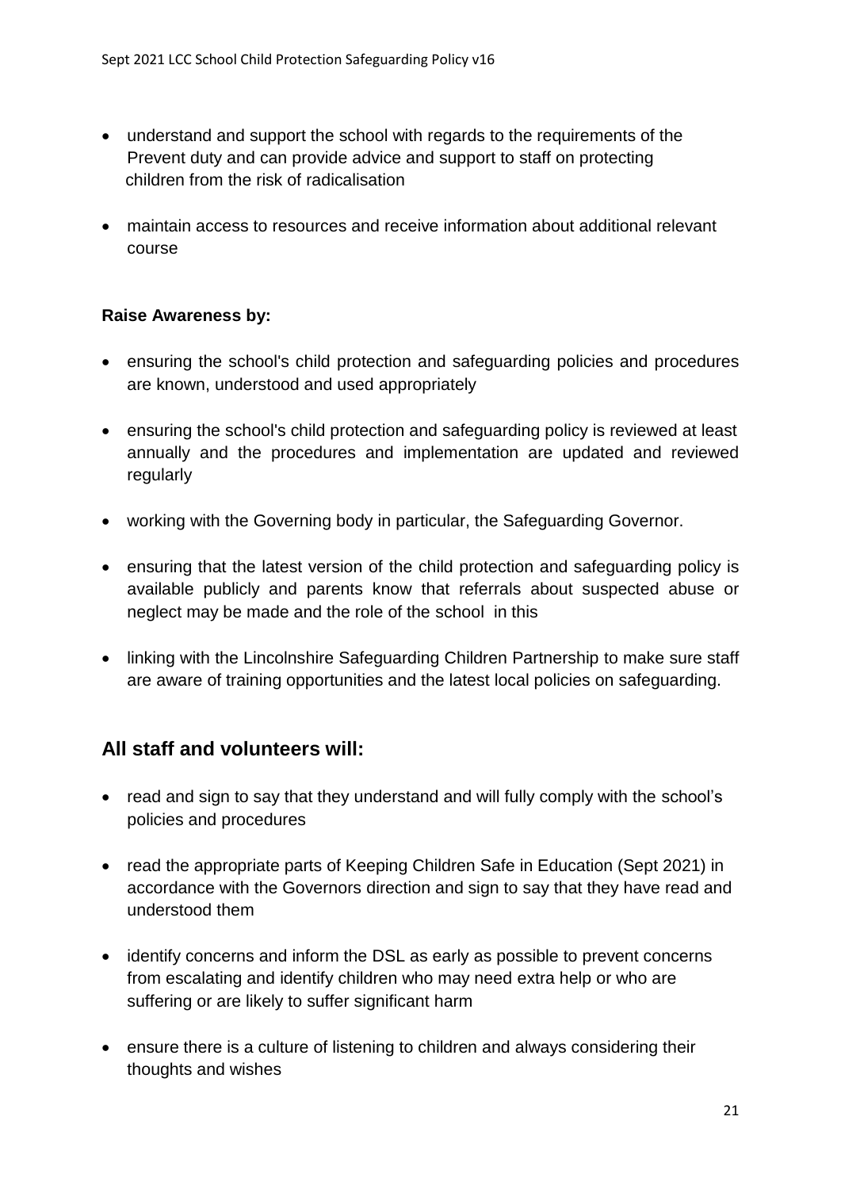- understand and support the school with regards to the requirements of the Prevent duty and can provide advice and support to staff on protecting children from the risk of radicalisation

- maintain access to resources and receive information about additional relevant course

**Raise Awareness by:**

- ensuring the school's child protection and safeguarding policies and procedures are known, understood and used appropriately

- ensuring the school's child protection and safeguarding policy is reviewed at least annually and the procedures and implementation are updated and reviewed regularly

- working with the Governing body in particular, the Safeguarding Governor.

- ensuring that the latest version of the child protection and safeguarding policy is available publicly and parents know that referrals about suspected abuse or neglect may be made and the role of the school in this

- linking with the Lincolnshire Safeguarding Children Partnership to make sure staff are aware of training opportunities and the latest local policies on safeguarding.

## All staff and volunteers will:

- read and sign to say that they understand and will fully comply with the school's policies and procedures

- read the appropriate parts of Keeping Children Safe in Education (Sept 2021) in accordance with the Governors direction and sign to say that they have read and understood them

- identify concerns and inform the DSL as early as possible to prevent concerns from escalating and identify children who may need extra help or who are suffering or are likely to suffer significant harm

- ensure there is a culture of listening to children and always considering their thoughts and wishes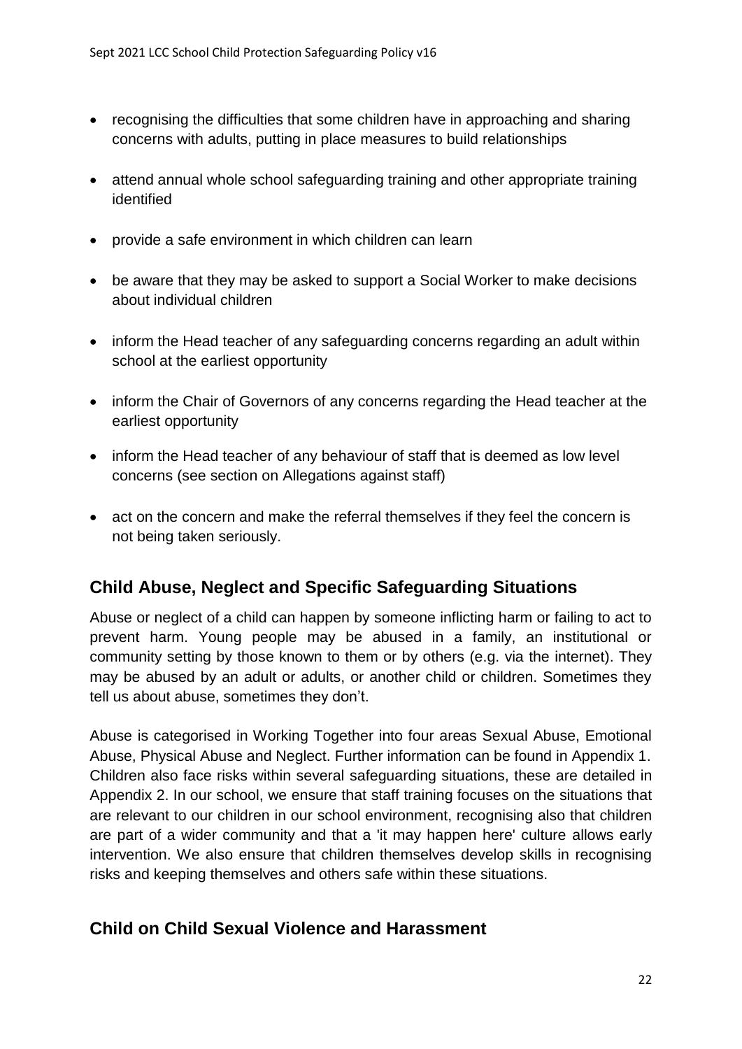- recognising the difficulties that some children have in approaching and sharing concerns with adults, putting in place measures to build relationships
- attend annual whole school safeguarding training and other appropriate training identified
- provide a safe environment in which children can learn
- be aware that they may be asked to support a Social Worker to make decisions about individual children
- inform the Head teacher of any safeguarding concerns regarding an adult within school at the earliest opportunity
- inform the Chair of Governors of any concerns regarding the Head teacher at the earliest opportunity
- inform the Head teacher of any behaviour of staff that is deemed as low level concerns (see section on Allegations against staff)
- act on the concern and make the referral themselves if they feel the concern is not being taken seriously.

## Child Abuse, Neglect and Specific Safeguarding Situations

Abuse or neglect of a child can happen by someone inflicting harm or failing to act to prevent harm. Young people may be abused in a family, an institutional or community setting by those known to them or by others (e.g. via the internet). They may be abused by an adult or adults, or another child or children. Sometimes they tell us about abuse, sometimes they don't.

Abuse is categorised in Working Together into four areas Sexual Abuse, Emotional Abuse, Physical Abuse and Neglect. Further information can be found in Appendix 1. Children also face risks within several safeguarding situations, these are detailed in Appendix 2. In our school, we ensure that staff training focuses on the situations that are relevant to our children in our school environment, recognising also that children are part of a wider community and that a 'it may happen here' culture allows early intervention. We also ensure that children themselves develop skills in recognising risks and keeping themselves and others safe within these situations.

## Child on Child Sexual Violence and Harassment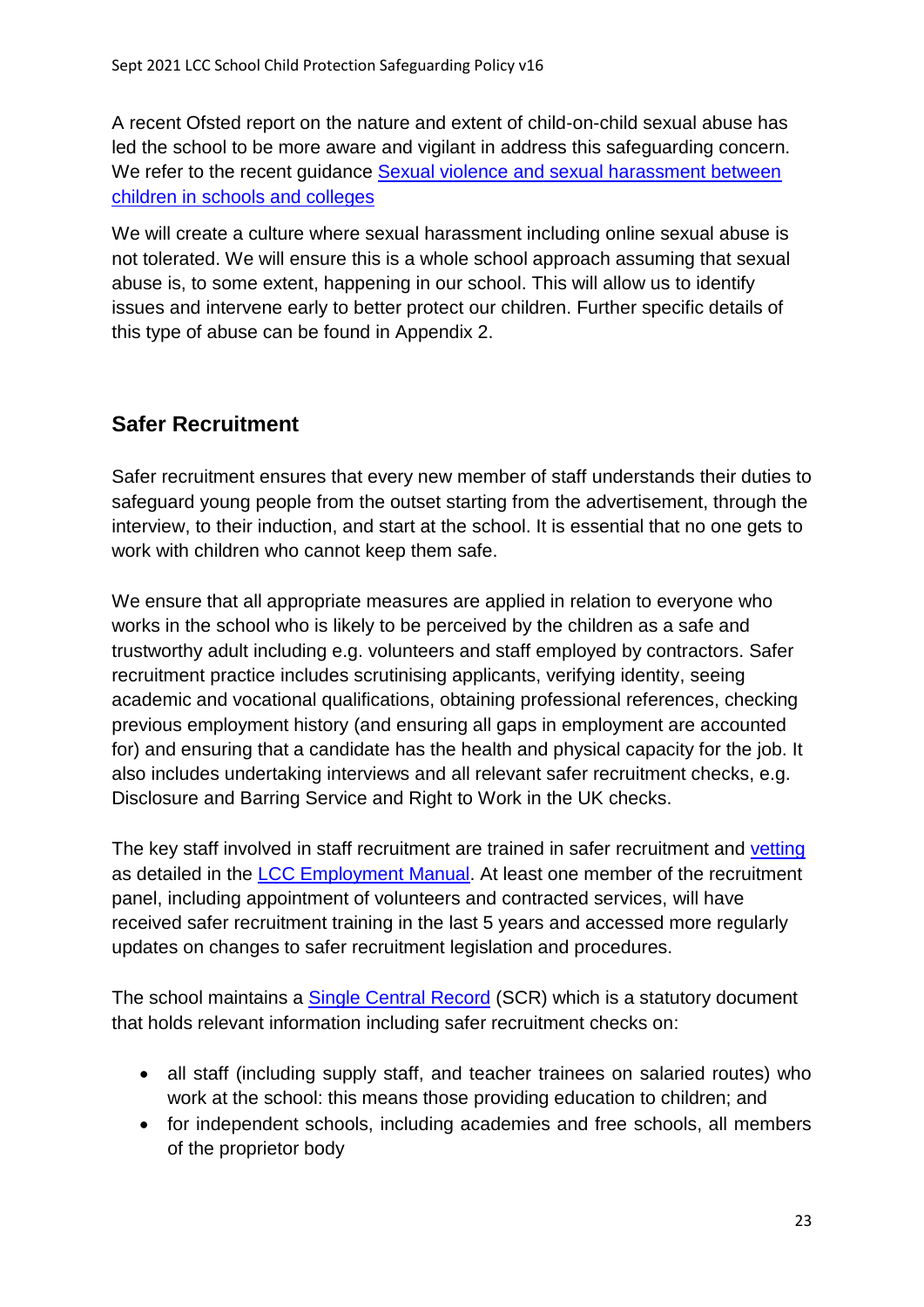A recent Ofsted report on the nature and extent of child-on-child sexual abuse has led the school to be more aware and vigilant in address this safeguarding concern. We refer to the recent guidance [Sexual violence and sexual harassment between children in schools and colleges]

We will create a culture where sexual harassment including online sexual abuse is not tolerated. We will ensure this is a whole school approach assuming that sexual abuse is, to some extent, happening in our school. This will allow us to identify issues and intervene early to better protect our children. Further specific details of this type of abuse can be found in Appendix 2.

## Safer Recruitment

Safer recruitment ensures that every new member of staff understands their duties to safeguard young people from the outset starting from the advertisement, through the interview, to their induction, and start at the school. It is essential that no one gets to work with children who cannot keep them safe.

We ensure that all appropriate measures are applied in relation to everyone who works in the school who is likely to be perceived by the children as a safe and trustworthy adult including e.g. volunteers and staff employed by contractors. Safer recruitment practice includes scrutinising applicants, verifying identity, seeing academic and vocational qualifications, obtaining professional references, checking previous employment history (and ensuring all gaps in employment are accounted for) and ensuring that a candidate has the health and physical capacity for the job. It also includes undertaking interviews and all relevant safer recruitment checks, e.g. Disclosure and Barring Service and Right to Work in the UK checks.

The key staff involved in staff recruitment are trained in safer recruitment and [vetting] as detailed in the [LCC Employment Manual]. At least one member of the recruitment panel, including appointment of volunteers and contracted services, will have received safer recruitment training in the last 5 years and accessed more regularly updates on changes to safer recruitment legislation and procedures.

The school maintains a [Single Central Record] (SCR) which is a statutory document that holds relevant information including safer recruitment checks on:

- all staff (including supply staff, and teacher trainees on salaried routes) who work at the school: this means those providing education to children; and
- for independent schools, including academies and free schools, all members of the proprietor body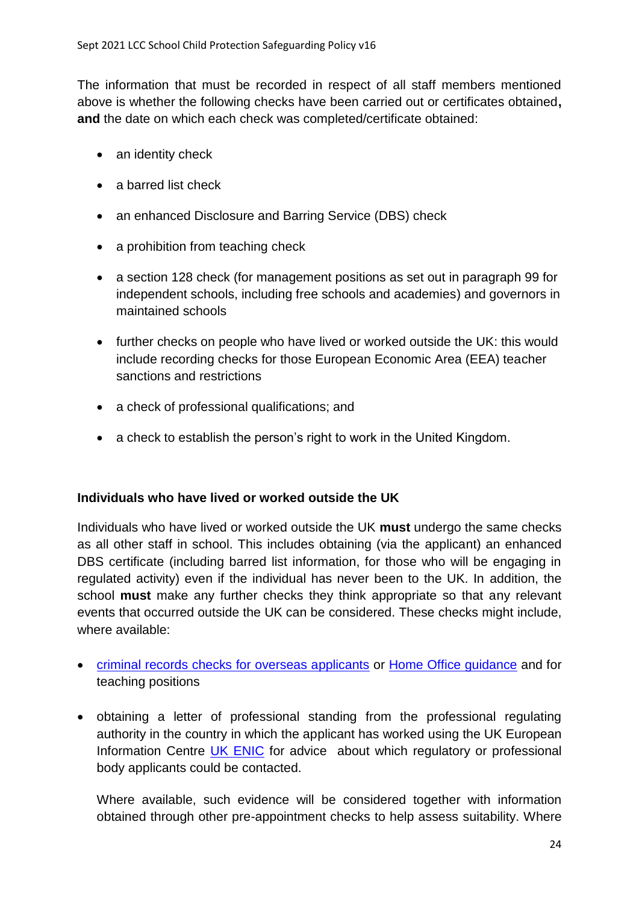The information that must be recorded in respect of all staff members mentioned above is whether the following checks have been carried out or certificates obtained**, and** the date on which each check was completed/certificate obtained:

- an identity check
- a barred list check
- an enhanced Disclosure and Barring Service (DBS) check
- a prohibition from teaching check
- a section 128 check (for management positions as set out in paragraph 99 for independent schools, including free schools and academies) and governors in maintained schools
- further checks on people who have lived or worked outside the UK: this would include recording checks for those European Economic Area (EEA) teacher sanctions and restrictions
- a check of professional qualifications; and
- a check to establish the person's right to work in the United Kingdom.

**Individuals who have lived or worked outside the UK**

Individuals who have lived or worked outside the UK **must** undergo the same checks as all other staff in school. This includes obtaining (via the applicant) an enhanced DBS certificate (including barred list information, for those who will be engaging in regulated activity) even if the individual has never been to the UK. In addition, the school **must** make any further checks they think appropriate so that any relevant events that occurred outside the UK can be considered. These checks might include, where available:

- criminal records checks for overseas applicants or Home Office guidance and for teaching positions
- obtaining a letter of professional standing from the professional regulating authority in the country in which the applicant has worked using the UK European Information Centre UK ENIC for advice about which regulatory or professional body applicants could be contacted.

  Where available, such evidence will be considered together with information obtained through other pre-appointment checks to help assess suitability. Where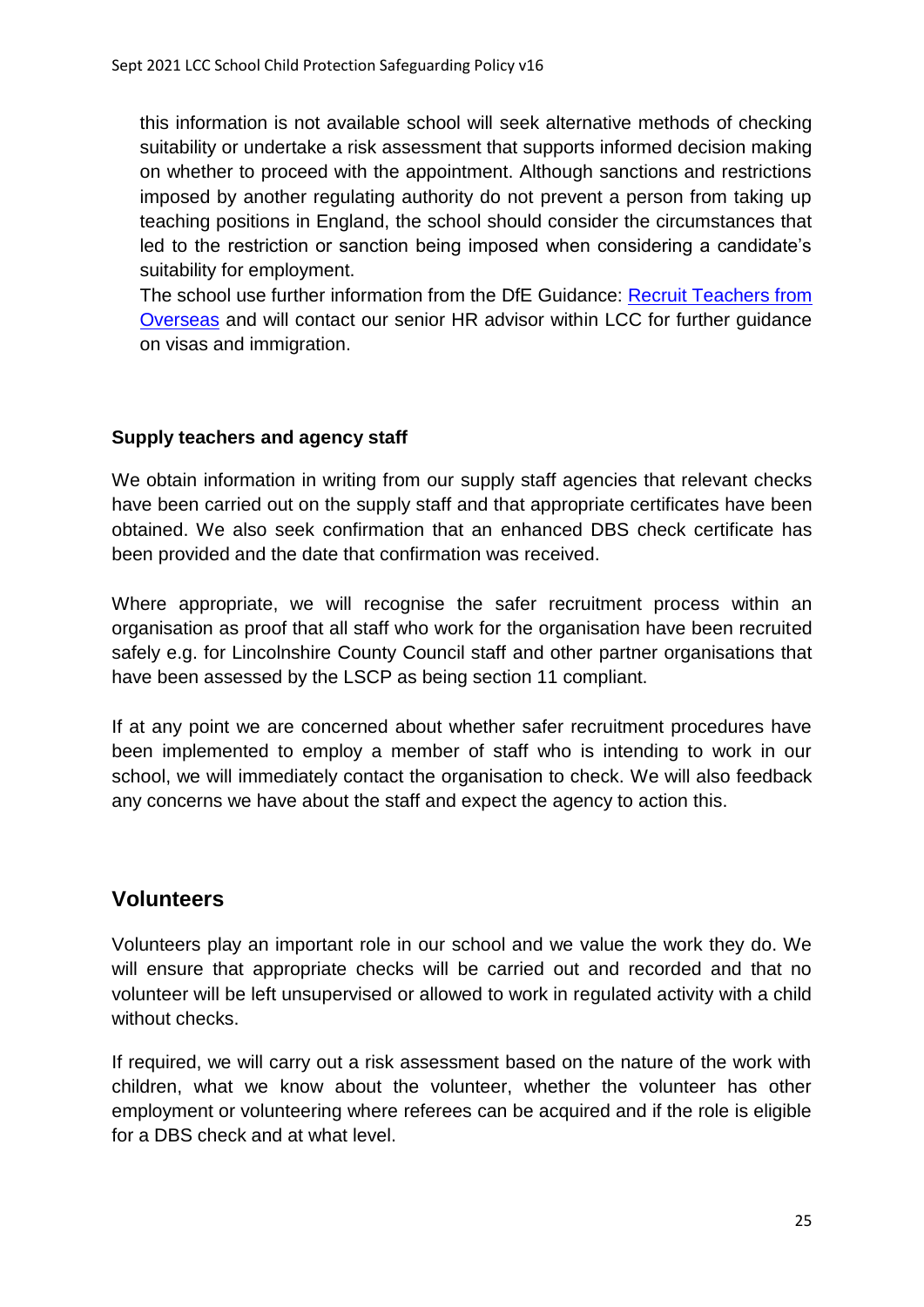this information is not available school will seek alternative methods of checking suitability or undertake a risk assessment that supports informed decision making on whether to proceed with the appointment. Although sanctions and restrictions imposed by another regulating authority do not prevent a person from taking up teaching positions in England, the school should consider the circumstances that led to the restriction or sanction being imposed when considering a candidate's suitability for employment.
The school use further information from the DfE Guidance: Recruit Teachers from Overseas and will contact our senior HR advisor within LCC for further guidance on visas and immigration.

**Supply teachers and agency staff**

We obtain information in writing from our supply staff agencies that relevant checks have been carried out on the supply staff and that appropriate certificates have been obtained. We also seek confirmation that an enhanced DBS check certificate has been provided and the date that confirmation was received.

Where appropriate, we will recognise the safer recruitment process within an organisation as proof that all staff who work for the organisation have been recruited safely e.g. for Lincolnshire County Council staff and other partner organisations that have been assessed by the LSCP as being section 11 compliant.

If at any point we are concerned about whether safer recruitment procedures have been implemented to employ a member of staff who is intending to work in our school, we will immediately contact the organisation to check. We will also feedback any concerns we have about the staff and expect the agency to action this.

## Volunteers

Volunteers play an important role in our school and we value the work they do. We will ensure that appropriate checks will be carried out and recorded and that no volunteer will be left unsupervised or allowed to work in regulated activity with a child without checks.

If required, we will carry out a risk assessment based on the nature of the work with children, what we know about the volunteer, whether the volunteer has other employment or volunteering where referees can be acquired and if the role is eligible for a DBS check and at what level.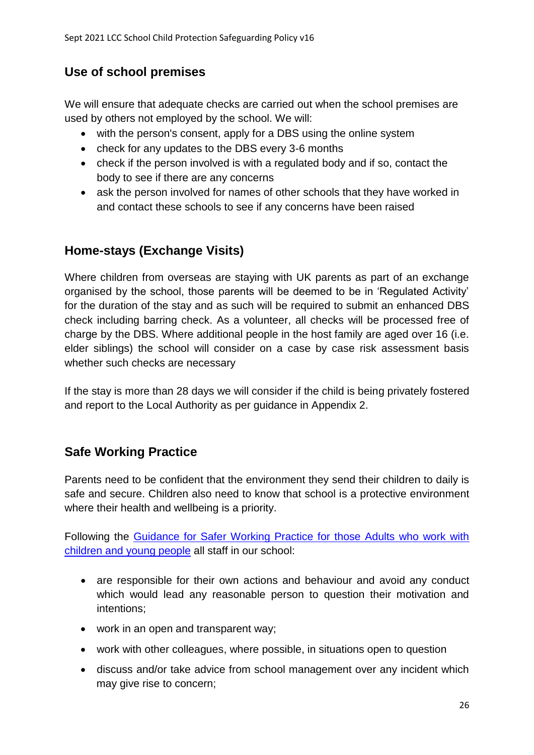## Use of school premises

We will ensure that adequate checks are carried out when the school premises are used by others not employed by the school. We will:

- with the person's consent, apply for a DBS using the online system
- check for any updates to the DBS every 3-6 months
- check if the person involved is with a regulated body and if so, contact the body to see if there are any concerns
- ask the person involved for names of other schools that they have worked in and contact these schools to see if any concerns have been raised

## Home-stays (Exchange Visits)

Where children from overseas are staying with UK parents as part of an exchange organised by the school, those parents will be deemed to be in 'Regulated Activity' for the duration of the stay and as such will be required to submit an enhanced DBS check including barring check. As a volunteer, all checks will be processed free of charge by the DBS. Where additional people in the host family are aged over 16 (i.e. elder siblings) the school will consider on a case by case risk assessment basis whether such checks are necessary

If the stay is more than 28 days we will consider if the child is being privately fostered and report to the Local Authority as per guidance in Appendix 2.

## Safe Working Practice

Parents need to be confident that the environment they send their children to daily is safe and secure. Children also need to know that school is a protective environment where their health and wellbeing is a priority.

Following the [Guidance for Safer Working Practice for those Adults who work with children and young people]() all staff in our school:

- are responsible for their own actions and behaviour and avoid any conduct which would lead any reasonable person to question their motivation and intentions;
- work in an open and transparent way;
- work with other colleagues, where possible, in situations open to question
- discuss and/or take advice from school management over any incident which may give rise to concern;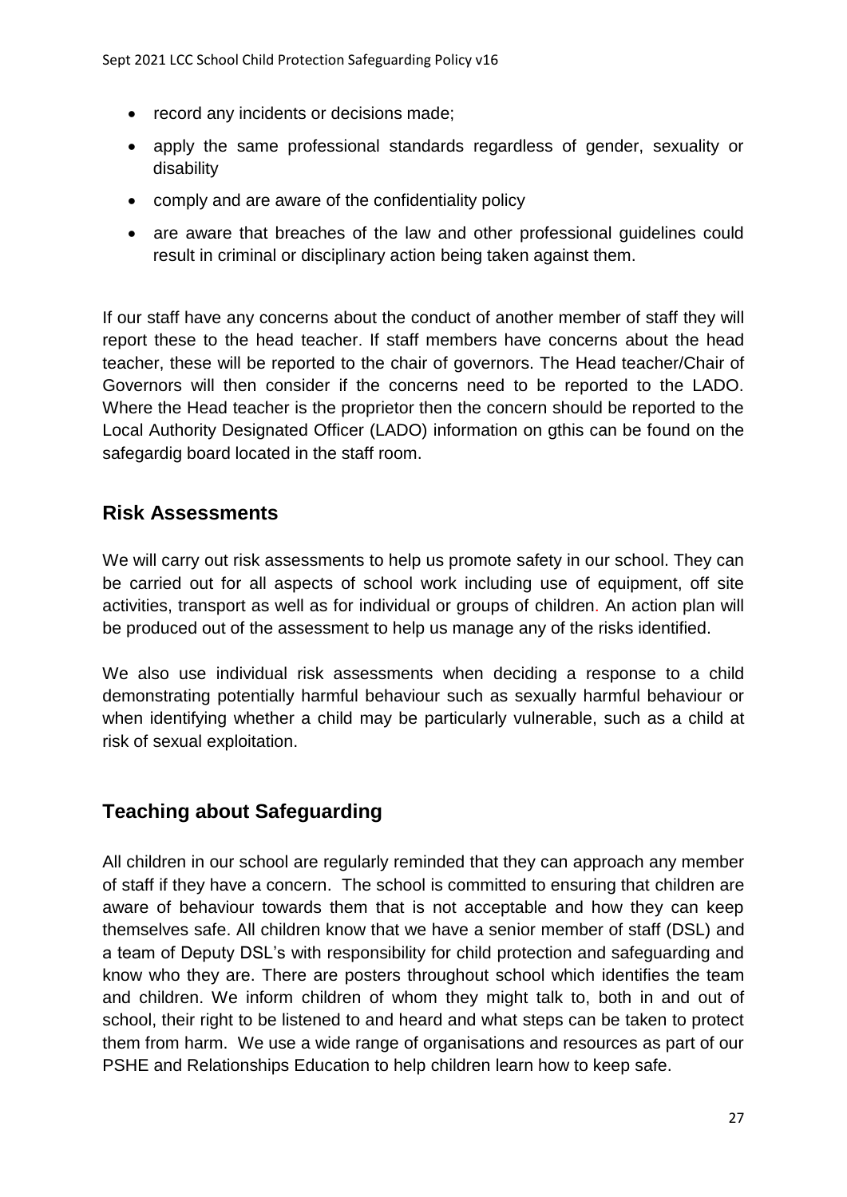- record any incidents or decisions made;
- apply the same professional standards regardless of gender, sexuality or disability
- comply and are aware of the confidentiality policy
- are aware that breaches of the law and other professional guidelines could result in criminal or disciplinary action being taken against them.

If our staff have any concerns about the conduct of another member of staff they will report these to the head teacher. If staff members have concerns about the head teacher, these will be reported to the chair of governors. The Head teacher/Chair of Governors will then consider if the concerns need to be reported to the LADO. Where the Head teacher is the proprietor then the concern should be reported to the Local Authority Designated Officer (LADO) information on gthis can be found on the safegardig board located in the staff room.

## Risk Assessments

We will carry out risk assessments to help us promote safety in our school. They can be carried out for all aspects of school work including use of equipment, off site activities, transport as well as for individual or groups of children. An action plan will be produced out of the assessment to help us manage any of the risks identified.

We also use individual risk assessments when deciding a response to a child demonstrating potentially harmful behaviour such as sexually harmful behaviour or when identifying whether a child may be particularly vulnerable, such as a child at risk of sexual exploitation.

## Teaching about Safeguarding

All children in our school are regularly reminded that they can approach any member of staff if they have a concern. The school is committed to ensuring that children are aware of behaviour towards them that is not acceptable and how they can keep themselves safe. All children know that we have a senior member of staff (DSL) and a team of Deputy DSL's with responsibility for child protection and safeguarding and know who they are. There are posters throughout school which identifies the team and children. We inform children of whom they might talk to, both in and out of school, their right to be listened to and heard and what steps can be taken to protect them from harm. We use a wide range of organisations and resources as part of our PSHE and Relationships Education to help children learn how to keep safe.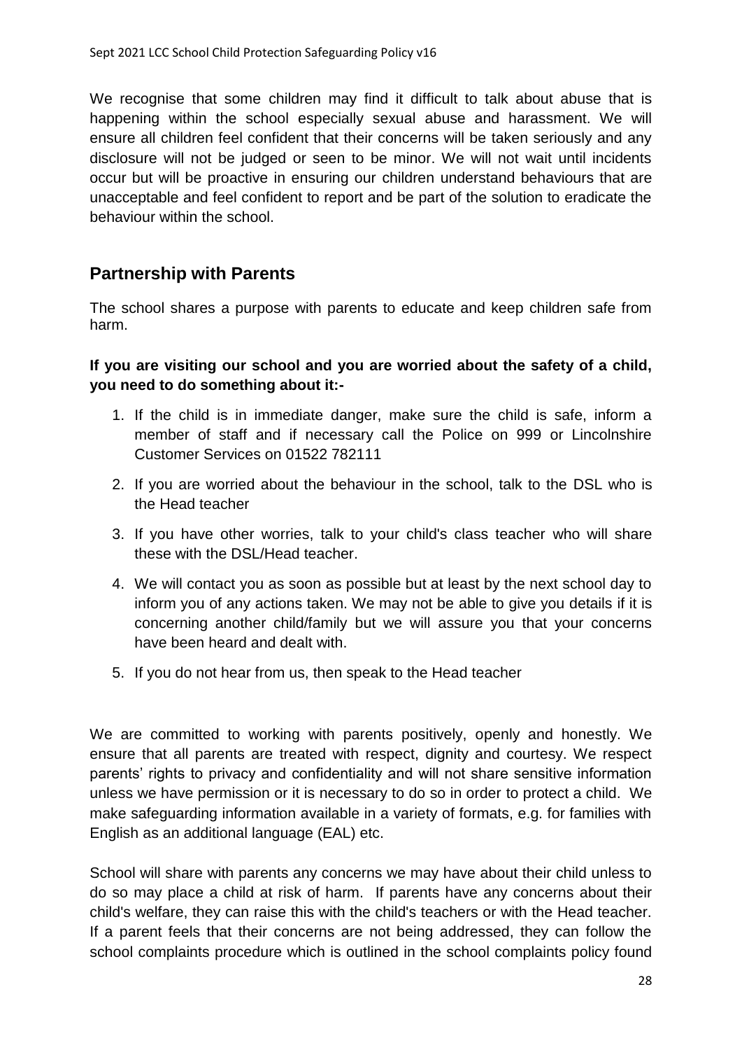We recognise that some children may find it difficult to talk about abuse that is happening within the school especially sexual abuse and harassment. We will ensure all children feel confident that their concerns will be taken seriously and any disclosure will not be judged or seen to be minor. We will not wait until incidents occur but will be proactive in ensuring our children understand behaviours that are unacceptable and feel confident to report and be part of the solution to eradicate the behaviour within the school.

## Partnership with Parents

The school shares a purpose with parents to educate and keep children safe from harm.

**If you are visiting our school and you are worried about the safety of a child, you need to do something about it:-**

1. If the child is in immediate danger, make sure the child is safe, inform a member of staff and if necessary call the Police on 999 or Lincolnshire Customer Services on 01522 782111
2. If you are worried about the behaviour in the school, talk to the DSL who is the Head teacher
3. If you have other worries, talk to your child's class teacher who will share these with the DSL/Head teacher.
4. We will contact you as soon as possible but at least by the next school day to inform you of any actions taken. We may not be able to give you details if it is concerning another child/family but we will assure you that your concerns have been heard and dealt with.
5. If you do not hear from us, then speak to the Head teacher

We are committed to working with parents positively, openly and honestly. We ensure that all parents are treated with respect, dignity and courtesy. We respect parents' rights to privacy and confidentiality and will not share sensitive information unless we have permission or it is necessary to do so in order to protect a child. We make safeguarding information available in a variety of formats, e.g. for families with English as an additional language (EAL) etc.

School will share with parents any concerns we may have about their child unless to do so may place a child at risk of harm. If parents have any concerns about their child's welfare, they can raise this with the child's teachers or with the Head teacher. If a parent feels that their concerns are not being addressed, they can follow the school complaints procedure which is outlined in the school complaints policy found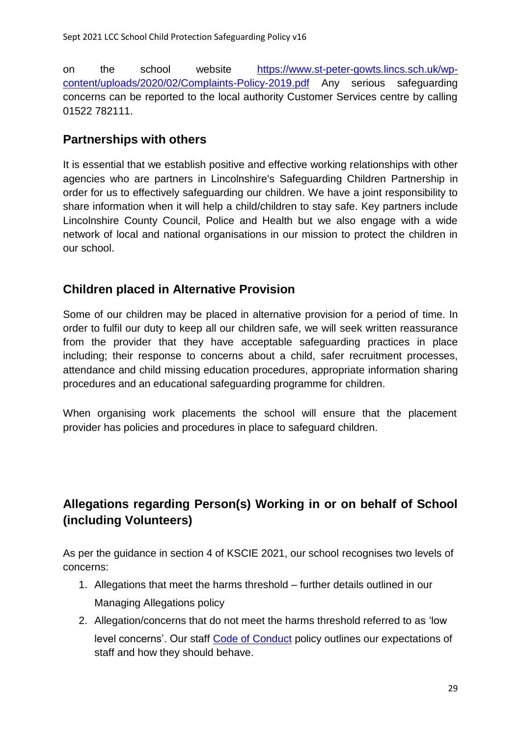on the school website [https://www.st-peter-gowts.lincs.sch.uk/wp-content/uploads/2020/02/Complaints-Policy-2019.pdf](https://www.st-peter-gowts.lincs.sch.uk/wp-content/uploads/2020/02/Complaints-Policy-2019.pdf) Any serious safeguarding concerns can be reported to the local authority Customer Services centre by calling 01522 782111.

## Partnerships with others

It is essential that we establish positive and effective working relationships with other agencies who are partners in Lincolnshire's Safeguarding Children Partnership in order for us to effectively safeguarding our children. We have a joint responsibility to share information when it will help a child/children to stay safe. Key partners include Lincolnshire County Council, Police and Health but we also engage with a wide network of local and national organisations in our mission to protect the children in our school.

## Children placed in Alternative Provision

Some of our children may be placed in alternative provision for a period of time. In order to fulfil our duty to keep all our children safe, we will seek written reassurance from the provider that they have acceptable safeguarding practices in place including; their response to concerns about a child, safer recruitment processes, attendance and child missing education procedures, appropriate information sharing procedures and an educational safeguarding programme for children.

When organising work placements the school will ensure that the placement provider has policies and procedures in place to safeguard children.

## Allegations regarding Person(s) Working in or on behalf of School (including Volunteers)

As per the guidance in section 4 of KSCIE 2021, our school recognises two levels of concerns:

1. Allegations that meet the harms threshold – further details outlined in our Managing Allegations policy
2. Allegation/concerns that do not meet the harms threshold referred to as 'low level concerns'. Our staff Code of Conduct policy outlines our expectations of staff and how they should behave.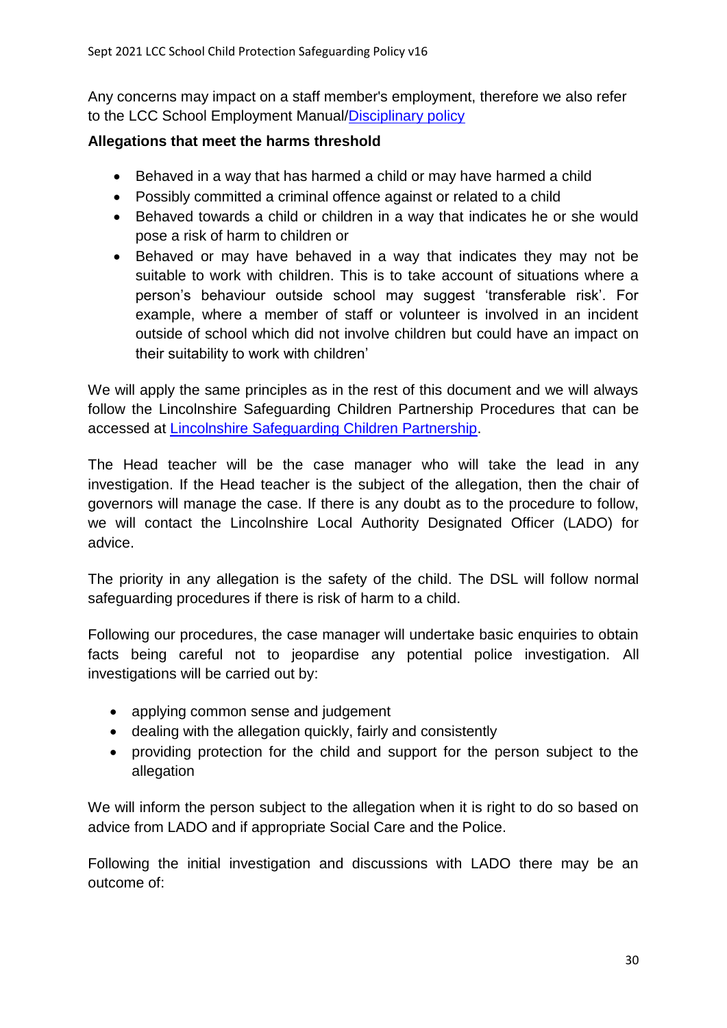Any concerns may impact on a staff member's employment, therefore we also refer to the LCC School Employment Manual/Disciplinary policy

**Allegations that meet the harms threshold**

- Behaved in a way that has harmed a child or may have harmed a child
- Possibly committed a criminal offence against or related to a child
- Behaved towards a child or children in a way that indicates he or she would pose a risk of harm to children or
- Behaved or may have behaved in a way that indicates they may not be suitable to work with children. This is to take account of situations where a person's behaviour outside school may suggest 'transferable risk'. For example, where a member of staff or volunteer is involved in an incident outside of school which did not involve children but could have an impact on their suitability to work with children'

We will apply the same principles as in the rest of this document and we will always follow the Lincolnshire Safeguarding Children Partnership Procedures that can be accessed at Lincolnshire Safeguarding Children Partnership.

The Head teacher will be the case manager who will take the lead in any investigation. If the Head teacher is the subject of the allegation, then the chair of governors will manage the case. If there is any doubt as to the procedure to follow, we will contact the Lincolnshire Local Authority Designated Officer (LADO) for advice.

The priority in any allegation is the safety of the child. The DSL will follow normal safeguarding procedures if there is risk of harm to a child.

Following our procedures, the case manager will undertake basic enquiries to obtain facts being careful not to jeopardise any potential police investigation. All investigations will be carried out by:

- applying common sense and judgement
- dealing with the allegation quickly, fairly and consistently
- providing protection for the child and support for the person subject to the allegation

We will inform the person subject to the allegation when it is right to do so based on advice from LADO and if appropriate Social Care and the Police.

Following the initial investigation and discussions with LADO there may be an outcome of: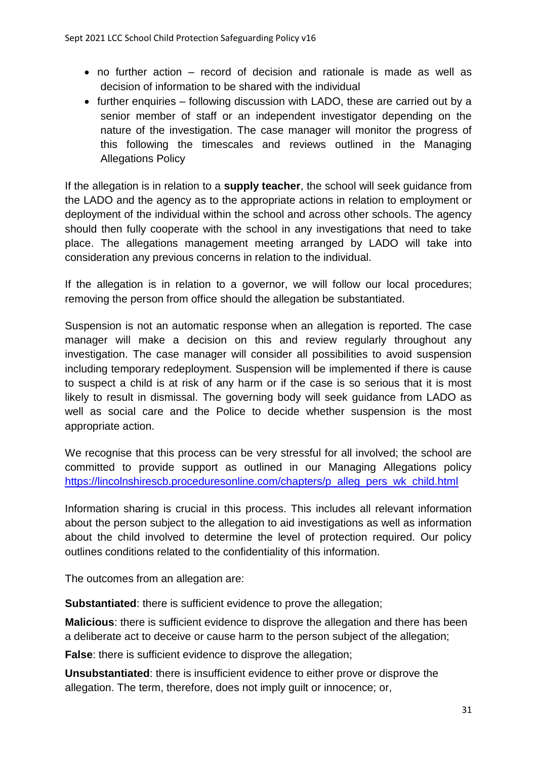- no further action – record of decision and rationale is made as well as decision of information to be shared with the individual
- further enquiries – following discussion with LADO, these are carried out by a senior member of staff or an independent investigator depending on the nature of the investigation. The case manager will monitor the progress of this following the timescales and reviews outlined in the Managing Allegations Policy

If the allegation is in relation to a **supply teacher**, the school will seek guidance from the LADO and the agency as to the appropriate actions in relation to employment or deployment of the individual within the school and across other schools. The agency should then fully cooperate with the school in any investigations that need to take place. The allegations management meeting arranged by LADO will take into consideration any previous concerns in relation to the individual.

If the allegation is in relation to a governor, we will follow our local procedures; removing the person from office should the allegation be substantiated.

Suspension is not an automatic response when an allegation is reported. The case manager will make a decision on this and review regularly throughout any investigation. The case manager will consider all possibilities to avoid suspension including temporary redeployment. Suspension will be implemented if there is cause to suspect a child is at risk of any harm or if the case is so serious that it is most likely to result in dismissal. The governing body will seek guidance from LADO as well as social care and the Police to decide whether suspension is the most appropriate action.

We recognise that this process can be very stressful for all involved; the school are committed to provide support as outlined in our Managing Allegations policy [https://lincolnshirescb.proceduresonline.com/chapters/p_alleg_pers_wk_child.html](https://lincolnshirescb.proceduresonline.com/chapters/p_alleg_pers_wk_child.html)

Information sharing is crucial in this process. This includes all relevant information about the person subject to the allegation to aid investigations as well as information about the child involved to determine the level of protection required. Our policy outlines conditions related to the confidentiality of this information.

The outcomes from an allegation are:

**Substantiated**: there is sufficient evidence to prove the allegation;

**Malicious**: there is sufficient evidence to disprove the allegation and there has been a deliberate act to deceive or cause harm to the person subject of the allegation;

**False**: there is sufficient evidence to disprove the allegation;

**Unsubstantiated**: there is insufficient evidence to either prove or disprove the allegation. The term, therefore, does not imply guilt or innocence; or,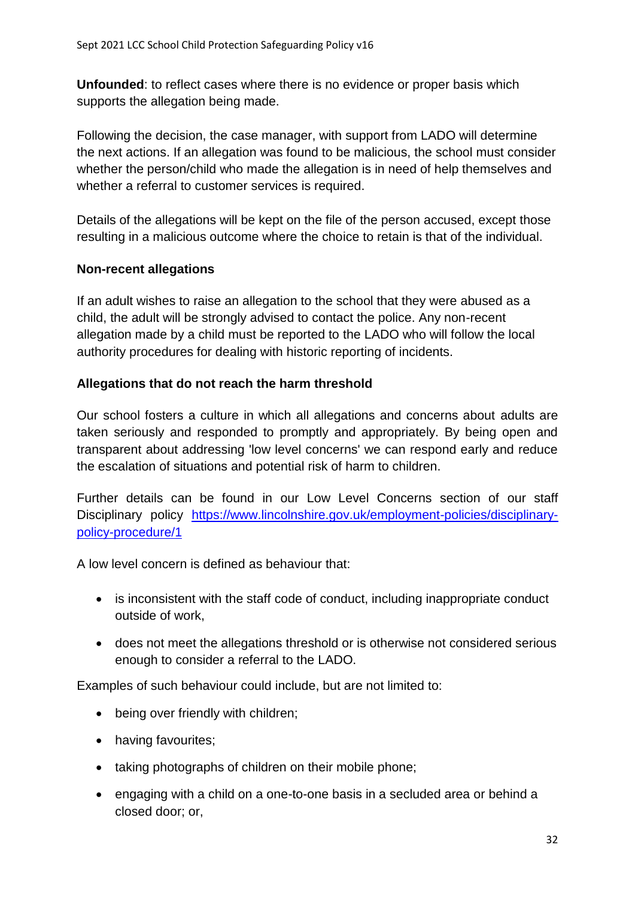**Unfounded**: to reflect cases where there is no evidence or proper basis which supports the allegation being made.

Following the decision, the case manager, with support from LADO will determine the next actions. If an allegation was found to be malicious, the school must consider whether the person/child who made the allegation is in need of help themselves and whether a referral to customer services is required.

Details of the allegations will be kept on the file of the person accused, except those resulting in a malicious outcome where the choice to retain is that of the individual.

### Non-recent allegations

If an adult wishes to raise an allegation to the school that they were abused as a child, the adult will be strongly advised to contact the police. Any non-recent allegation made by a child must be reported to the LADO who will follow the local authority procedures for dealing with historic reporting of incidents.

### Allegations that do not reach the harm threshold

Our school fosters a culture in which all allegations and concerns about adults are taken seriously and responded to promptly and appropriately. By being open and transparent about addressing 'low level concerns' we can respond early and reduce the escalation of situations and potential risk of harm to children.

Further details can be found in our Low Level Concerns section of our staff Disciplinary policy [https://www.lincolnshire.gov.uk/employment-policies/disciplinary-policy-procedure/1](https://www.lincolnshire.gov.uk/employment-policies/disciplinary-policy-procedure/1)

A low level concern is defined as behaviour that:

- is inconsistent with the staff code of conduct, including inappropriate conduct outside of work,
- does not meet the allegations threshold or is otherwise not considered serious enough to consider a referral to the LADO.

Examples of such behaviour could include, but are not limited to:

- being over friendly with children;
- having favourites;
- taking photographs of children on their mobile phone;
- engaging with a child on a one-to-one basis in a secluded area or behind a closed door; or,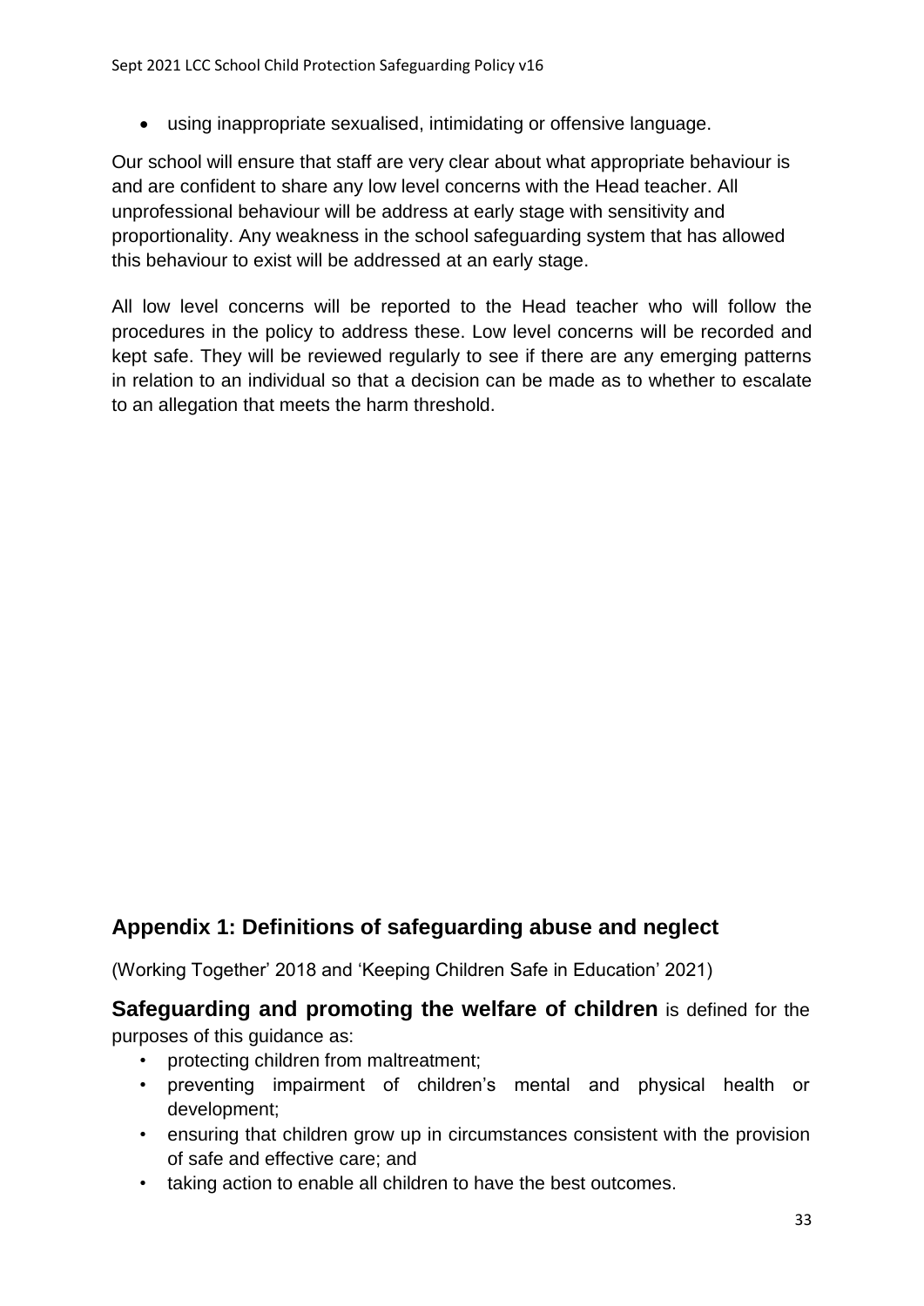- using inappropriate sexualised, intimidating or offensive language.

Our school will ensure that staff are very clear about what appropriate behaviour is and are confident to share any low level concerns with the Head teacher. All unprofessional behaviour will be address at early stage with sensitivity and proportionality. Any weakness in the school safeguarding system that has allowed this behaviour to exist will be addressed at an early stage.

All low level concerns will be reported to the Head teacher who will follow the procedures in the policy to address these. Low level concerns will be recorded and kept safe. They will be reviewed regularly to see if there are any emerging patterns in relation to an individual so that a decision can be made as to whether to escalate to an allegation that meets the harm threshold.

## Appendix 1: Definitions of safeguarding abuse and neglect

(Working Together' 2018 and 'Keeping Children Safe in Education' 2021)

**Safeguarding and promoting the welfare of children** is defined for the purposes of this guidance as:

- protecting children from maltreatment;
- preventing impairment of children's mental and physical health or development;
- ensuring that children grow up in circumstances consistent with the provision of safe and effective care; and
- taking action to enable all children to have the best outcomes.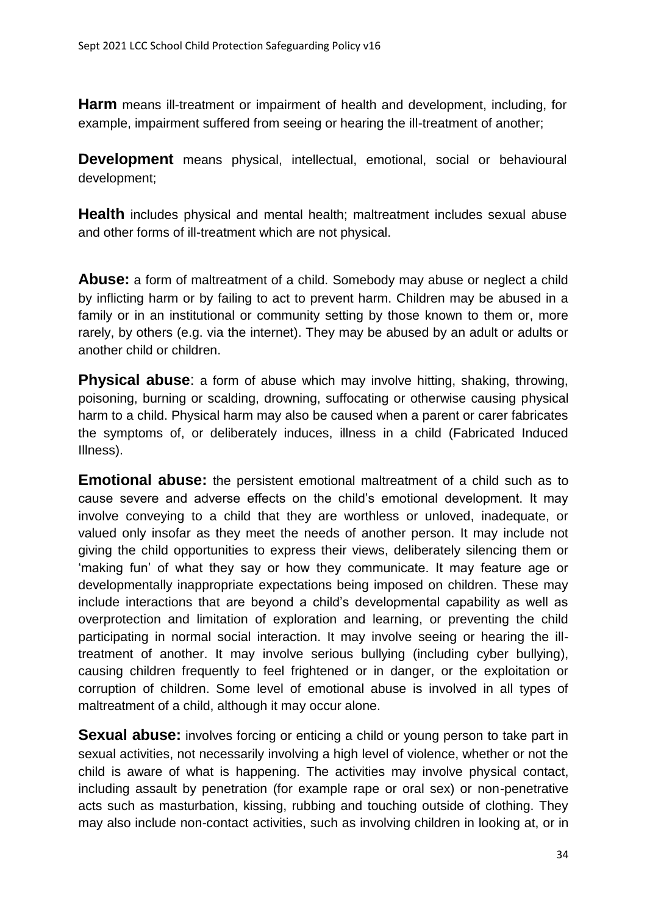**Harm** means ill-treatment or impairment of health and development, including, for example, impairment suffered from seeing or hearing the ill-treatment of another;

**Development** means physical, intellectual, emotional, social or behavioural development;

**Health** includes physical and mental health; maltreatment includes sexual abuse and other forms of ill-treatment which are not physical.

**Abuse:** a form of maltreatment of a child. Somebody may abuse or neglect a child by inflicting harm or by failing to act to prevent harm. Children may be abused in a family or in an institutional or community setting by those known to them or, more rarely, by others (e.g. via the internet). They may be abused by an adult or adults or another child or children.

**Physical abuse**: a form of abuse which may involve hitting, shaking, throwing, poisoning, burning or scalding, drowning, suffocating or otherwise causing physical harm to a child. Physical harm may also be caused when a parent or carer fabricates the symptoms of, or deliberately induces, illness in a child (Fabricated Induced Illness).

**Emotional abuse:** the persistent emotional maltreatment of a child such as to cause severe and adverse effects on the child's emotional development. It may involve conveying to a child that they are worthless or unloved, inadequate, or valued only insofar as they meet the needs of another person. It may include not giving the child opportunities to express their views, deliberately silencing them or 'making fun' of what they say or how they communicate. It may feature age or developmentally inappropriate expectations being imposed on children. These may include interactions that are beyond a child's developmental capability as well as overprotection and limitation of exploration and learning, or preventing the child participating in normal social interaction. It may involve seeing or hearing the ill-treatment of another. It may involve serious bullying (including cyber bullying), causing children frequently to feel frightened or in danger, or the exploitation or corruption of children. Some level of emotional abuse is involved in all types of maltreatment of a child, although it may occur alone.

**Sexual abuse:** involves forcing or enticing a child or young person to take part in sexual activities, not necessarily involving a high level of violence, whether or not the child is aware of what is happening. The activities may involve physical contact, including assault by penetration (for example rape or oral sex) or non-penetrative acts such as masturbation, kissing, rubbing and touching outside of clothing. They may also include non-contact activities, such as involving children in looking at, or in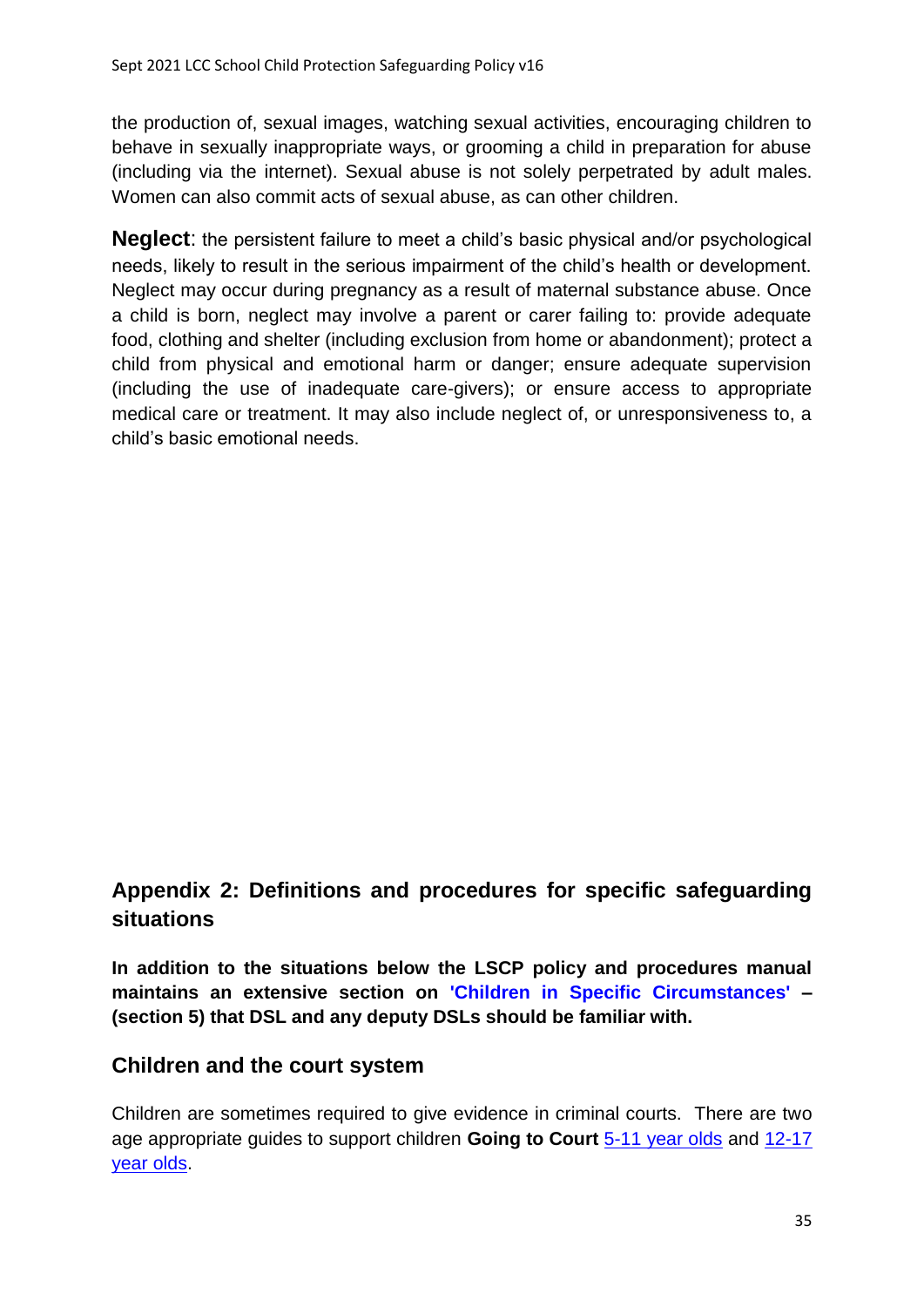the production of, sexual images, watching sexual activities, encouraging children to behave in sexually inappropriate ways, or grooming a child in preparation for abuse (including via the internet). Sexual abuse is not solely perpetrated by adult males. Women can also commit acts of sexual abuse, as can other children.

**Neglect**: the persistent failure to meet a child's basic physical and/or psychological needs, likely to result in the serious impairment of the child's health or development. Neglect may occur during pregnancy as a result of maternal substance abuse. Once a child is born, neglect may involve a parent or carer failing to: provide adequate food, clothing and shelter (including exclusion from home or abandonment); protect a child from physical and emotional harm or danger; ensure adequate supervision (including the use of inadequate care-givers); or ensure access to appropriate medical care or treatment. It may also include neglect of, or unresponsiveness to, a child's basic emotional needs.

## Appendix 2: Definitions and procedures for specific safeguarding situations

**In addition to the situations below the LSCP policy and procedures manual maintains an extensive section on 'Children in Specific Circumstances' – (section 5) that DSL and any deputy DSLs should be familiar with.**

### Children and the court system

Children are sometimes required to give evidence in criminal courts. There are two age appropriate guides to support children **Going to Court** 5-11 year olds and 12-17 year olds.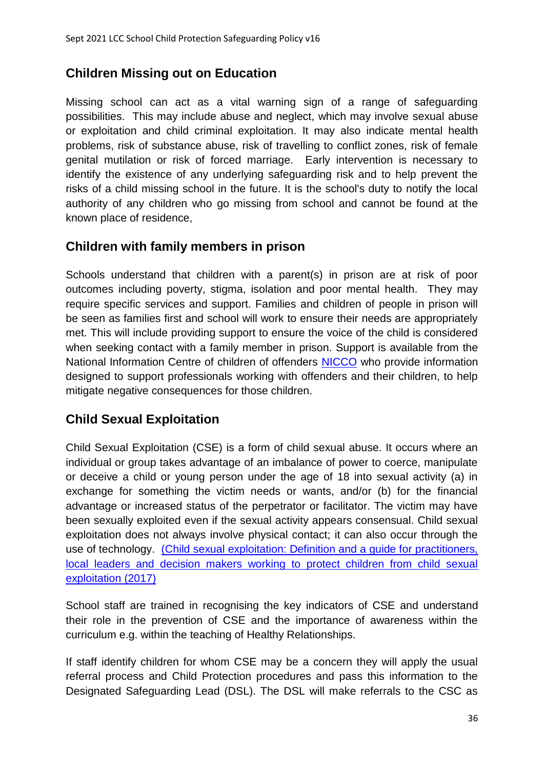## Children Missing out on Education

Missing school can act as a vital warning sign of a range of safeguarding possibilities. This may include abuse and neglect, which may involve sexual abuse or exploitation and child criminal exploitation. It may also indicate mental health problems, risk of substance abuse, risk of travelling to conflict zones, risk of female genital mutilation or risk of forced marriage. Early intervention is necessary to identify the existence of any underlying safeguarding risk and to help prevent the risks of a child missing school in the future. It is the school's duty to notify the local authority of any children who go missing from school and cannot be found at the known place of residence,

## Children with family members in prison

Schools understand that children with a parent(s) in prison are at risk of poor outcomes including poverty, stigma, isolation and poor mental health. They may require specific services and support. Families and children of people in prison will be seen as families first and school will work to ensure their needs are appropriately met. This will include providing support to ensure the voice of the child is considered when seeking contact with a family member in prison. Support is available from the National Information Centre of children of offenders NICCO who provide information designed to support professionals working with offenders and their children, to help mitigate negative consequences for those children.

## Child Sexual Exploitation

Child Sexual Exploitation (CSE) is a form of child sexual abuse. It occurs where an individual or group takes advantage of an imbalance of power to coerce, manipulate or deceive a child or young person under the age of 18 into sexual activity (a) in exchange for something the victim needs or wants, and/or (b) for the financial advantage or increased status of the perpetrator or facilitator. The victim may have been sexually exploited even if the sexual activity appears consensual. Child sexual exploitation does not always involve physical contact; it can also occur through the use of technology. (Child sexual exploitation: Definition and a guide for practitioners, local leaders and decision makers working to protect children from child sexual exploitation (2017)

School staff are trained in recognising the key indicators of CSE and understand their role in the prevention of CSE and the importance of awareness within the curriculum e.g. within the teaching of Healthy Relationships.

If staff identify children for whom CSE may be a concern they will apply the usual referral process and Child Protection procedures and pass this information to the Designated Safeguarding Lead (DSL). The DSL will make referrals to the CSC as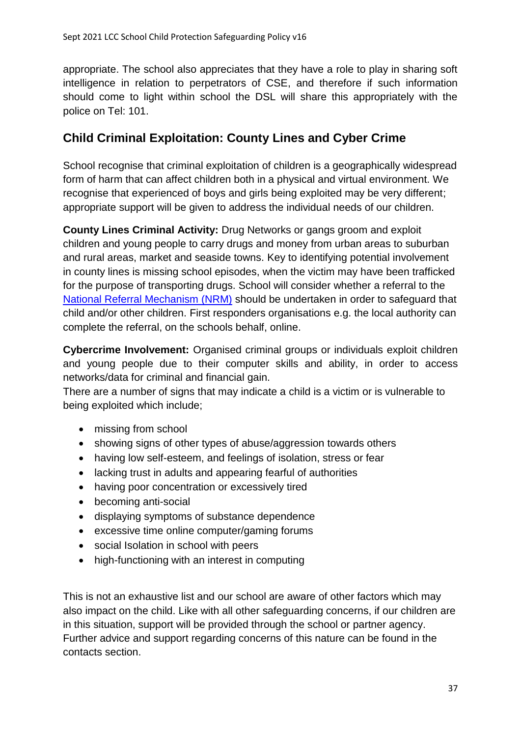appropriate. The school also appreciates that they have a role to play in sharing soft intelligence in relation to perpetrators of CSE, and therefore if such information should come to light within school the DSL will share this appropriately with the police on Tel: 101.

## Child Criminal Exploitation: County Lines and Cyber Crime

School recognise that criminal exploitation of children is a geographically widespread form of harm that can affect children both in a physical and virtual environment. We recognise that experienced of boys and girls being exploited may be very different; appropriate support will be given to address the individual needs of our children.

**County Lines Criminal Activity:** Drug Networks or gangs groom and exploit children and young people to carry drugs and money from urban areas to suburban and rural areas, market and seaside towns. Key to identifying potential involvement in county lines is missing school episodes, when the victim may have been trafficked for the purpose of transporting drugs. School will consider whether a referral to the National Referral Mechanism (NRM) should be undertaken in order to safeguard that child and/or other children. First responders organisations e.g. the local authority can complete the referral, on the schools behalf, online.

**Cybercrime Involvement:** Organised criminal groups or individuals exploit children and young people due to their computer skills and ability, in order to access networks/data for criminal and financial gain.

There are a number of signs that may indicate a child is a victim or is vulnerable to being exploited which include;

- missing from school
- showing signs of other types of abuse/aggression towards others
- having low self-esteem, and feelings of isolation, stress or fear
- lacking trust in adults and appearing fearful of authorities
- having poor concentration or excessively tired
- becoming anti-social
- displaying symptoms of substance dependence
- excessive time online computer/gaming forums
- social Isolation in school with peers
- high-functioning with an interest in computing

This is not an exhaustive list and our school are aware of other factors which may also impact on the child. Like with all other safeguarding concerns, if our children are in this situation, support will be provided through the school or partner agency. Further advice and support regarding concerns of this nature can be found in the contacts section.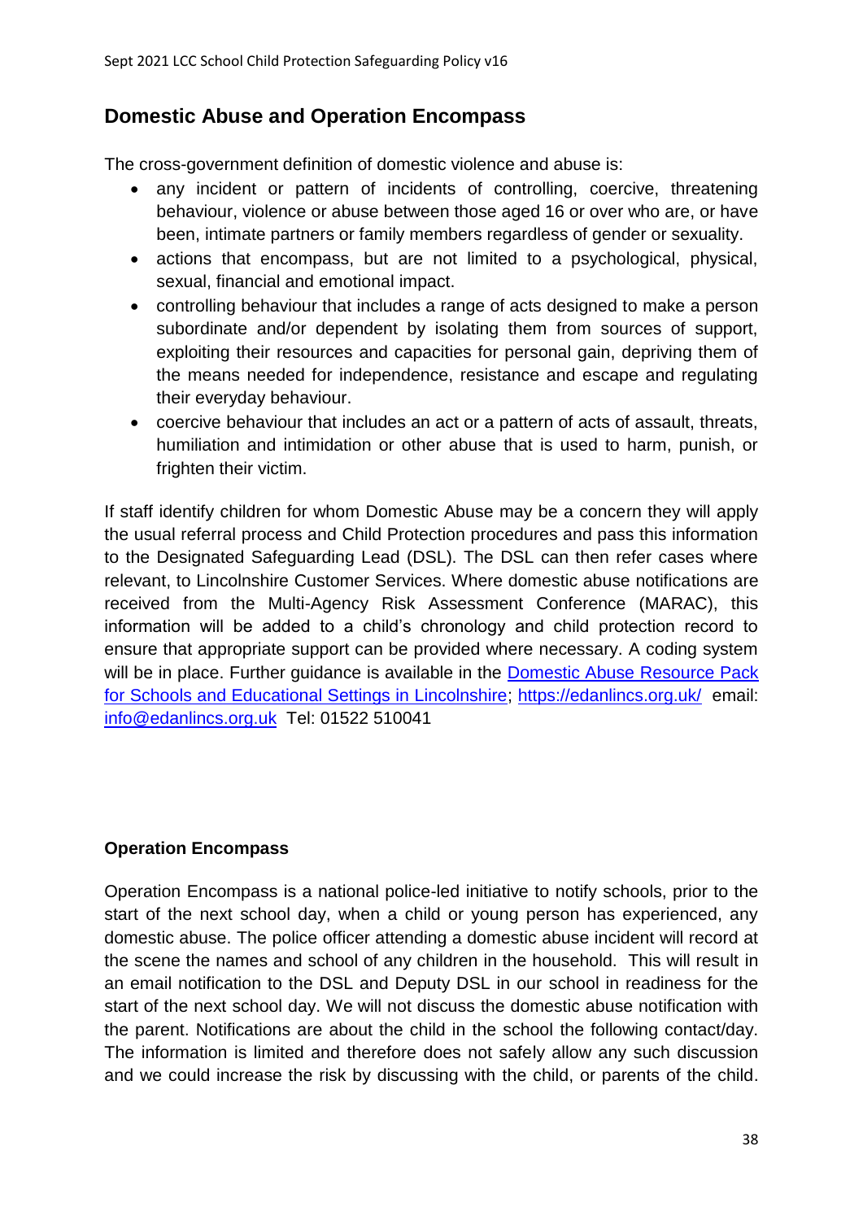## Domestic Abuse and Operation Encompass

The cross-government definition of domestic violence and abuse is:

- any incident or pattern of incidents of controlling, coercive, threatening behaviour, violence or abuse between those aged 16 or over who are, or have been, intimate partners or family members regardless of gender or sexuality.
- actions that encompass, but are not limited to a psychological, physical, sexual, financial and emotional impact.
- controlling behaviour that includes a range of acts designed to make a person subordinate and/or dependent by isolating them from sources of support, exploiting their resources and capacities for personal gain, depriving them of the means needed for independence, resistance and escape and regulating their everyday behaviour.
- coercive behaviour that includes an act or a pattern of acts of assault, threats, humiliation and intimidation or other abuse that is used to harm, punish, or frighten their victim.

If staff identify children for whom Domestic Abuse may be a concern they will apply the usual referral process and Child Protection procedures and pass this information to the Designated Safeguarding Lead (DSL). The DSL can then refer cases where relevant, to Lincolnshire Customer Services. Where domestic abuse notifications are received from the Multi-Agency Risk Assessment Conference (MARAC), this information will be added to a child's chronology and child protection record to ensure that appropriate support can be provided where necessary. A coding system will be in place. Further guidance is available in the [Domestic Abuse Resource Pack for Schools and Educational Settings in Lincolnshire](); [https://edanlincs.org.uk/](https://edanlincs.org.uk/) email: [info@edanlincs.org.uk](mailto:info@edanlincs.org.uk) Tel: 01522 510041

**Operation Encompass**

Operation Encompass is a national police-led initiative to notify schools, prior to the start of the next school day, when a child or young person has experienced, any domestic abuse. The police officer attending a domestic abuse incident will record at the scene the names and school of any children in the household. This will result in an email notification to the DSL and Deputy DSL in our school in readiness for the start of the next school day. We will not discuss the domestic abuse notification with the parent. Notifications are about the child in the school the following contact/day. The information is limited and therefore does not safely allow any such discussion and we could increase the risk by discussing with the child, or parents of the child.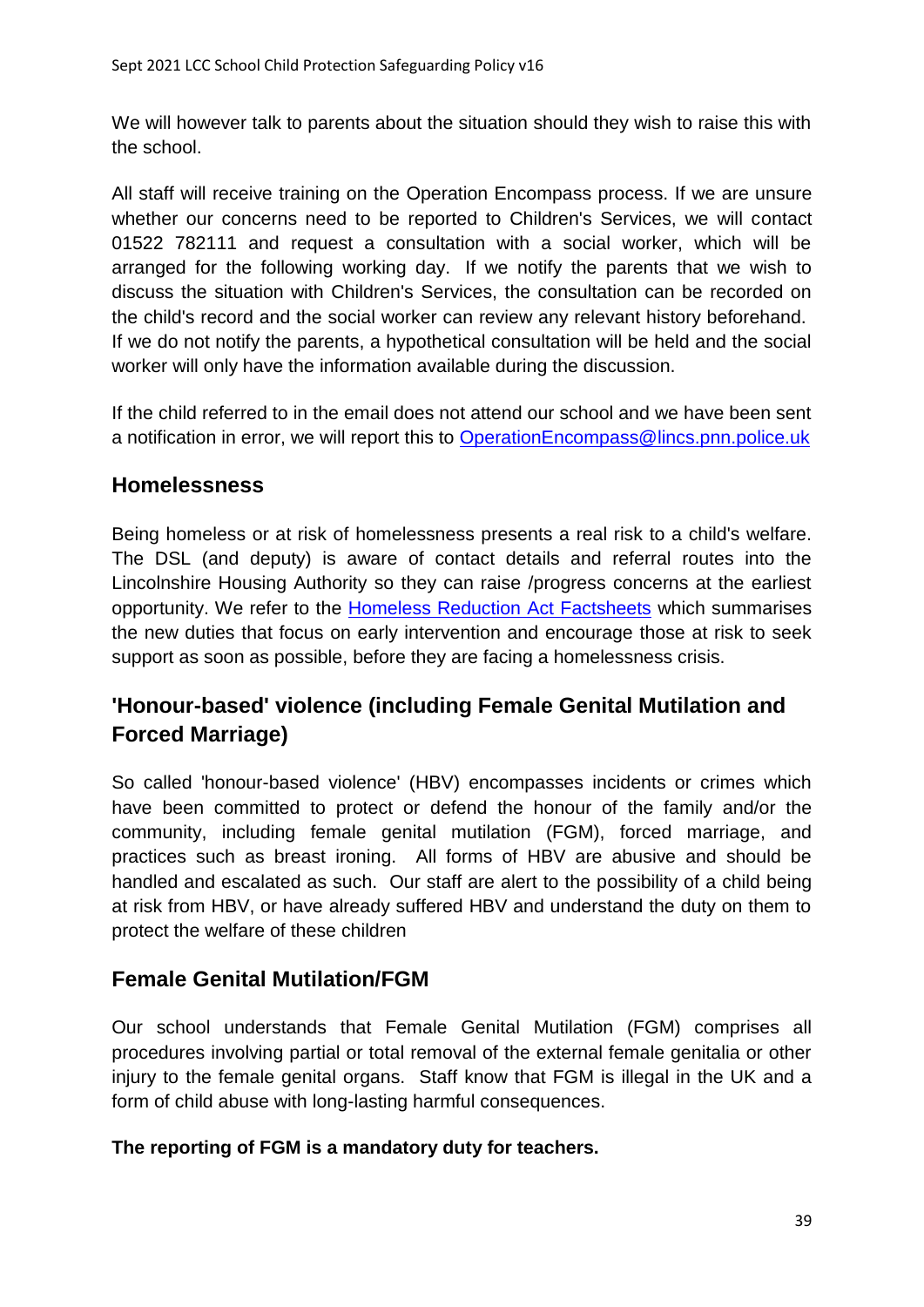We will however talk to parents about the situation should they wish to raise this with the school.

All staff will receive training on the Operation Encompass process. If we are unsure whether our concerns need to be reported to Children's Services, we will contact 01522 782111 and request a consultation with a social worker, which will be arranged for the following working day. If we notify the parents that we wish to discuss the situation with Children's Services, the consultation can be recorded on the child's record and the social worker can review any relevant history beforehand. If we do not notify the parents, a hypothetical consultation will be held and the social worker will only have the information available during the discussion.

If the child referred to in the email does not attend our school and we have been sent a notification in error, we will report this to OperationEncompass@lincs.pnn.police.uk

## Homelessness

Being homeless or at risk of homelessness presents a real risk to a child's welfare. The DSL (and deputy) is aware of contact details and referral routes into the Lincolnshire Housing Authority so they can raise /progress concerns at the earliest opportunity. We refer to the Homeless Reduction Act Factsheets which summarises the new duties that focus on early intervention and encourage those at risk to seek support as soon as possible, before they are facing a homelessness crisis.

## 'Honour-based' violence (including Female Genital Mutilation and Forced Marriage)

So called 'honour-based violence' (HBV) encompasses incidents or crimes which have been committed to protect or defend the honour of the family and/or the community, including female genital mutilation (FGM), forced marriage, and practices such as breast ironing. All forms of HBV are abusive and should be handled and escalated as such. Our staff are alert to the possibility of a child being at risk from HBV, or have already suffered HBV and understand the duty on them to protect the welfare of these children

## Female Genital Mutilation/FGM

Our school understands that Female Genital Mutilation (FGM) comprises all procedures involving partial or total removal of the external female genitalia or other injury to the female genital organs. Staff know that FGM is illegal in the UK and a form of child abuse with long-lasting harmful consequences.

**The reporting of FGM is a mandatory duty for teachers.**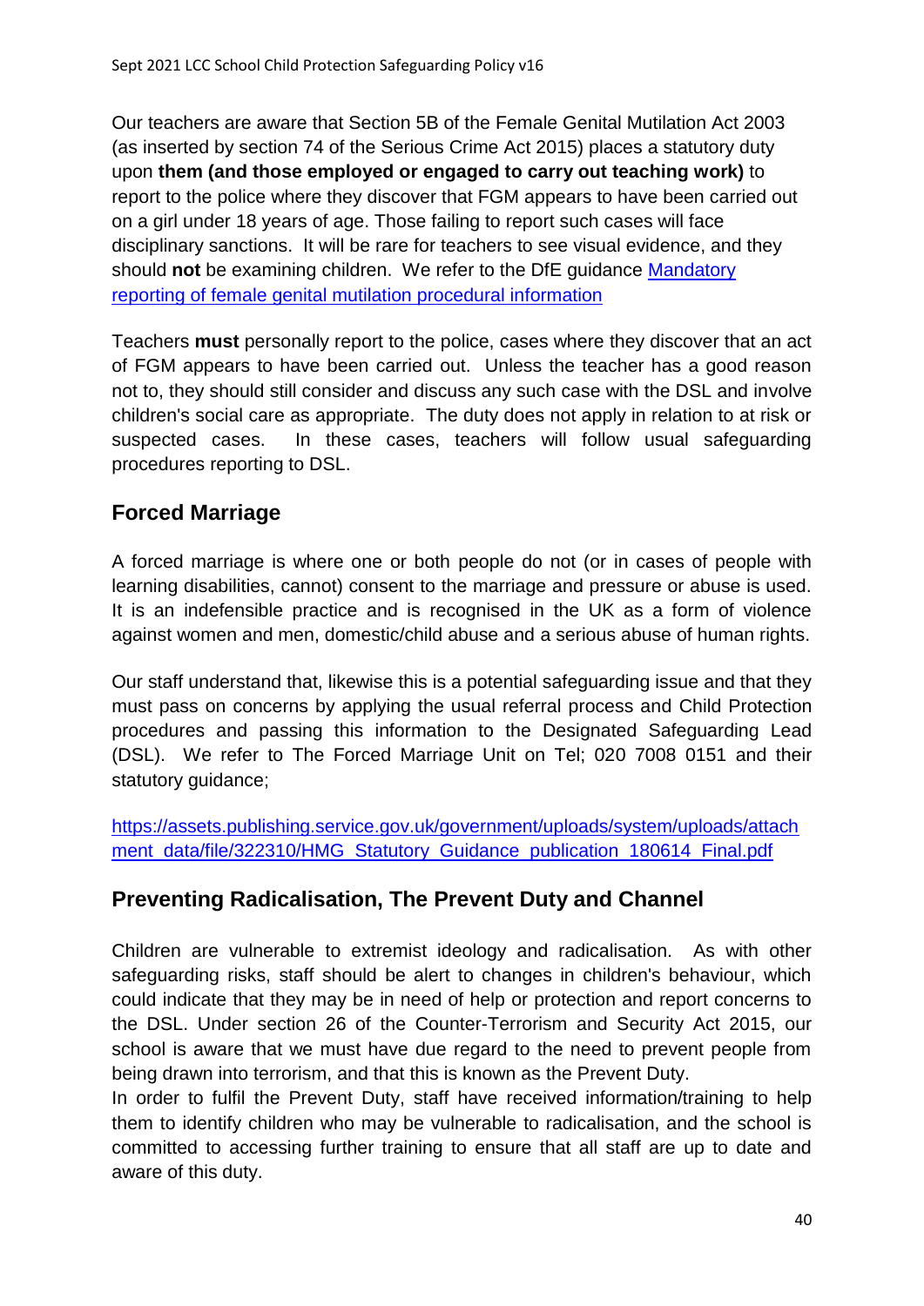Our teachers are aware that Section 5B of the Female Genital Mutilation Act 2003 (as inserted by section 74 of the Serious Crime Act 2015) places a statutory duty upon **them (and those employed or engaged to carry out teaching work)** to report to the police where they discover that FGM appears to have been carried out on a girl under 18 years of age. Those failing to report such cases will face disciplinary sanctions. It will be rare for teachers to see visual evidence, and they should **not** be examining children. We refer to the DfE guidance [Mandatory reporting of female genital mutilation procedural information]()

Teachers **must** personally report to the police, cases where they discover that an act of FGM appears to have been carried out. Unless the teacher has a good reason not to, they should still consider and discuss any such case with the DSL and involve children's social care as appropriate. The duty does not apply in relation to at risk or suspected cases. In these cases, teachers will follow usual safeguarding procedures reporting to DSL.

## Forced Marriage

A forced marriage is where one or both people do not (or in cases of people with learning disabilities, cannot) consent to the marriage and pressure or abuse is used. It is an indefensible practice and is recognised in the UK as a form of violence against women and men, domestic/child abuse and a serious abuse of human rights.

Our staff understand that, likewise this is a potential safeguarding issue and that they must pass on concerns by applying the usual referral process and Child Protection procedures and passing this information to the Designated Safeguarding Lead (DSL). We refer to The Forced Marriage Unit on Tel; 020 7008 0151 and their statutory guidance;

[https://assets.publishing.service.gov.uk/government/uploads/system/uploads/attachment_data/file/322310/HMG_Statutory_Guidance_publication_180614_Final.pdf](https://assets.publishing.service.gov.uk/government/uploads/system/uploads/attachment_data/file/322310/HMG_Statutory_Guidance_publication_180614_Final.pdf)

## Preventing Radicalisation, The Prevent Duty and Channel

Children are vulnerable to extremist ideology and radicalisation. As with other safeguarding risks, staff should be alert to changes in children's behaviour, which could indicate that they may be in need of help or protection and report concerns to the DSL. Under section 26 of the Counter-Terrorism and Security Act 2015, our school is aware that we must have due regard to the need to prevent people from being drawn into terrorism, and that this is known as the Prevent Duty.

In order to fulfil the Prevent Duty, staff have received information/training to help them to identify children who may be vulnerable to radicalisation, and the school is committed to accessing further training to ensure that all staff are up to date and aware of this duty.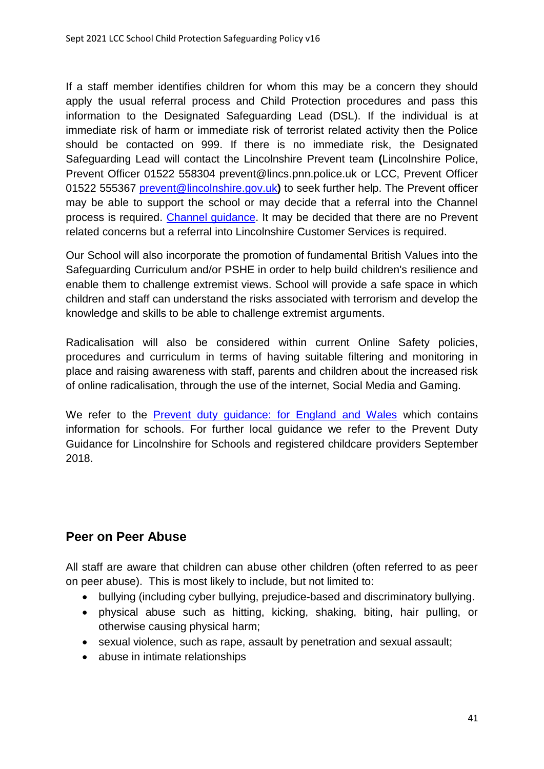If a staff member identifies children for whom this may be a concern they should apply the usual referral process and Child Protection procedures and pass this information to the Designated Safeguarding Lead (DSL). If the individual is at immediate risk of harm or immediate risk of terrorist related activity then the Police should be contacted on 999. If there is no immediate risk, the Designated Safeguarding Lead will contact the Lincolnshire Prevent team **(**Lincolnshire Police, Prevent Officer 01522 558304 prevent@lincs.pnn.police.uk or LCC, Prevent Officer 01522 555367 prevent@lincolnshire.gov.uk**)** to seek further help. The Prevent officer may be able to support the school or may decide that a referral into the Channel process is required. Channel guidance. It may be decided that there are no Prevent related concerns but a referral into Lincolnshire Customer Services is required.

Our School will also incorporate the promotion of fundamental British Values into the Safeguarding Curriculum and/or PSHE in order to help build children's resilience and enable them to challenge extremist views. School will provide a safe space in which children and staff can understand the risks associated with terrorism and develop the knowledge and skills to be able to challenge extremist arguments.

Radicalisation will also be considered within current Online Safety policies, procedures and curriculum in terms of having suitable filtering and monitoring in place and raising awareness with staff, parents and children about the increased risk of online radicalisation, through the use of the internet, Social Media and Gaming.

We refer to the Prevent duty guidance: for England and Wales which contains information for schools. For further local guidance we refer to the Prevent Duty Guidance for Lincolnshire for Schools and registered childcare providers September 2018.

## Peer on Peer Abuse

All staff are aware that children can abuse other children (often referred to as peer on peer abuse). This is most likely to include, but not limited to:

- bullying (including cyber bullying, prejudice-based and discriminatory bullying.
- physical abuse such as hitting, kicking, shaking, biting, hair pulling, or otherwise causing physical harm;
- sexual violence, such as rape, assault by penetration and sexual assault;
- abuse in intimate relationships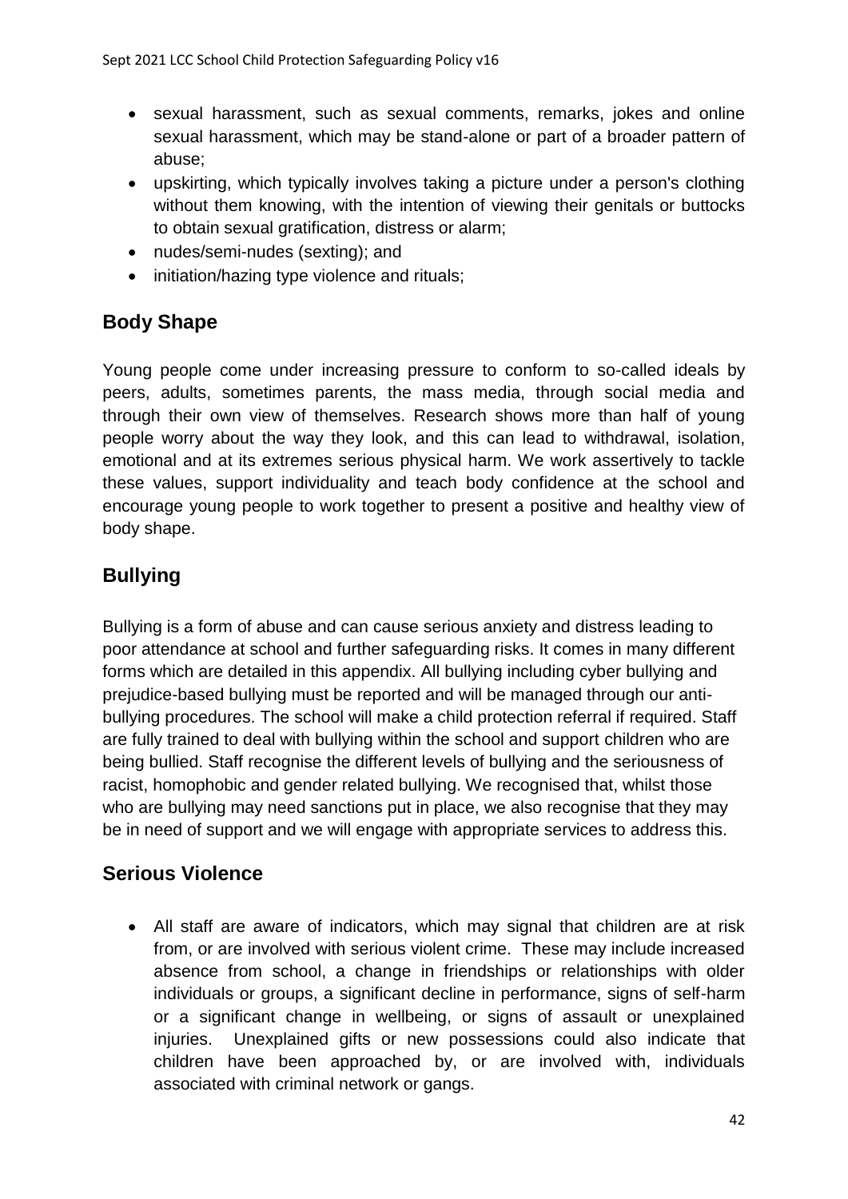- sexual harassment, such as sexual comments, remarks, jokes and online sexual harassment, which may be stand-alone or part of a broader pattern of abuse;
- upskirting, which typically involves taking a picture under a person's clothing without them knowing, with the intention of viewing their genitals or buttocks to obtain sexual gratification, distress or alarm;
- nudes/semi-nudes (sexting); and
- initiation/hazing type violence and rituals;

## Body Shape

Young people come under increasing pressure to conform to so-called ideals by peers, adults, sometimes parents, the mass media, through social media and through their own view of themselves. Research shows more than half of young people worry about the way they look, and this can lead to withdrawal, isolation, emotional and at its extremes serious physical harm. We work assertively to tackle these values, support individuality and teach body confidence at the school and encourage young people to work together to present a positive and healthy view of body shape.

## Bullying

Bullying is a form of abuse and can cause serious anxiety and distress leading to poor attendance at school and further safeguarding risks. It comes in many different forms which are detailed in this appendix. All bullying including cyber bullying and prejudice-based bullying must be reported and will be managed through our anti-bullying procedures. The school will make a child protection referral if required. Staff are fully trained to deal with bullying within the school and support children who are being bullied. Staff recognise the different levels of bullying and the seriousness of racist, homophobic and gender related bullying. We recognised that, whilst those who are bullying may need sanctions put in place, we also recognise that they may be in need of support and we will engage with appropriate services to address this.

## Serious Violence

- All staff are aware of indicators, which may signal that children are at risk from, or are involved with serious violent crime. These may include increased absence from school, a change in friendships or relationships with older individuals or groups, a significant decline in performance, signs of self-harm or a significant change in wellbeing, or signs of assault or unexplained injuries. Unexplained gifts or new possessions could also indicate that children have been approached by, or are involved with, individuals associated with criminal network or gangs.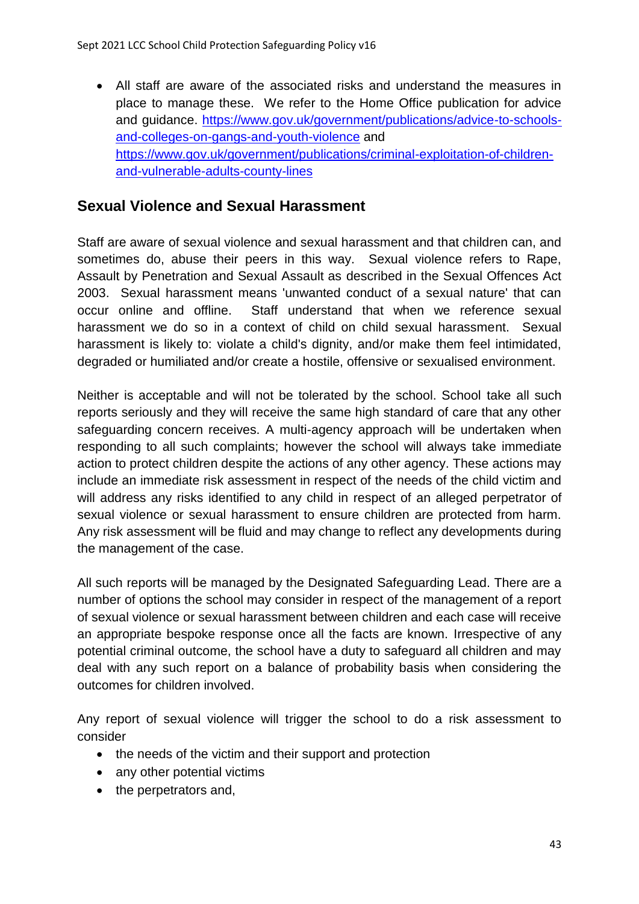- All staff are aware of the associated risks and understand the measures in place to manage these. We refer to the Home Office publication for advice and guidance. [https://www.gov.uk/government/publications/advice-to-schools-and-colleges-on-gangs-and-youth-violence](https://www.gov.uk/government/publications/advice-to-schools-and-colleges-on-gangs-and-youth-violence) and [https://www.gov.uk/government/publications/criminal-exploitation-of-children-and-vulnerable-adults-county-lines](https://www.gov.uk/government/publications/criminal-exploitation-of-children-and-vulnerable-adults-county-lines)

## Sexual Violence and Sexual Harassment

Staff are aware of sexual violence and sexual harassment and that children can, and sometimes do, abuse their peers in this way. Sexual violence refers to Rape, Assault by Penetration and Sexual Assault as described in the Sexual Offences Act 2003. Sexual harassment means 'unwanted conduct of a sexual nature' that can occur online and offline. Staff understand that when we reference sexual harassment we do so in a context of child on child sexual harassment. Sexual harassment is likely to: violate a child's dignity, and/or make them feel intimidated, degraded or humiliated and/or create a hostile, offensive or sexualised environment.

Neither is acceptable and will not be tolerated by the school. School take all such reports seriously and they will receive the same high standard of care that any other safeguarding concern receives. A multi-agency approach will be undertaken when responding to all such complaints; however the school will always take immediate action to protect children despite the actions of any other agency. These actions may include an immediate risk assessment in respect of the needs of the child victim and will address any risks identified to any child in respect of an alleged perpetrator of sexual violence or sexual harassment to ensure children are protected from harm. Any risk assessment will be fluid and may change to reflect any developments during the management of the case.

All such reports will be managed by the Designated Safeguarding Lead. There are a number of options the school may consider in respect of the management of a report of sexual violence or sexual harassment between children and each case will receive an appropriate bespoke response once all the facts are known. Irrespective of any potential criminal outcome, the school have a duty to safeguard all children and may deal with any such report on a balance of probability basis when considering the outcomes for children involved.

Any report of sexual violence will trigger the school to do a risk assessment to consider

- the needs of the victim and their support and protection
- any other potential victims
- the perpetrators and,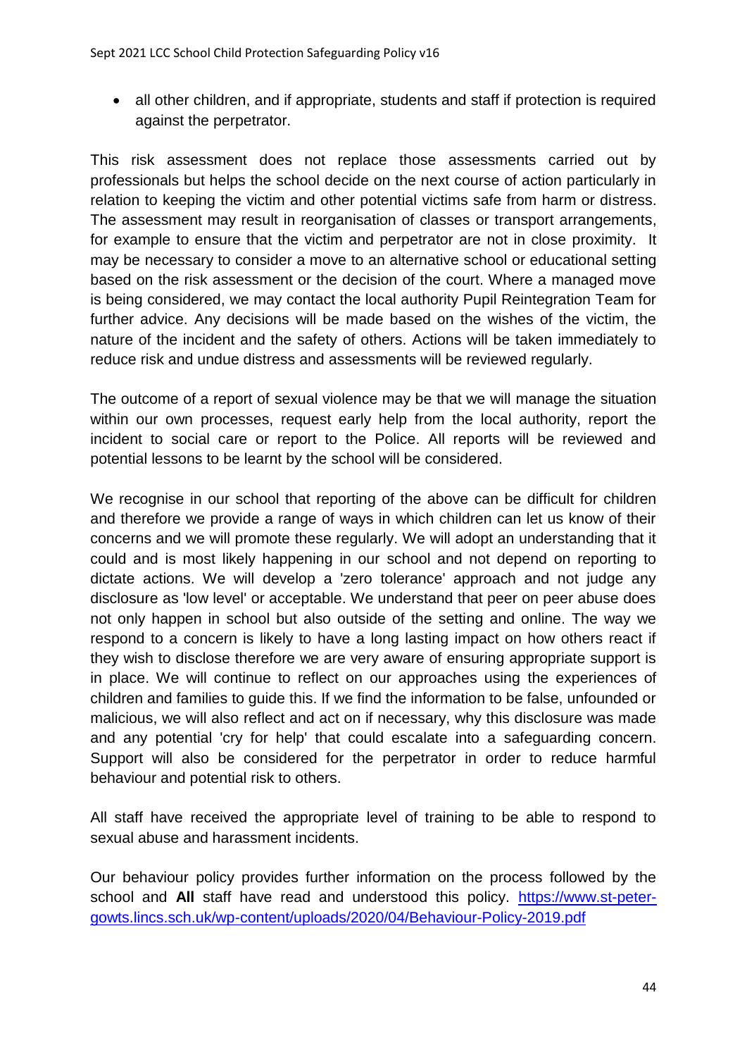- all other children, and if appropriate, students and staff if protection is required against the perpetrator.

This risk assessment does not replace those assessments carried out by professionals but helps the school decide on the next course of action particularly in relation to keeping the victim and other potential victims safe from harm or distress. The assessment may result in reorganisation of classes or transport arrangements, for example to ensure that the victim and perpetrator are not in close proximity. It may be necessary to consider a move to an alternative school or educational setting based on the risk assessment or the decision of the court. Where a managed move is being considered, we may contact the local authority Pupil Reintegration Team for further advice. Any decisions will be made based on the wishes of the victim, the nature of the incident and the safety of others. Actions will be taken immediately to reduce risk and undue distress and assessments will be reviewed regularly.

The outcome of a report of sexual violence may be that we will manage the situation within our own processes, request early help from the local authority, report the incident to social care or report to the Police. All reports will be reviewed and potential lessons to be learnt by the school will be considered.

We recognise in our school that reporting of the above can be difficult for children and therefore we provide a range of ways in which children can let us know of their concerns and we will promote these regularly. We will adopt an understanding that it could and is most likely happening in our school and not depend on reporting to dictate actions. We will develop a 'zero tolerance' approach and not judge any disclosure as 'low level' or acceptable. We understand that peer on peer abuse does not only happen in school but also outside of the setting and online. The way we respond to a concern is likely to have a long lasting impact on how others react if they wish to disclose therefore we are very aware of ensuring appropriate support is in place. We will continue to reflect on our approaches using the experiences of children and families to guide this. If we find the information to be false, unfounded or malicious, we will also reflect and act on if necessary, why this disclosure was made and any potential 'cry for help' that could escalate into a safeguarding concern. Support will also be considered for the perpetrator in order to reduce harmful behaviour and potential risk to others.

All staff have received the appropriate level of training to be able to respond to sexual abuse and harassment incidents.

Our behaviour policy provides further information on the process followed by the school and **All** staff have read and understood this policy. [https://www.st-peter-gowts.lincs.sch.uk/wp-content/uploads/2020/04/Behaviour-Policy-2019.pdf](https://www.st-peter-gowts.lincs.sch.uk/wp-content/uploads/2020/04/Behaviour-Policy-2019.pdf)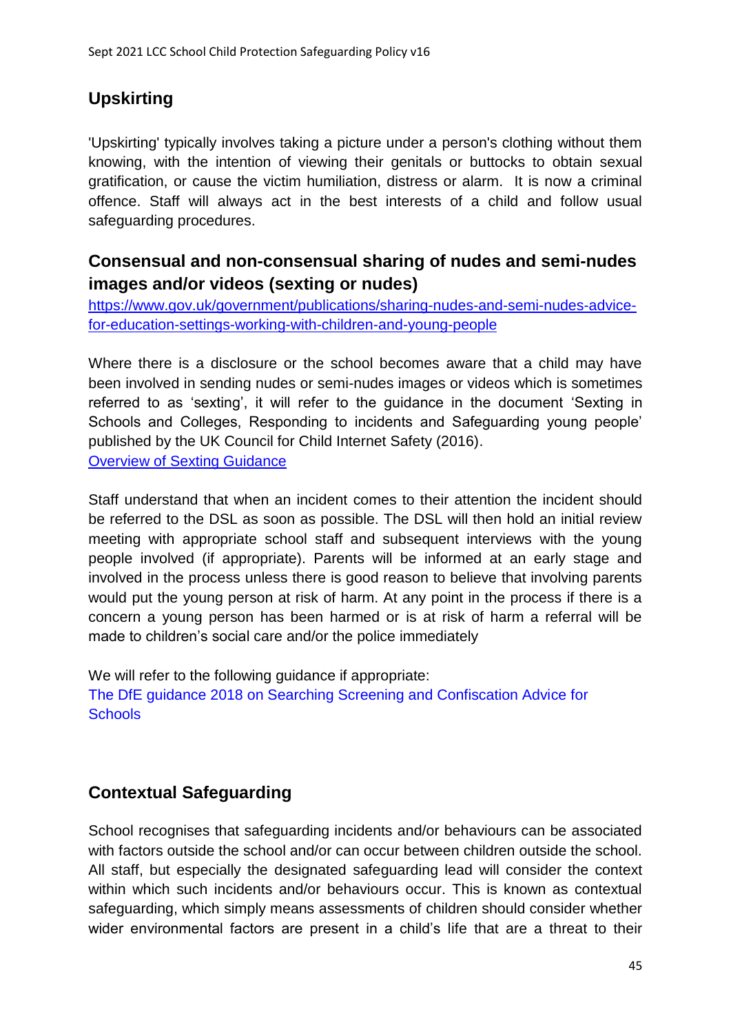## Upskirting

'Upskirting' typically involves taking a picture under a person's clothing without them knowing, with the intention of viewing their genitals or buttocks to obtain sexual gratification, or cause the victim humiliation, distress or alarm. It is now a criminal offence. Staff will always act in the best interests of a child and follow usual safeguarding procedures.

## Consensual and non-consensual sharing of nudes and semi-nudes images and/or videos (sexting or nudes)

[https://www.gov.uk/government/publications/sharing-nudes-and-semi-nudes-advice-for-education-settings-working-with-children-and-young-people](https://www.gov.uk/government/publications/sharing-nudes-and-semi-nudes-advice-for-education-settings-working-with-children-and-young-people)

Where there is a disclosure or the school becomes aware that a child may have been involved in sending nudes or semi-nudes images or videos which is sometimes referred to as 'sexting', it will refer to the guidance in the document 'Sexting in Schools and Colleges, Responding to incidents and Safeguarding young people' published by the UK Council for Child Internet Safety (2016).
Overview of Sexting Guidance

Staff understand that when an incident comes to their attention the incident should be referred to the DSL as soon as possible. The DSL will then hold an initial review meeting with appropriate school staff and subsequent interviews with the young people involved (if appropriate). Parents will be informed at an early stage and involved in the process unless there is good reason to believe that involving parents would put the young person at risk of harm. At any point in the process if there is a concern a young person has been harmed or is at risk of harm a referral will be made to children's social care and/or the police immediately

We will refer to the following guidance if appropriate:
The DfE guidance 2018 on Searching Screening and Confiscation Advice for Schools

## Contextual Safeguarding

School recognises that safeguarding incidents and/or behaviours can be associated with factors outside the school and/or can occur between children outside the school. All staff, but especially the designated safeguarding lead will consider the context within which such incidents and/or behaviours occur. This is known as contextual safeguarding, which simply means assessments of children should consider whether wider environmental factors are present in a child's life that are a threat to their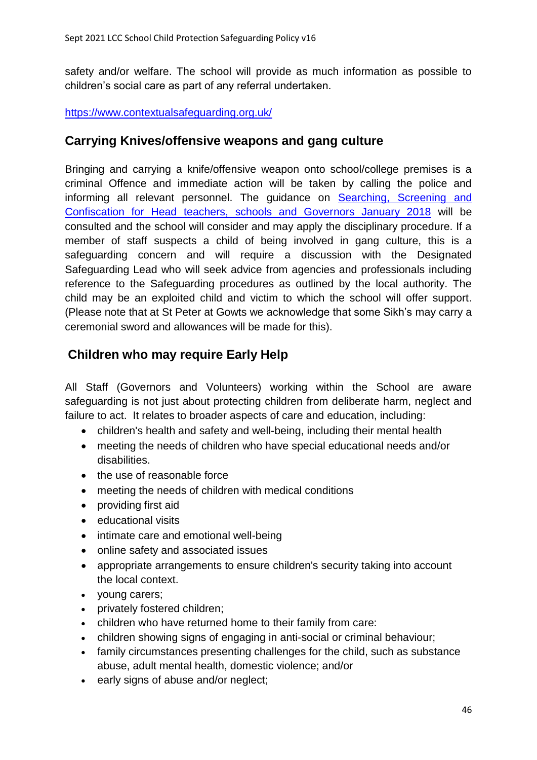safety and/or welfare. The school will provide as much information as possible to children's social care as part of any referral undertaken.

[https://www.contextualsafeguarding.org.uk/](https://www.contextualsafeguarding.org.uk/)

## Carrying Knives/offensive weapons and gang culture

Bringing and carrying a knife/offensive weapon onto school/college premises is a criminal Offence and immediate action will be taken by calling the police and informing all relevant personnel. The guidance on Searching, Screening and Confiscation for Head teachers, schools and Governors January 2018 will be consulted and the school will consider and may apply the disciplinary procedure. If a member of staff suspects a child of being involved in gang culture, this is a safeguarding concern and will require a discussion with the Designated Safeguarding Lead who will seek advice from agencies and professionals including reference to the Safeguarding procedures as outlined by the local authority. The child may be an exploited child and victim to which the school will offer support. (Please note that at St Peter at Gowts we acknowledge that some Sikh's may carry a ceremonial sword and allowances will be made for this).

## Children who may require Early Help

All Staff (Governors and Volunteers) working within the School are aware safeguarding is not just about protecting children from deliberate harm, neglect and failure to act. It relates to broader aspects of care and education, including:

- children's health and safety and well-being, including their mental health
- meeting the needs of children who have special educational needs and/or disabilities.
- the use of reasonable force
- meeting the needs of children with medical conditions
- providing first aid
- educational visits
- intimate care and emotional well-being
- online safety and associated issues
- appropriate arrangements to ensure children's security taking into account the local context.
- young carers;
- privately fostered children;
- children who have returned home to their family from care:
- children showing signs of engaging in anti-social or criminal behaviour;
- family circumstances presenting challenges for the child, such as substance abuse, adult mental health, domestic violence; and/or
- early signs of abuse and/or neglect;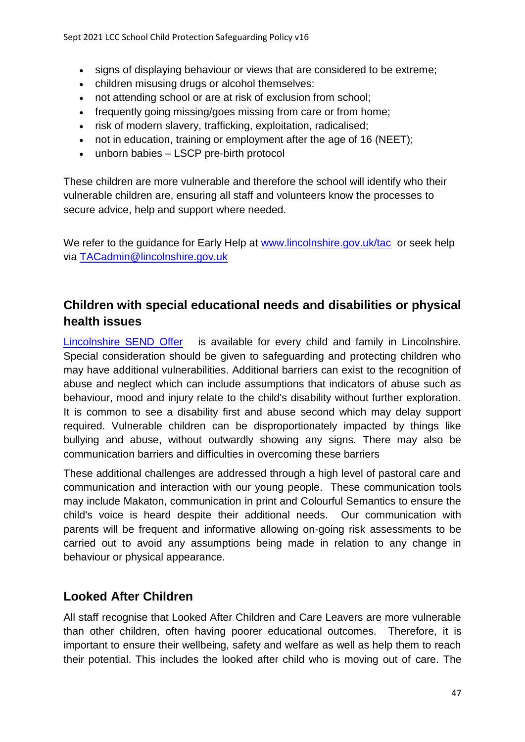- signs of displaying behaviour or views that are considered to be extreme;
- children misusing drugs or alcohol themselves:
- not attending school or are at risk of exclusion from school;
- frequently going missing/goes missing from care or from home;
- risk of modern slavery, trafficking, exploitation, radicalised;
- not in education, training or employment after the age of 16 (NEET);
- unborn babies – LSCP pre-birth protocol

These children are more vulnerable and therefore the school will identify who their vulnerable children are, ensuring all staff and volunteers know the processes to secure advice, help and support where needed.

We refer to the guidance for Early Help at [www.lincolnshire.gov.uk/tac](www.lincolnshire.gov.uk/tac) or seek help via [TACadmin@lincolnshire.gov.uk](mailto:TACadmin@lincolnshire.gov.uk)

## Children with special educational needs and disabilities or physical health issues

[Lincolnshire SEND Offer](#) is available for every child and family in Lincolnshire. Special consideration should be given to safeguarding and protecting children who may have additional vulnerabilities. Additional barriers can exist to the recognition of abuse and neglect which can include assumptions that indicators of abuse such as behaviour, mood and injury relate to the child's disability without further exploration. It is common to see a disability first and abuse second which may delay support required. Vulnerable children can be disproportionately impacted by things like bullying and abuse, without outwardly showing any signs. There may also be communication barriers and difficulties in overcoming these barriers

These additional challenges are addressed through a high level of pastoral care and communication and interaction with our young people. These communication tools may include Makaton, communication in print and Colourful Semantics to ensure the child's voice is heard despite their additional needs. Our communication with parents will be frequent and informative allowing on-going risk assessments to be carried out to avoid any assumptions being made in relation to any change in behaviour or physical appearance.

## Looked After Children

All staff recognise that Looked After Children and Care Leavers are more vulnerable than other children, often having poorer educational outcomes. Therefore, it is important to ensure their wellbeing, safety and welfare as well as help them to reach their potential. This includes the looked after child who is moving out of care. The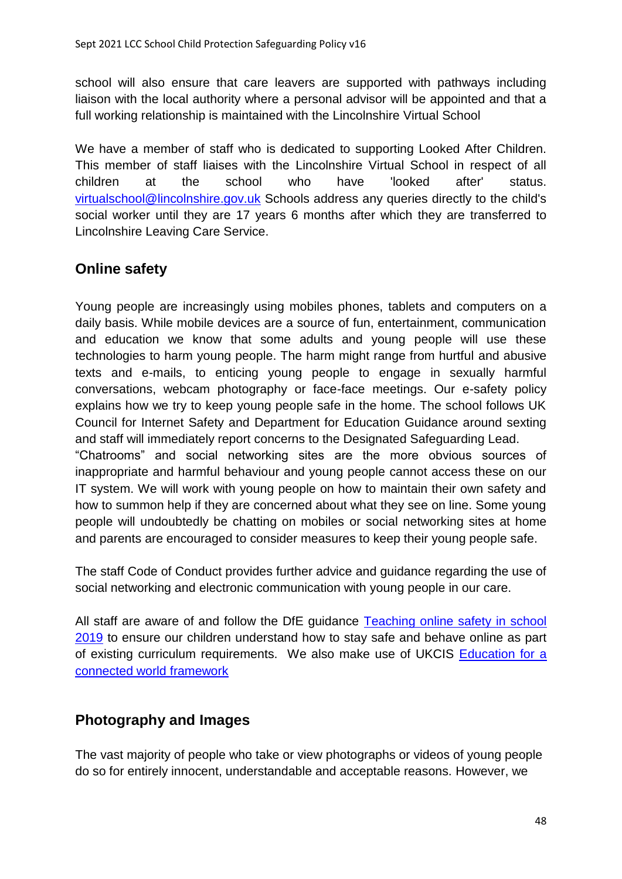school will also ensure that care leavers are supported with pathways including liaison with the local authority where a personal advisor will be appointed and that a full working relationship is maintained with the Lincolnshire Virtual School

We have a member of staff who is dedicated to supporting Looked After Children. This member of staff liaises with the Lincolnshire Virtual School in respect of all children at the school who have 'looked after' status. [virtualschool@lincolnshire.gov.uk](mailto:virtualschool@lincolnshire.gov.uk) Schools address any queries directly to the child's social worker until they are 17 years 6 months after which they are transferred to Lincolnshire Leaving Care Service.

## Online safety

Young people are increasingly using mobiles phones, tablets and computers on a daily basis. While mobile devices are a source of fun, entertainment, communication and education we know that some adults and young people will use these technologies to harm young people. The harm might range from hurtful and abusive texts and e-mails, to enticing young people to engage in sexually harmful conversations, webcam photography or face-face meetings. Our e-safety policy explains how we try to keep young people safe in the home. The school follows UK Council for Internet Safety and Department for Education Guidance around sexting and staff will immediately report concerns to the Designated Safeguarding Lead.
"Chatrooms" and social networking sites are the more obvious sources of inappropriate and harmful behaviour and young people cannot access these on our IT system. We will work with young people on how to maintain their own safety and how to summon help if they are concerned about what they see on line. Some young people will undoubtedly be chatting on mobiles or social networking sites at home and parents are encouraged to consider measures to keep their young people safe.

The staff Code of Conduct provides further advice and guidance regarding the use of social networking and electronic communication with young people in our care.

All staff are aware of and follow the DfE guidance Teaching online safety in school 2019 to ensure our children understand how to stay safe and behave online as part of existing curriculum requirements. We also make use of UKCIS Education for a connected world framework

## Photography and Images

The vast majority of people who take or view photographs or videos of young people do so for entirely innocent, understandable and acceptable reasons. However, we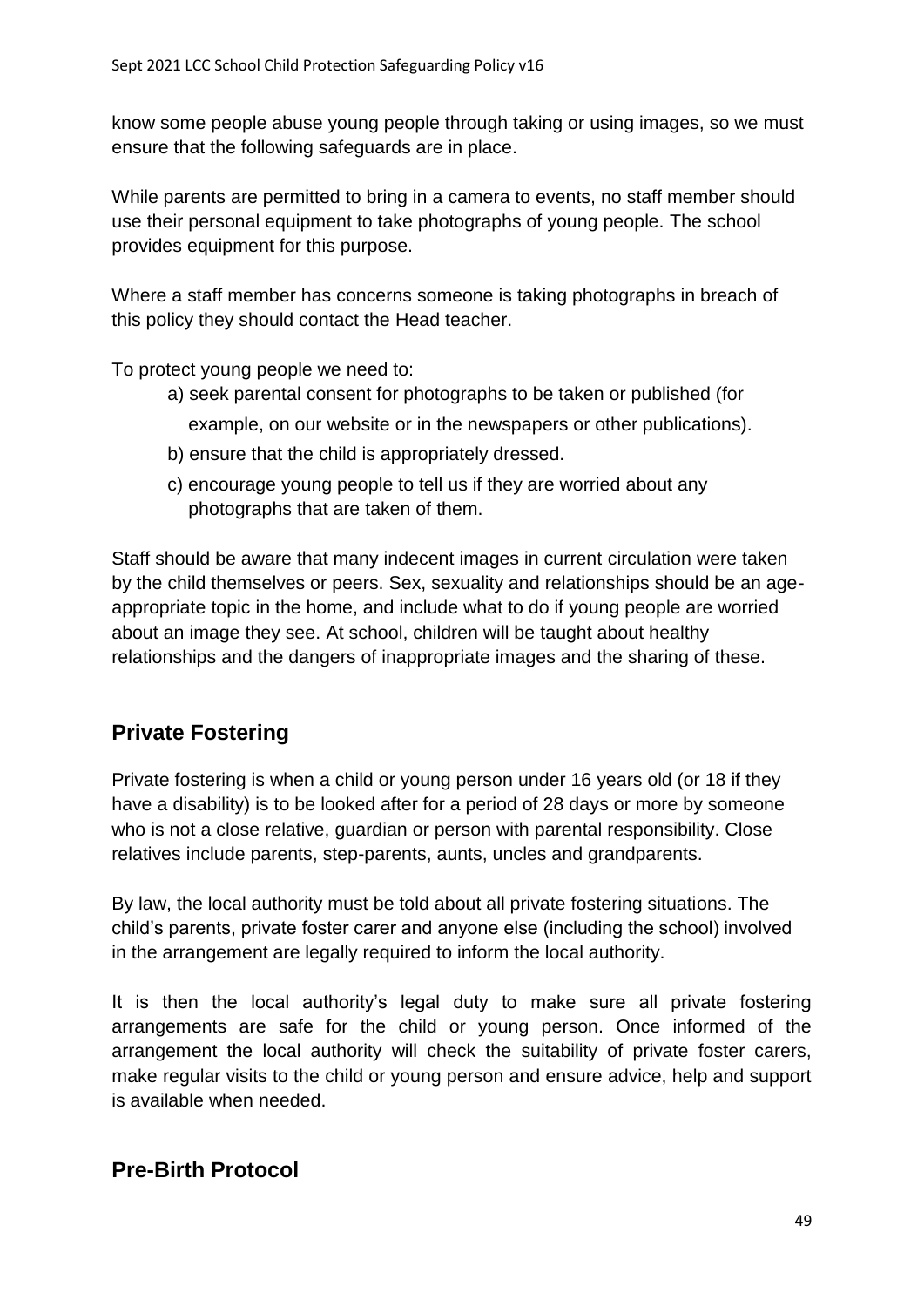know some people abuse young people through taking or using images, so we must ensure that the following safeguards are in place.

While parents are permitted to bring in a camera to events, no staff member should use their personal equipment to take photographs of young people. The school provides equipment for this purpose.

Where a staff member has concerns someone is taking photographs in breach of this policy they should contact the Head teacher.

To protect young people we need to:

a) seek parental consent for photographs to be taken or published (for example, on our website or in the newspapers or other publications).
b) ensure that the child is appropriately dressed.
c) encourage young people to tell us if they are worried about any photographs that are taken of them.

Staff should be aware that many indecent images in current circulation were taken by the child themselves or peers. Sex, sexuality and relationships should be an age-appropriate topic in the home, and include what to do if young people are worried about an image they see. At school, children will be taught about healthy relationships and the dangers of inappropriate images and the sharing of these.

## Private Fostering

Private fostering is when a child or young person under 16 years old (or 18 if they have a disability) is to be looked after for a period of 28 days or more by someone who is not a close relative, guardian or person with parental responsibility. Close relatives include parents, step-parents, aunts, uncles and grandparents.

By law, the local authority must be told about all private fostering situations. The child's parents, private foster carer and anyone else (including the school) involved in the arrangement are legally required to inform the local authority.

It is then the local authority's legal duty to make sure all private fostering arrangements are safe for the child or young person. Once informed of the arrangement the local authority will check the suitability of private foster carers, make regular visits to the child or young person and ensure advice, help and support is available when needed.

## Pre-Birth Protocol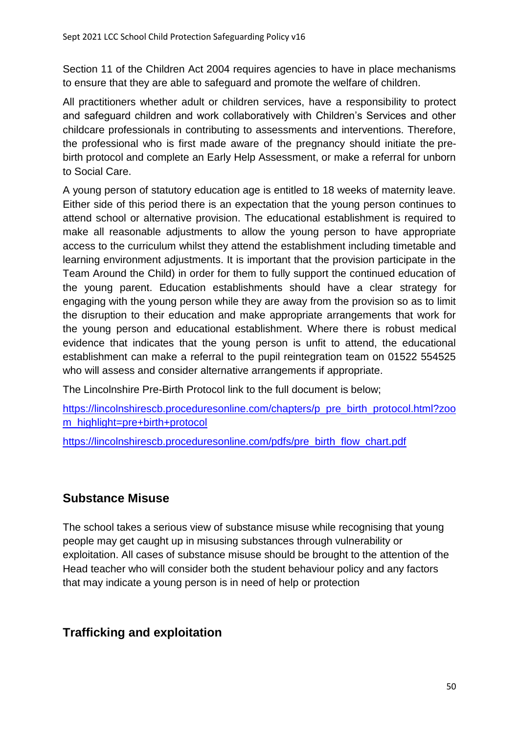Section 11 of the Children Act 2004 requires agencies to have in place mechanisms to ensure that they are able to safeguard and promote the welfare of children.

All practitioners whether adult or children services, have a responsibility to protect and safeguard children and work collaboratively with Children's Services and other childcare professionals in contributing to assessments and interventions. Therefore, the professional who is first made aware of the pregnancy should initiate the pre-birth protocol and complete an Early Help Assessment, or make a referral for unborn to Social Care.

A young person of statutory education age is entitled to 18 weeks of maternity leave. Either side of this period there is an expectation that the young person continues to attend school or alternative provision. The educational establishment is required to make all reasonable adjustments to allow the young person to have appropriate access to the curriculum whilst they attend the establishment including timetable and learning environment adjustments. It is important that the provision participate in the Team Around the Child) in order for them to fully support the continued education of the young parent. Education establishments should have a clear strategy for engaging with the young person while they are away from the provision so as to limit the disruption to their education and make appropriate arrangements that work for the young person and educational establishment. Where there is robust medical evidence that indicates that the young person is unfit to attend, the educational establishment can make a referral to the pupil reintegration team on 01522 554525 who will assess and consider alternative arrangements if appropriate.

The Lincolnshire Pre-Birth Protocol link to the full document is below;

[https://lincolnshirescb.proceduresonline.com/chapters/p_pre_birth_protocol.html?zoom_highlight=pre+birth+protocol](https://lincolnshirescb.proceduresonline.com/chapters/p_pre_birth_protocol.html?zoom_highlight=pre+birth+protocol)

[https://lincolnshirescb.proceduresonline.com/pdfs/pre_birth_flow_chart.pdf](https://lincolnshirescb.proceduresonline.com/pdfs/pre_birth_flow_chart.pdf)

## Substance Misuse

The school takes a serious view of substance misuse while recognising that young people may get caught up in misusing substances through vulnerability or exploitation. All cases of substance misuse should be brought to the attention of the Head teacher who will consider both the student behaviour policy and any factors that may indicate a young person is in need of help or protection

## Trafficking and exploitation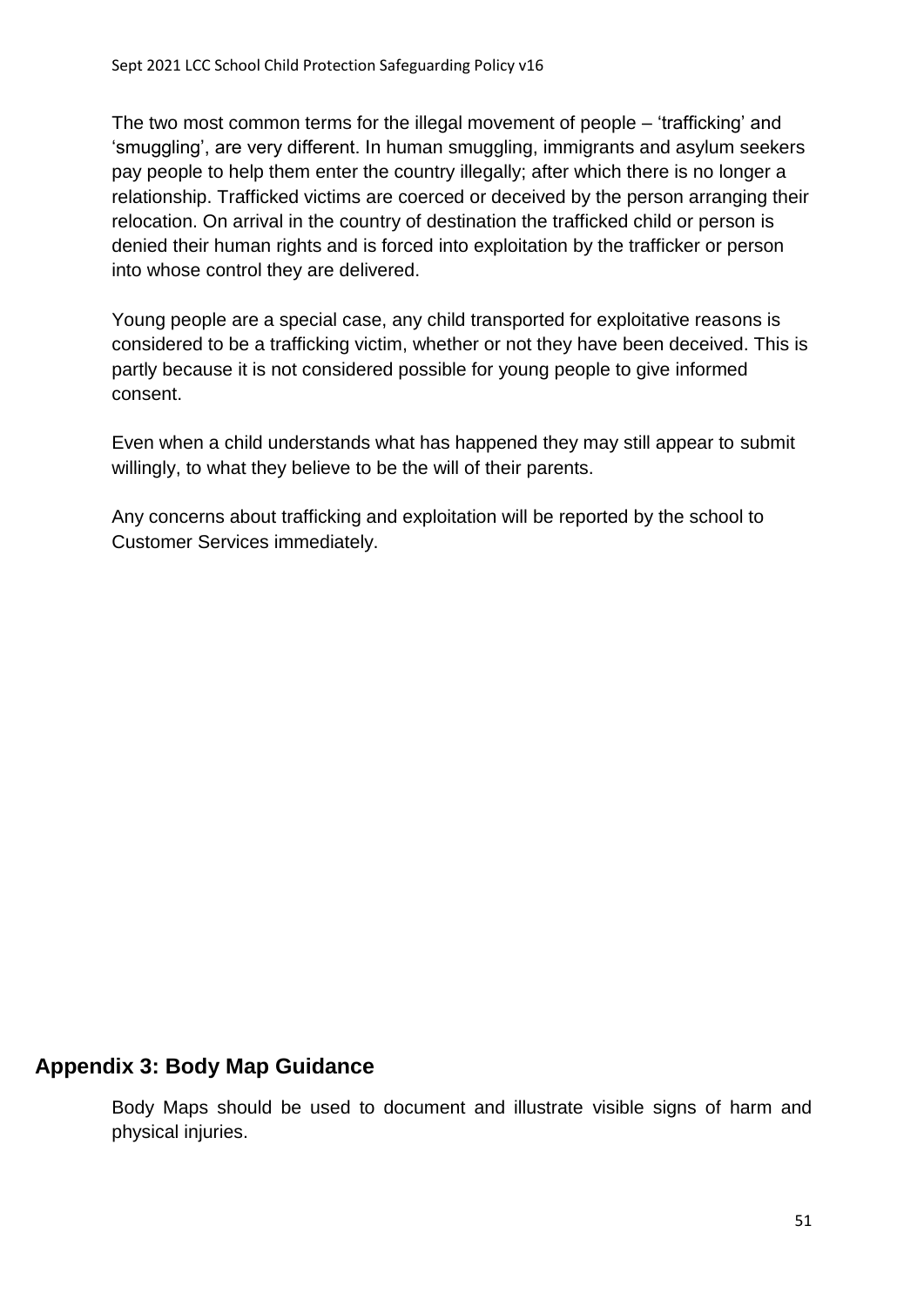The two most common terms for the illegal movement of people – 'trafficking' and 'smuggling', are very different. In human smuggling, immigrants and asylum seekers pay people to help them enter the country illegally; after which there is no longer a relationship. Trafficked victims are coerced or deceived by the person arranging their relocation. On arrival in the country of destination the trafficked child or person is denied their human rights and is forced into exploitation by the trafficker or person into whose control they are delivered.

Young people are a special case, any child transported for exploitative reasons is considered to be a trafficking victim, whether or not they have been deceived. This is partly because it is not considered possible for young people to give informed consent.

Even when a child understands what has happened they may still appear to submit willingly, to what they believe to be the will of their parents.

Any concerns about trafficking and exploitation will be reported by the school to Customer Services immediately.

## Appendix 3: Body Map Guidance

Body Maps should be used to document and illustrate visible signs of harm and physical injuries.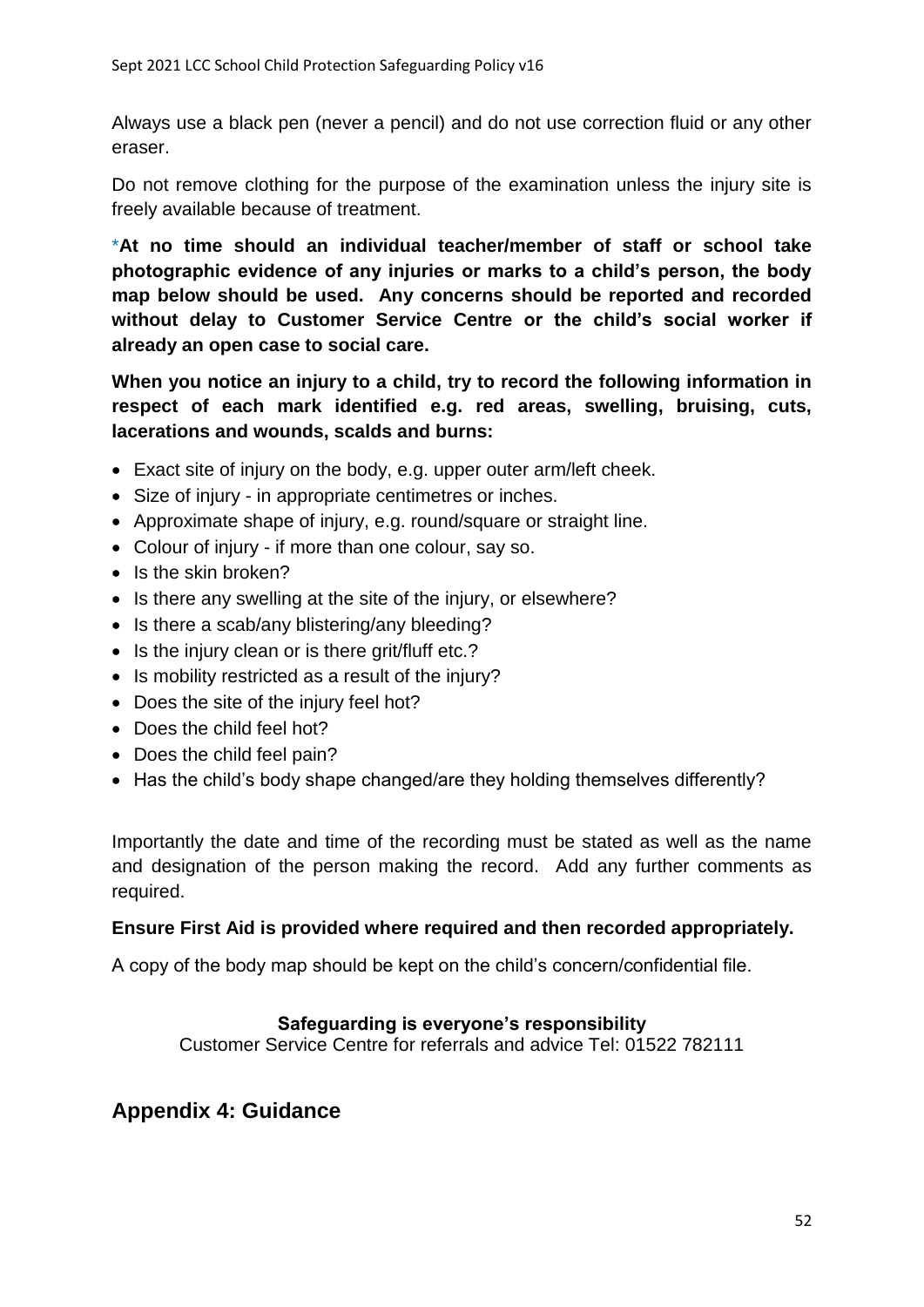Always use a black pen (never a pencil) and do not use correction fluid or any other eraser.

Do not remove clothing for the purpose of the examination unless the injury site is freely available because of treatment.

***At no time should an individual teacher/member of staff or school take photographic evidence of any injuries or marks to a child's person, the body map below should be used. Any concerns should be reported and recorded without delay to Customer Service Centre or the child's social worker if already an open case to social care.**

**When you notice an injury to a child, try to record the following information in respect of each mark identified e.g. red areas, swelling, bruising, cuts, lacerations and wounds, scalds and burns:**

- Exact site of injury on the body, e.g. upper outer arm/left cheek.
- Size of injury - in appropriate centimetres or inches.
- Approximate shape of injury, e.g. round/square or straight line.
- Colour of injury - if more than one colour, say so.
- Is the skin broken?
- Is there any swelling at the site of the injury, or elsewhere?
- Is there a scab/any blistering/any bleeding?
- Is the injury clean or is there grit/fluff etc.?
- Is mobility restricted as a result of the injury?
- Does the site of the injury feel hot?
- Does the child feel hot?
- Does the child feel pain?
- Has the child's body shape changed/are they holding themselves differently?

Importantly the date and time of the recording must be stated as well as the name and designation of the person making the record. Add any further comments as required.

**Ensure First Aid is provided where required and then recorded appropriately.**

A copy of the body map should be kept on the child's concern/confidential file.

**Safeguarding is everyone's responsibility**
Customer Service Centre for referrals and advice Tel: 01522 782111

## Appendix 4: Guidance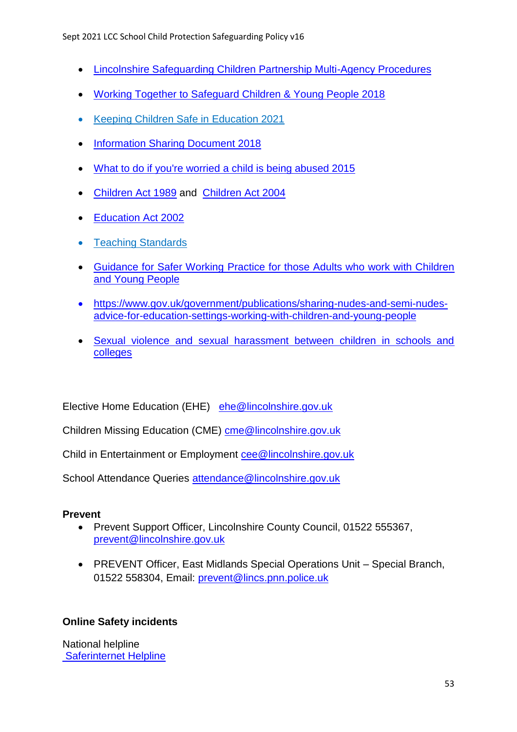- Lincolnshire Safeguarding Children Partnership Multi-Agency Procedures
- Working Together to Safeguard Children & Young People 2018
- Keeping Children Safe in Education 2021
- Information Sharing Document 2018
- What to do if you're worried a child is being abused 2015
- Children Act 1989 and Children Act 2004
- Education Act 2002
- Teaching Standards
- Guidance for Safer Working Practice for those Adults who work with Children and Young People
- https://www.gov.uk/government/publications/sharing-nudes-and-semi-nudes-advice-for-education-settings-working-with-children-and-young-people
- Sexual violence and sexual harassment between children in schools and colleges

Elective Home Education (EHE) ehe@lincolnshire.gov.uk

Children Missing Education (CME) cme@lincolnshire.gov.uk

Child in Entertainment or Employment cee@lincolnshire.gov.uk

School Attendance Queries attendance@lincolnshire.gov.uk

**Prevent**

- Prevent Support Officer, Lincolnshire County Council, 01522 555367, prevent@lincolnshire.gov.uk
- PREVENT Officer, East Midlands Special Operations Unit – Special Branch, 01522 558304, Email: prevent@lincs.pnn.police.uk

**Online Safety incidents**

National helpline
Saferinternet Helpline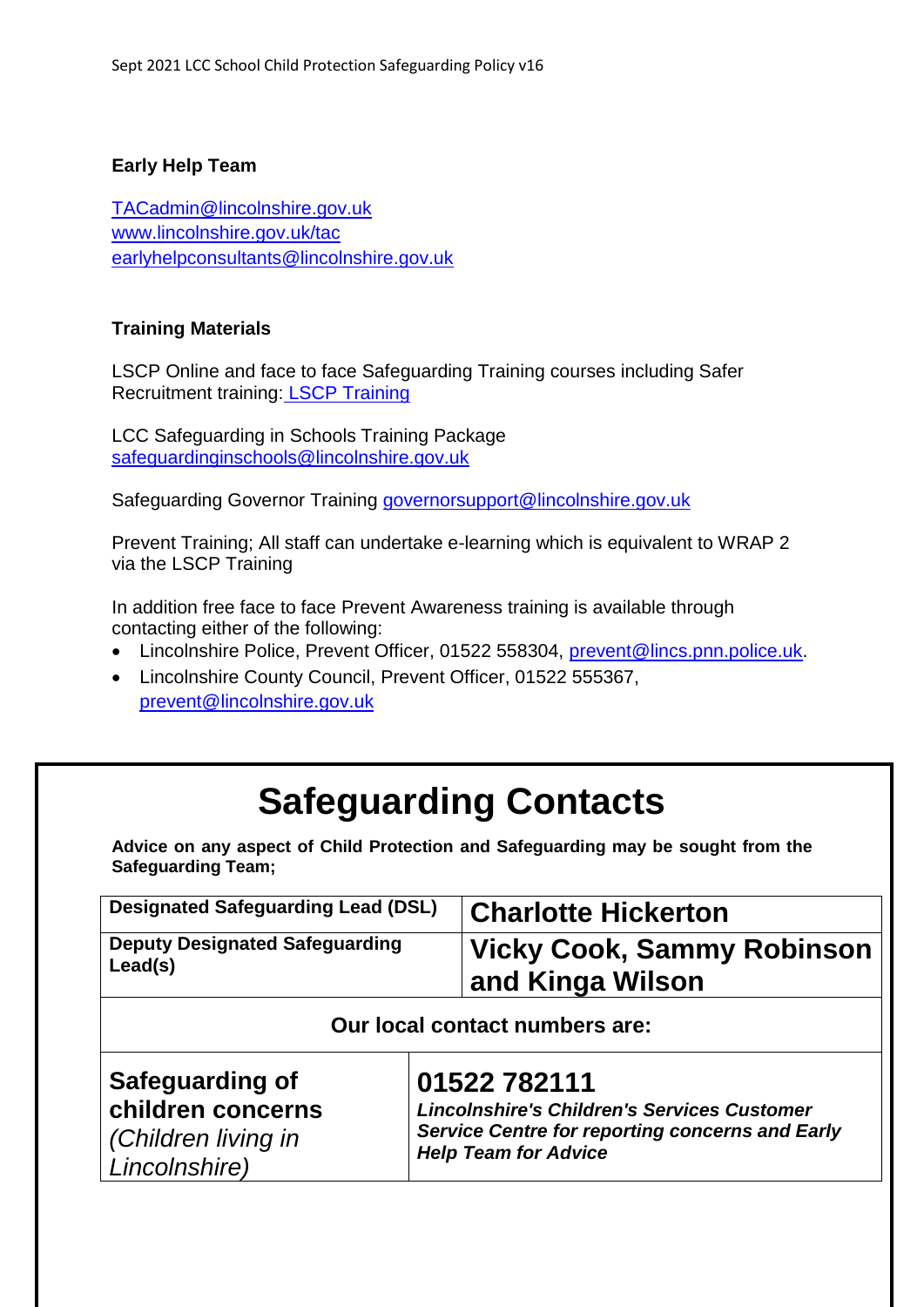**Early Help Team**

TACadmin@lincolnshire.gov.uk
www.lincolnshire.gov.uk/tac
earlyhelpconsultants@lincolnshire.gov.uk

**Training Materials**

LSCP Online and face to face Safeguarding Training courses including Safer Recruitment training: LSCP Training

LCC Safeguarding in Schools Training Package
safeguardinginschools@lincolnshire.gov.uk

Safeguarding Governor Training governorsupport@lincolnshire.gov.uk

Prevent Training; All staff can undertake e-learning which is equivalent to WRAP 2 via the LSCP Training

In addition free face to face Prevent Awareness training is available through contacting either of the following:

- Lincolnshire Police, Prevent Officer, 01522 558304, prevent@lincs.pnn.police.uk.
- Lincolnshire County Council, Prevent Officer, 01522 555367, prevent@lincolnshire.gov.uk

# Safeguarding Contacts

**Advice on any aspect of Child Protection and Safeguarding may be sought from the Safeguarding Team;**

| | |
|---|---|
| **Designated Safeguarding Lead (DSL)** | **Charlotte Hickerton** |
| **Deputy Designated Safeguarding Lead(s)** | **Vicky Cook, Sammy Robinson and Kinga Wilson** |

**Our local contact numbers are:**

| | |
|---|---|
| **Safeguarding of children concerns** *(Children living in Lincolnshire)* | **01522 782111** ***Lincolnshire's Children's Services Customer Service Centre for reporting concerns and Early Help Team for Advice*** |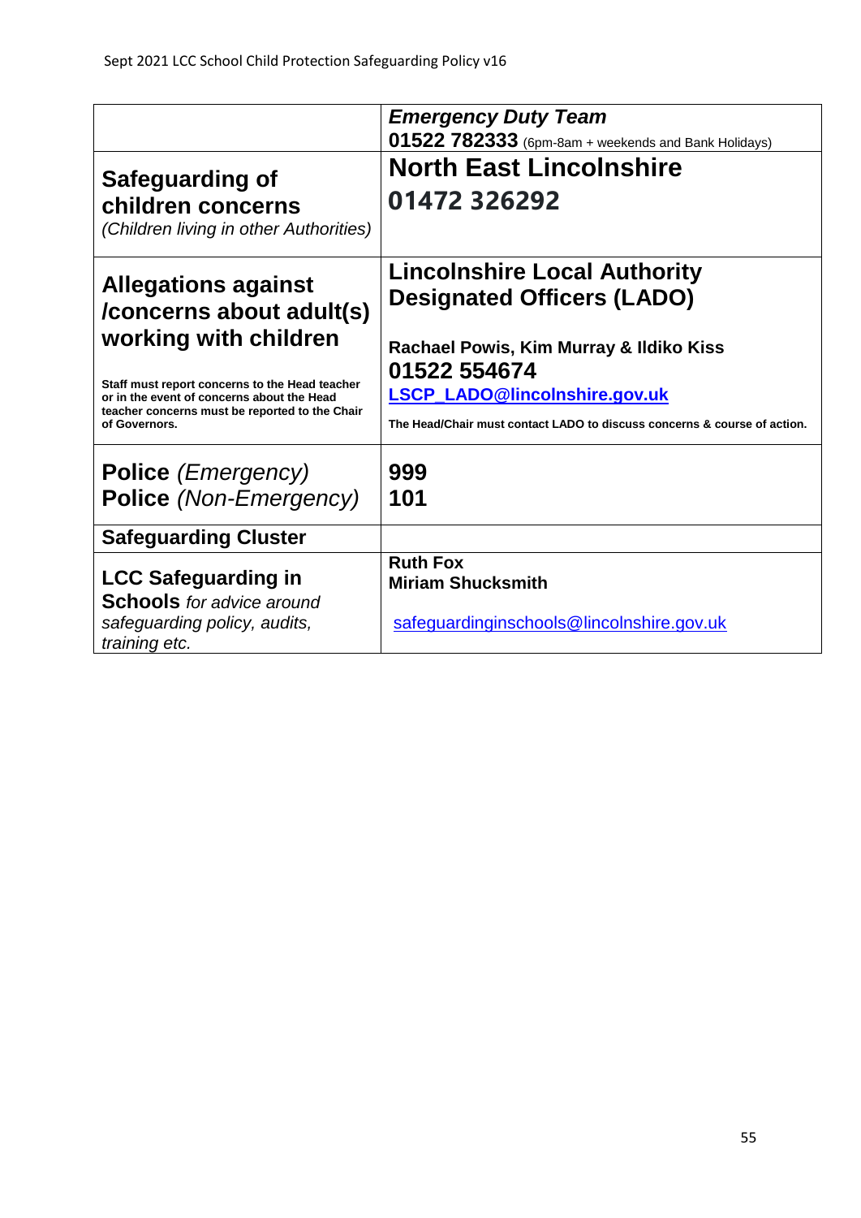| | |
|---|---|
| | ***Emergency Duty Team*** <br> **01522 782333** (6pm-8am + weekends and Bank Holidays) |
| **Safeguarding of children concerns** <br> *(Children living in other Authorities)* | **North East Lincolnshire** <br> **01472 326292** |
| **Allegations against /concerns about adult(s) working with children** <br> **Staff must report concerns to the Head teacher or in the event of concerns about the Head teacher concerns must be reported to the Chair of Governors.** | **Lincolnshire Local Authority Designated Officers (LADO)** <br> **Rachael Powis, Kim Murray & Ildiko Kiss** <br> **01522 554674** <br> **LSCP_LADO@lincolnshire.gov.uk** <br> **The Head/Chair must contact LADO to discuss concerns & course of action.** |
| **Police** *(Emergency)* <br> **Police** *(Non-Emergency)* | **999** <br> **101** |
| **Safeguarding Cluster** | |
| **LCC Safeguarding in Schools** *for advice around safeguarding policy, audits, training etc.* | **Ruth Fox** <br> **Miriam Shucksmith** <br> safeguardinginschools@lincolnshire.gov.uk |